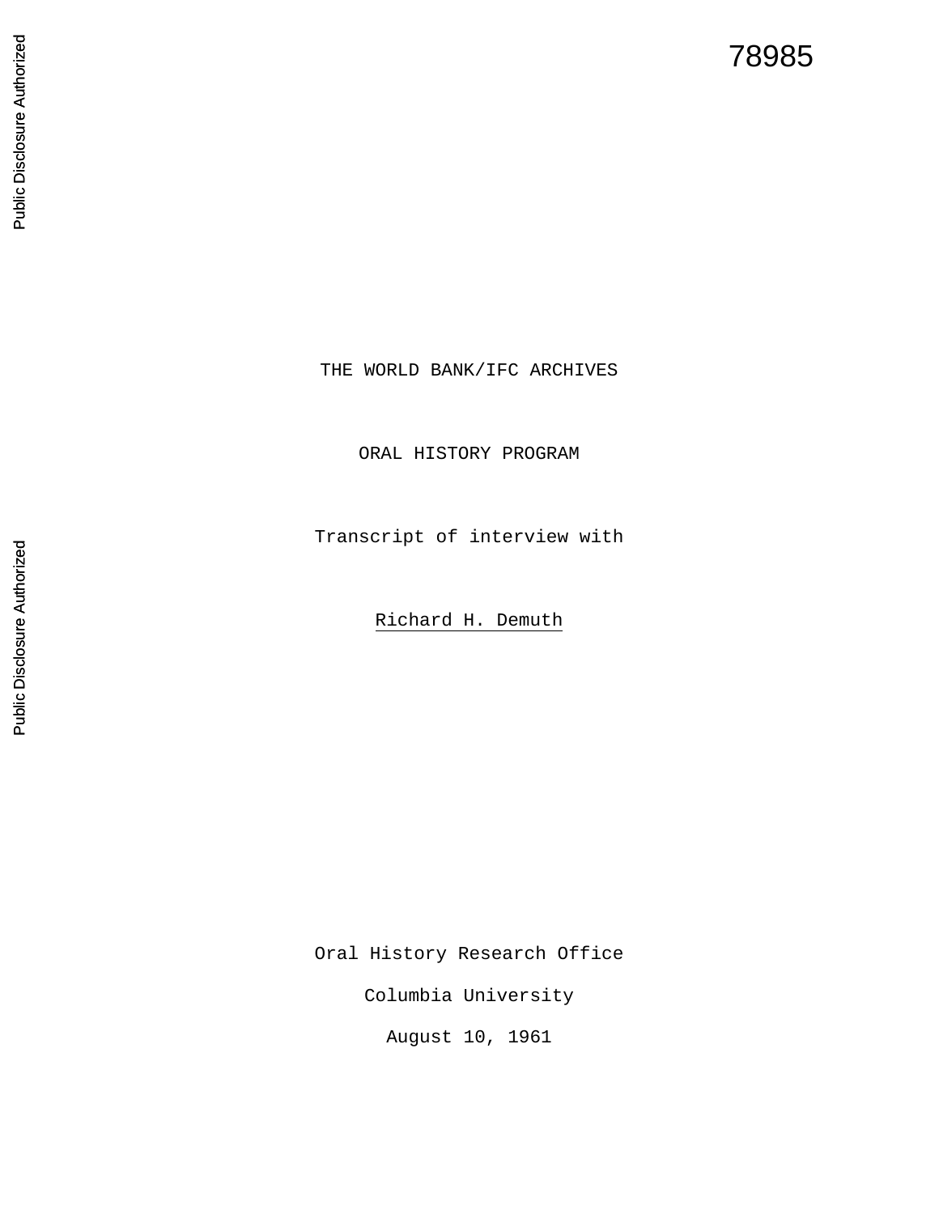78985

THE WORLD BANK/IFC ARCHIVES

ORAL HISTORY PROGRAM

Transcript of interview with

Richard H. Demuth

Oral History Research Office

Columbia University

August 10, 1961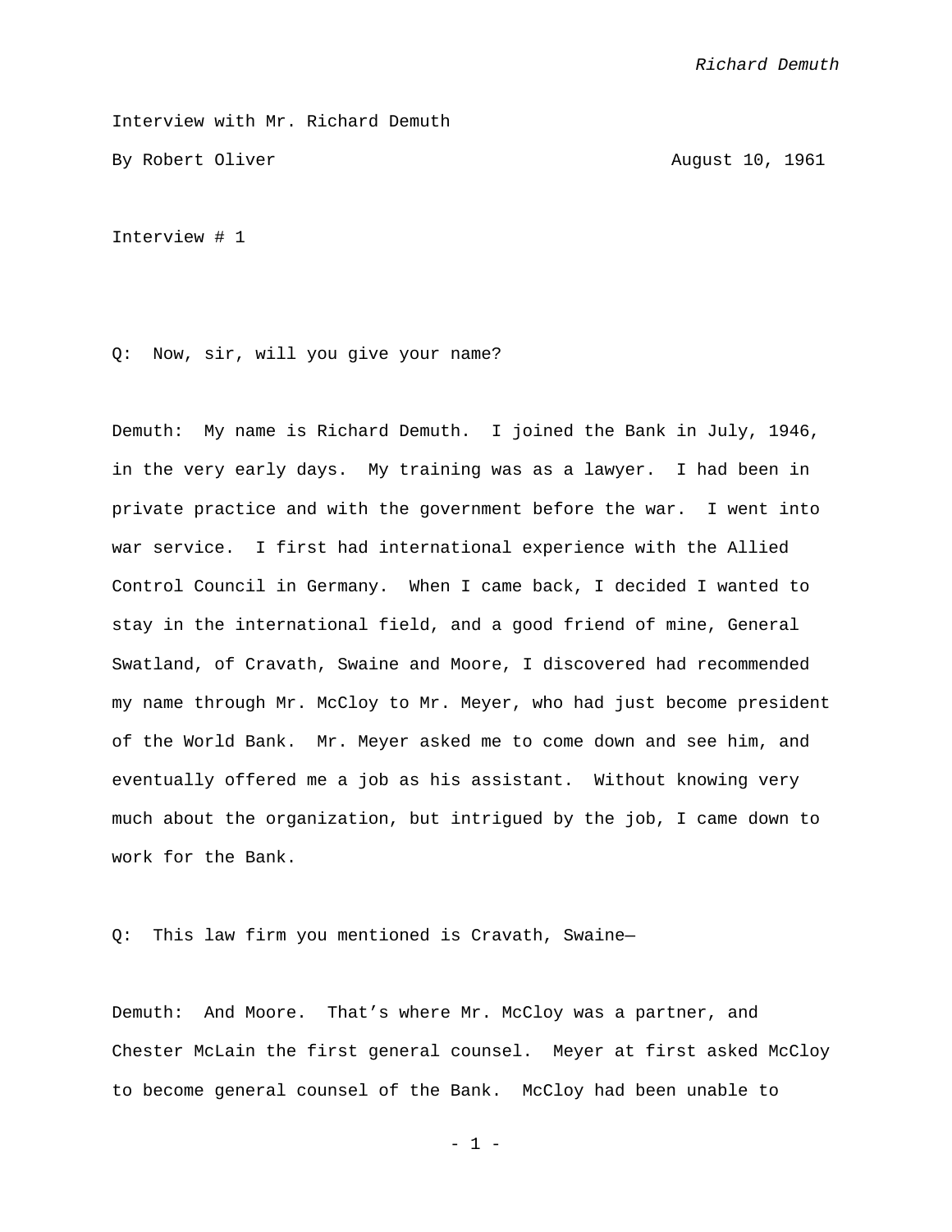Interview with Mr. Richard Demuth

By Robert Oliver                                                                 August 10, 1961

Interview # 1

Q:  Now, sir, will you give your name?

Demuth:  My name is Richard Demuth.  I joined the Bank in July, 1946, in the very early days.  My training was as a lawyer.  I had been in private practice and with the government before the war.  I went into war service.  I first had international experience with the Allied Control Council in Germany.  When I came back, I decided I wanted to stay in the international field, and a good friend of mine, General Swatland, of Cravath, Swaine and Moore, I discovered had recommended my name through Mr. McCloy to Mr. Meyer, who had just become president of the World Bank.  Mr. Meyer asked me to come down and see him, and eventually offered me a job as his assistant.  Without knowing very much about the organization, but intrigued by the job, I came down to work for the Bank.

Q:  This law firm you mentioned is Cravath, Swaine—

Demuth:  And Moore.  That's where Mr. McCloy was a partner, and Chester McLain the first general counsel.  Meyer at first asked McCloy to become general counsel of the Bank.  McCloy had been unable to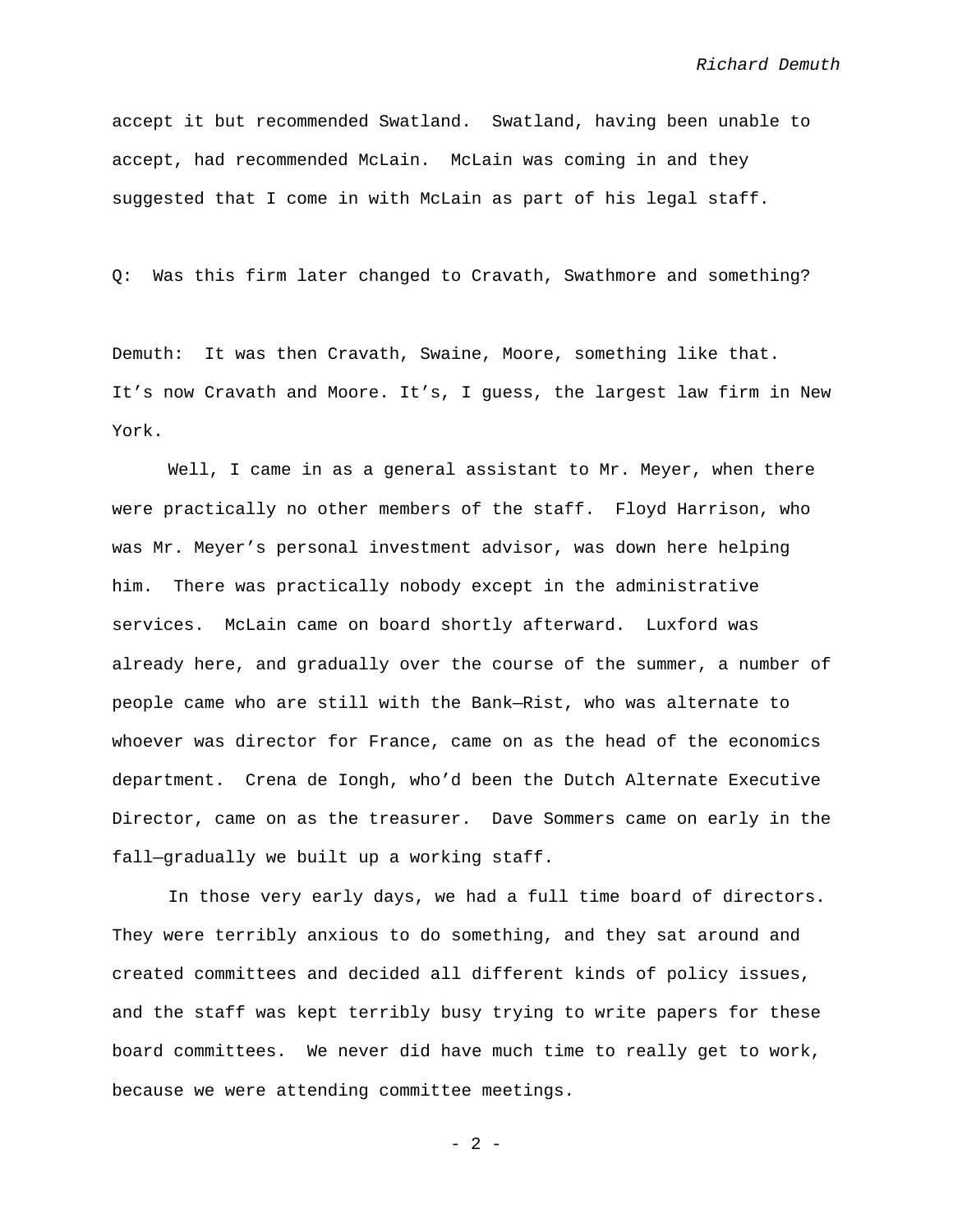accept it but recommended Swatland. Swatland, having been unable to accept, had recommended McLain. McLain was coming in and they suggested that I come in with McLain as part of his legal staff.

Q: Was this firm later changed to Cravath, Swathmore and something?

Demuth: It was then Cravath, Swaine, Moore, something like that. It's now Cravath and Moore. It's, I guess, the largest law firm in New York.

Well, I came in as a general assistant to Mr. Meyer, when there were practically no other members of the staff. Floyd Harrison, who was Mr. Meyer's personal investment advisor, was down here helping him. There was practically nobody except in the administrative services. McLain came on board shortly afterward. Luxford was already here, and gradually over the course of the summer, a number of people came who are still with the Bank—Rist, who was alternate to whoever was director for France, came on as the head of the economics department. Crena de Iongh, who'd been the Dutch Alternate Executive Director, came on as the treasurer. Dave Sommers came on early in the fall—gradually we built up a working staff.

In those very early days, we had a full time board of directors. They were terribly anxious to do something, and they sat around and created committees and decided all different kinds of policy issues, and the staff was kept terribly busy trying to write papers for these board committees. We never did have much time to really get to work, because we were attending committee meetings.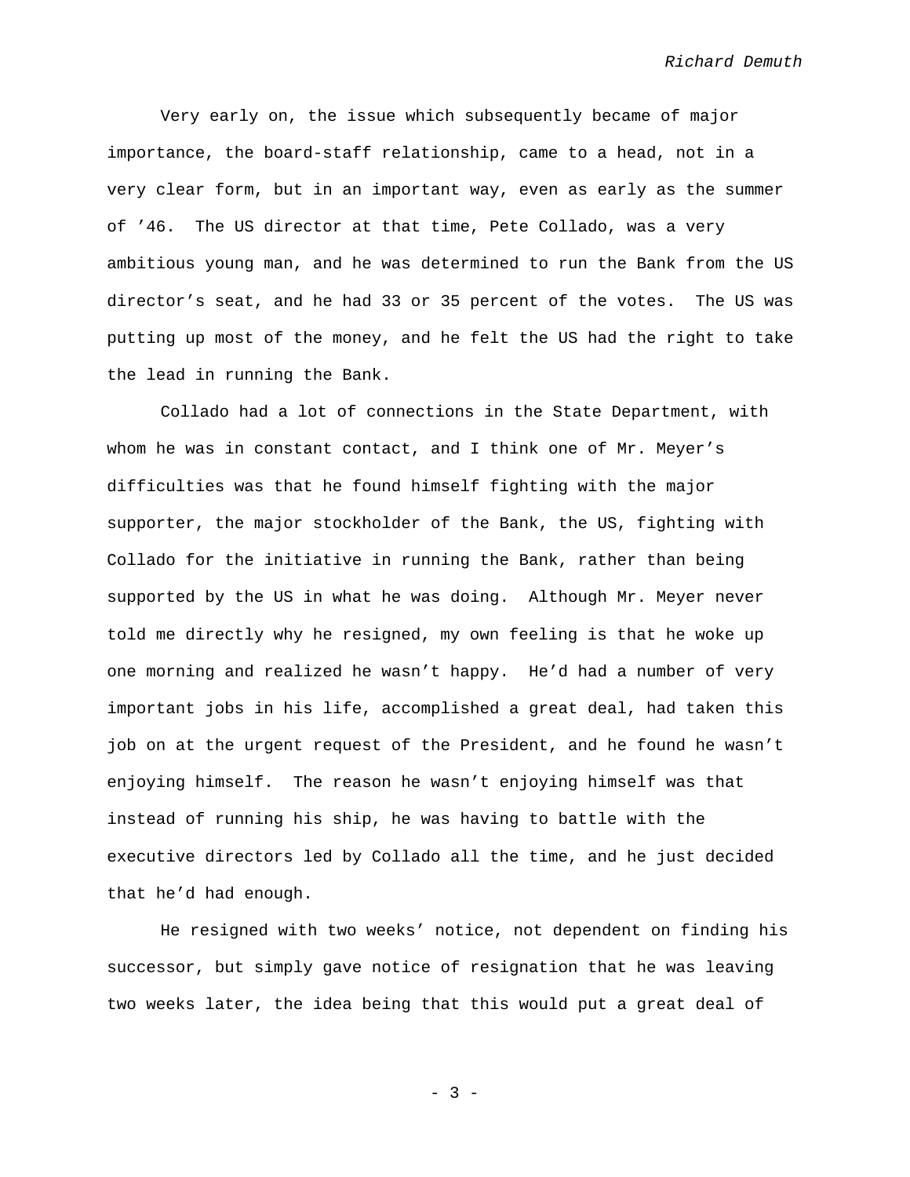Very early on, the issue which subsequently became of major importance, the board-staff relationship, came to a head, not in a very clear form, but in an important way, even as early as the summer of ’46. The US director at that time, Pete Collado, was a very ambitious young man, and he was determined to run the Bank from the US director’s seat, and he had 33 or 35 percent of the votes. The US was putting up most of the money, and he felt the US had the right to take the lead in running the Bank.

Collado had a lot of connections in the State Department, with whom he was in constant contact, and I think one of Mr. Meyer’s difficulties was that he found himself fighting with the major supporter, the major stockholder of the Bank, the US, fighting with Collado for the initiative in running the Bank, rather than being supported by the US in what he was doing. Although Mr. Meyer never told me directly why he resigned, my own feeling is that he woke up one morning and realized he wasn’t happy. He’d had a number of very important jobs in his life, accomplished a great deal, had taken this job on at the urgent request of the President, and he found he wasn’t enjoying himself. The reason he wasn’t enjoying himself was that instead of running his ship, he was having to battle with the executive directors led by Collado all the time, and he just decided that he’d had enough.

He resigned with two weeks’ notice, not dependent on finding his successor, but simply gave notice of resignation that he was leaving two weeks later, the idea being that this would put a great deal of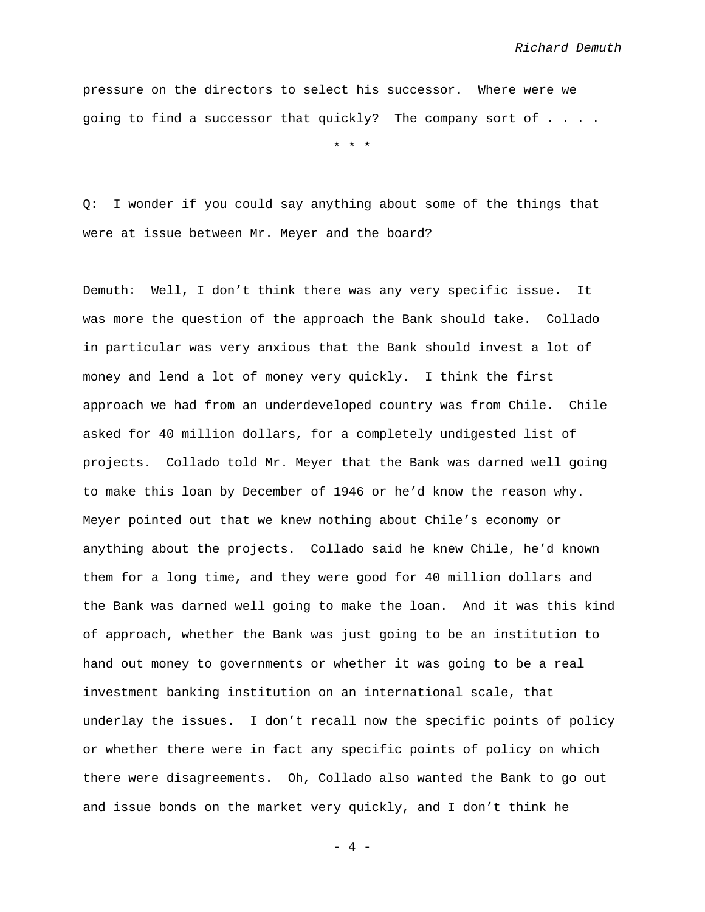pressure on the directors to select his successor. Where were we going to find a successor that quickly? The company sort of . . . .

\* \* \*

Q: I wonder if you could say anything about some of the things that were at issue between Mr. Meyer and the board?

Demuth: Well, I don't think there was any very specific issue. It was more the question of the approach the Bank should take. Collado in particular was very anxious that the Bank should invest a lot of money and lend a lot of money very quickly. I think the first approach we had from an underdeveloped country was from Chile. Chile asked for 40 million dollars, for a completely undigested list of projects. Collado told Mr. Meyer that the Bank was darned well going to make this loan by December of 1946 or he'd know the reason why. Meyer pointed out that we knew nothing about Chile's economy or anything about the projects. Collado said he knew Chile, he'd known them for a long time, and they were good for 40 million dollars and the Bank was darned well going to make the loan. And it was this kind of approach, whether the Bank was just going to be an institution to hand out money to governments or whether it was going to be a real investment banking institution on an international scale, that underlay the issues. I don't recall now the specific points of policy or whether there were in fact any specific points of policy on which there were disagreements. Oh, Collado also wanted the Bank to go out and issue bonds on the market very quickly, and I don't think he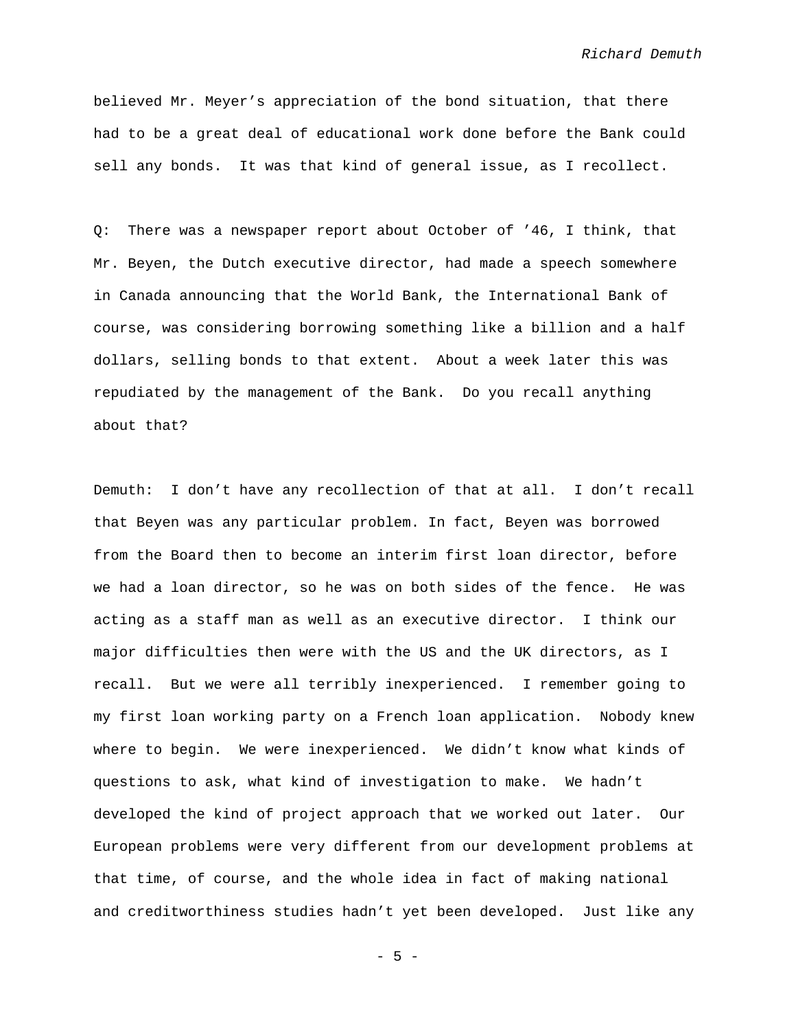believed Mr. Meyer’s appreciation of the bond situation, that there had to be a great deal of educational work done before the Bank could sell any bonds. It was that kind of general issue, as I recollect.

Q: There was a newspaper report about October of ’46, I think, that Mr. Beyen, the Dutch executive director, had made a speech somewhere in Canada announcing that the World Bank, the International Bank of course, was considering borrowing something like a billion and a half dollars, selling bonds to that extent. About a week later this was repudiated by the management of the Bank. Do you recall anything about that?

Demuth: I don’t have any recollection of that at all. I don’t recall that Beyen was any particular problem. In fact, Beyen was borrowed from the Board then to become an interim first loan director, before we had a loan director, so he was on both sides of the fence. He was acting as a staff man as well as an executive director. I think our major difficulties then were with the US and the UK directors, as I recall. But we were all terribly inexperienced. I remember going to my first loan working party on a French loan application. Nobody knew where to begin. We were inexperienced. We didn’t know what kinds of questions to ask, what kind of investigation to make. We hadn’t developed the kind of project approach that we worked out later. Our European problems were very different from our development problems at that time, of course, and the whole idea in fact of making national and creditworthiness studies hadn’t yet been developed. Just like any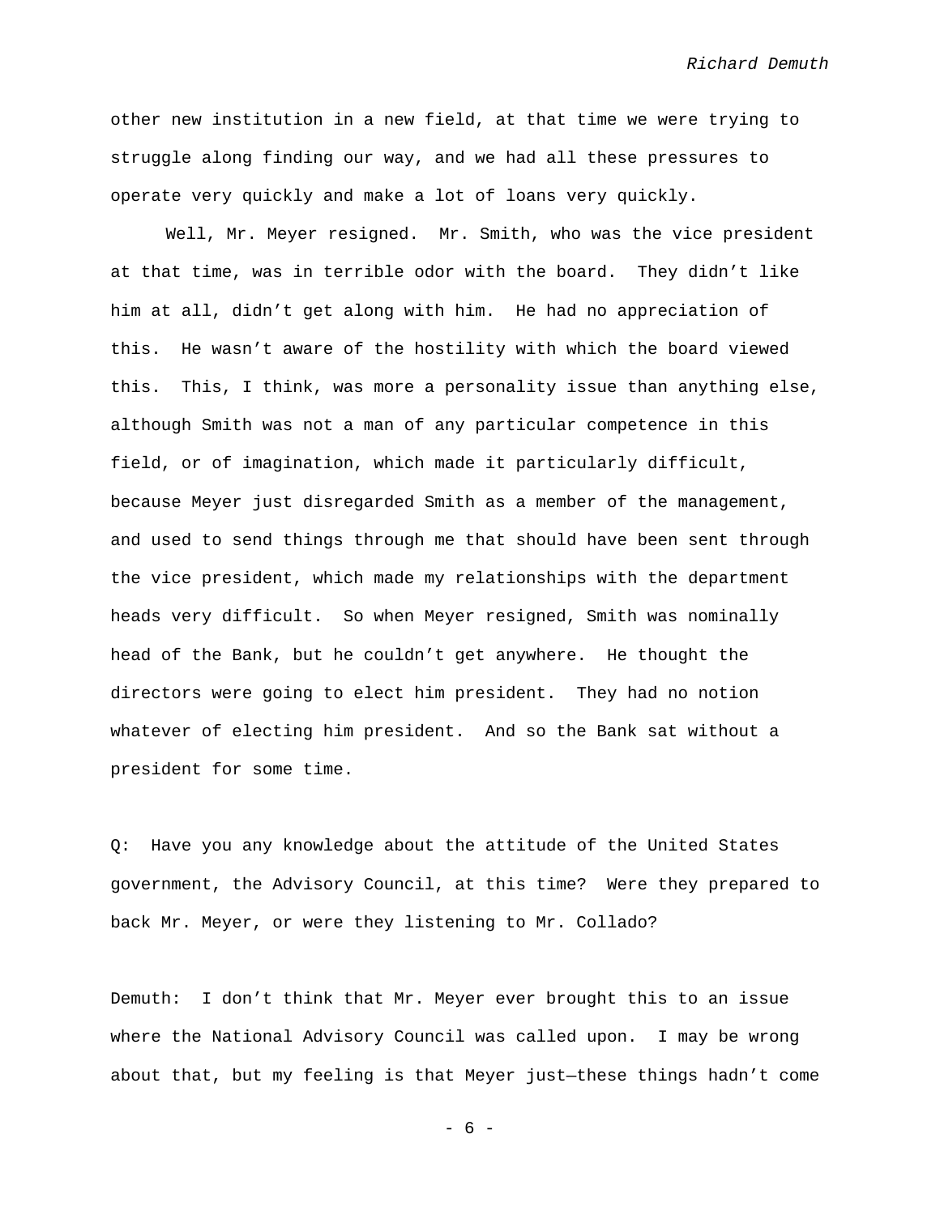other new institution in a new field, at that time we were trying to struggle along finding our way, and we had all these pressures to operate very quickly and make a lot of loans very quickly.

Well, Mr. Meyer resigned. Mr. Smith, who was the vice president at that time, was in terrible odor with the board. They didn't like him at all, didn't get along with him. He had no appreciation of this. He wasn't aware of the hostility with which the board viewed this. This, I think, was more a personality issue than anything else, although Smith was not a man of any particular competence in this field, or of imagination, which made it particularly difficult, because Meyer just disregarded Smith as a member of the management, and used to send things through me that should have been sent through the vice president, which made my relationships with the department heads very difficult. So when Meyer resigned, Smith was nominally head of the Bank, but he couldn't get anywhere. He thought the directors were going to elect him president. They had no notion whatever of electing him president. And so the Bank sat without a president for some time.

Q: Have you any knowledge about the attitude of the United States government, the Advisory Council, at this time? Were they prepared to back Mr. Meyer, or were they listening to Mr. Collado?

Demuth: I don't think that Mr. Meyer ever brought this to an issue where the National Advisory Council was called upon. I may be wrong about that, but my feeling is that Meyer just—these things hadn't come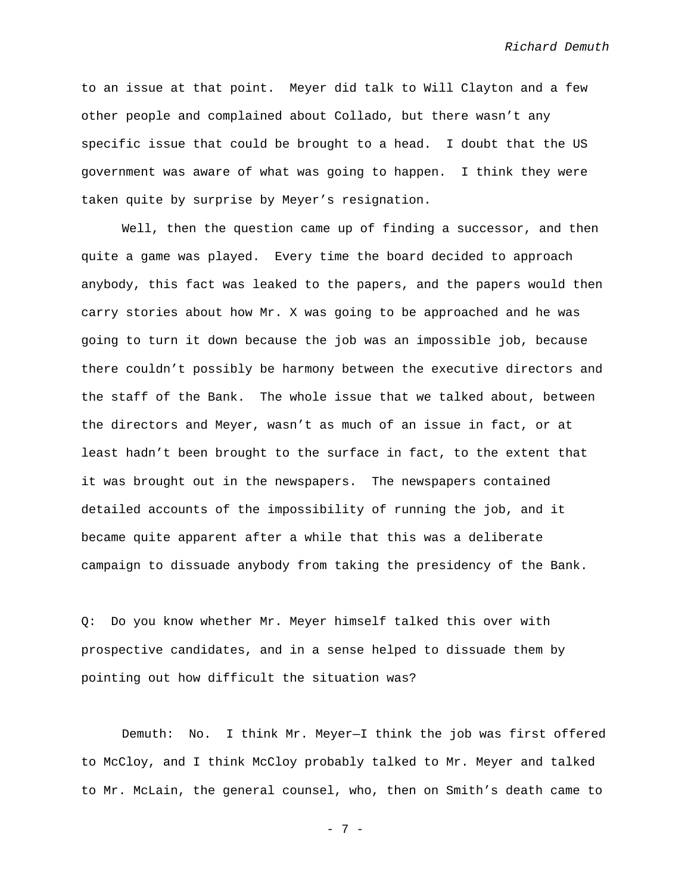to an issue at that point. Meyer did talk to Will Clayton and a few other people and complained about Collado, but there wasn't any specific issue that could be brought to a head. I doubt that the US government was aware of what was going to happen. I think they were taken quite by surprise by Meyer's resignation.

Well, then the question came up of finding a successor, and then quite a game was played. Every time the board decided to approach anybody, this fact was leaked to the papers, and the papers would then carry stories about how Mr. X was going to be approached and he was going to turn it down because the job was an impossible job, because there couldn't possibly be harmony between the executive directors and the staff of the Bank. The whole issue that we talked about, between the directors and Meyer, wasn't as much of an issue in fact, or at least hadn't been brought to the surface in fact, to the extent that it was brought out in the newspapers. The newspapers contained detailed accounts of the impossibility of running the job, and it became quite apparent after a while that this was a deliberate campaign to dissuade anybody from taking the presidency of the Bank.

Q: Do you know whether Mr. Meyer himself talked this over with prospective candidates, and in a sense helped to dissuade them by pointing out how difficult the situation was?

Demuth: No. I think Mr. Meyer—I think the job was first offered to McCloy, and I think McCloy probably talked to Mr. Meyer and talked to Mr. McLain, the general counsel, who, then on Smith's death came to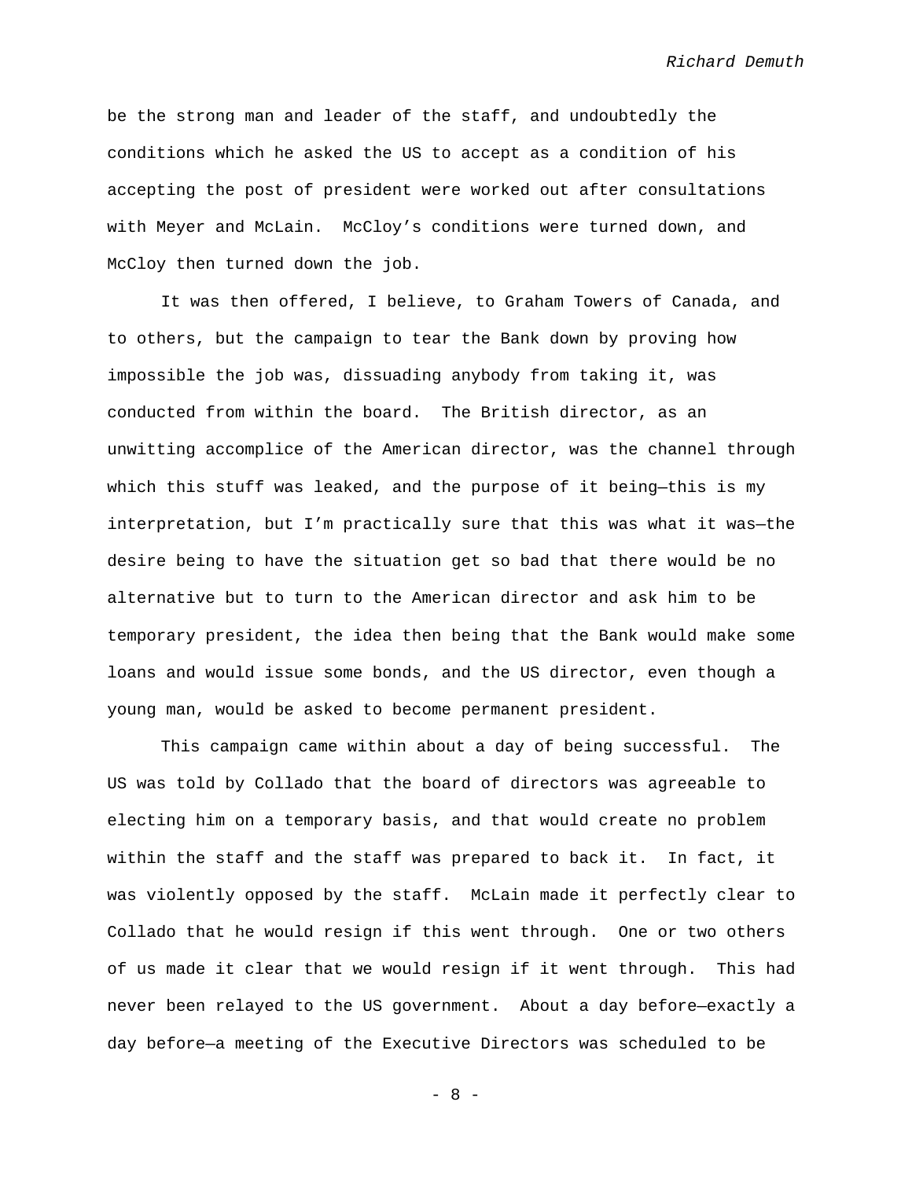be the strong man and leader of the staff, and undoubtedly the conditions which he asked the US to accept as a condition of his accepting the post of president were worked out after consultations with Meyer and McLain. McCloy's conditions were turned down, and McCloy then turned down the job.

It was then offered, I believe, to Graham Towers of Canada, and to others, but the campaign to tear the Bank down by proving how impossible the job was, dissuading anybody from taking it, was conducted from within the board. The British director, as an unwitting accomplice of the American director, was the channel through which this stuff was leaked, and the purpose of it being—this is my interpretation, but I'm practically sure that this was what it was—the desire being to have the situation get so bad that there would be no alternative but to turn to the American director and ask him to be temporary president, the idea then being that the Bank would make some loans and would issue some bonds, and the US director, even though a young man, would be asked to become permanent president.

This campaign came within about a day of being successful. The US was told by Collado that the board of directors was agreeable to electing him on a temporary basis, and that would create no problem within the staff and the staff was prepared to back it. In fact, it was violently opposed by the staff. McLain made it perfectly clear to Collado that he would resign if this went through. One or two others of us made it clear that we would resign if it went through. This had never been relayed to the US government. About a day before—exactly a day before—a meeting of the Executive Directors was scheduled to be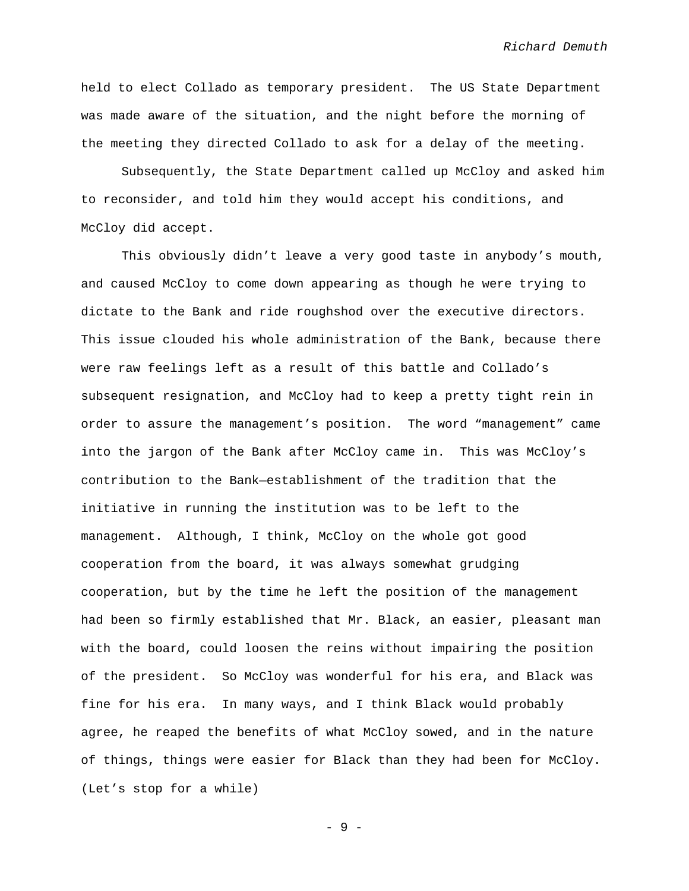held to elect Collado as temporary president. The US State Department was made aware of the situation, and the night before the morning of the meeting they directed Collado to ask for a delay of the meeting.

Subsequently, the State Department called up McCloy and asked him to reconsider, and told him they would accept his conditions, and McCloy did accept.

This obviously didn't leave a very good taste in anybody's mouth, and caused McCloy to come down appearing as though he were trying to dictate to the Bank and ride roughshod over the executive directors. This issue clouded his whole administration of the Bank, because there were raw feelings left as a result of this battle and Collado's subsequent resignation, and McCloy had to keep a pretty tight rein in order to assure the management's position. The word "management" came into the jargon of the Bank after McCloy came in. This was McCloy's contribution to the Bank—establishment of the tradition that the initiative in running the institution was to be left to the management. Although, I think, McCloy on the whole got good cooperation from the board, it was always somewhat grudging cooperation, but by the time he left the position of the management had been so firmly established that Mr. Black, an easier, pleasant man with the board, could loosen the reins without impairing the position of the president. So McCloy was wonderful for his era, and Black was fine for his era. In many ways, and I think Black would probably agree, he reaped the benefits of what McCloy sowed, and in the nature of things, things were easier for Black than they had been for McCloy. (Let's stop for a while)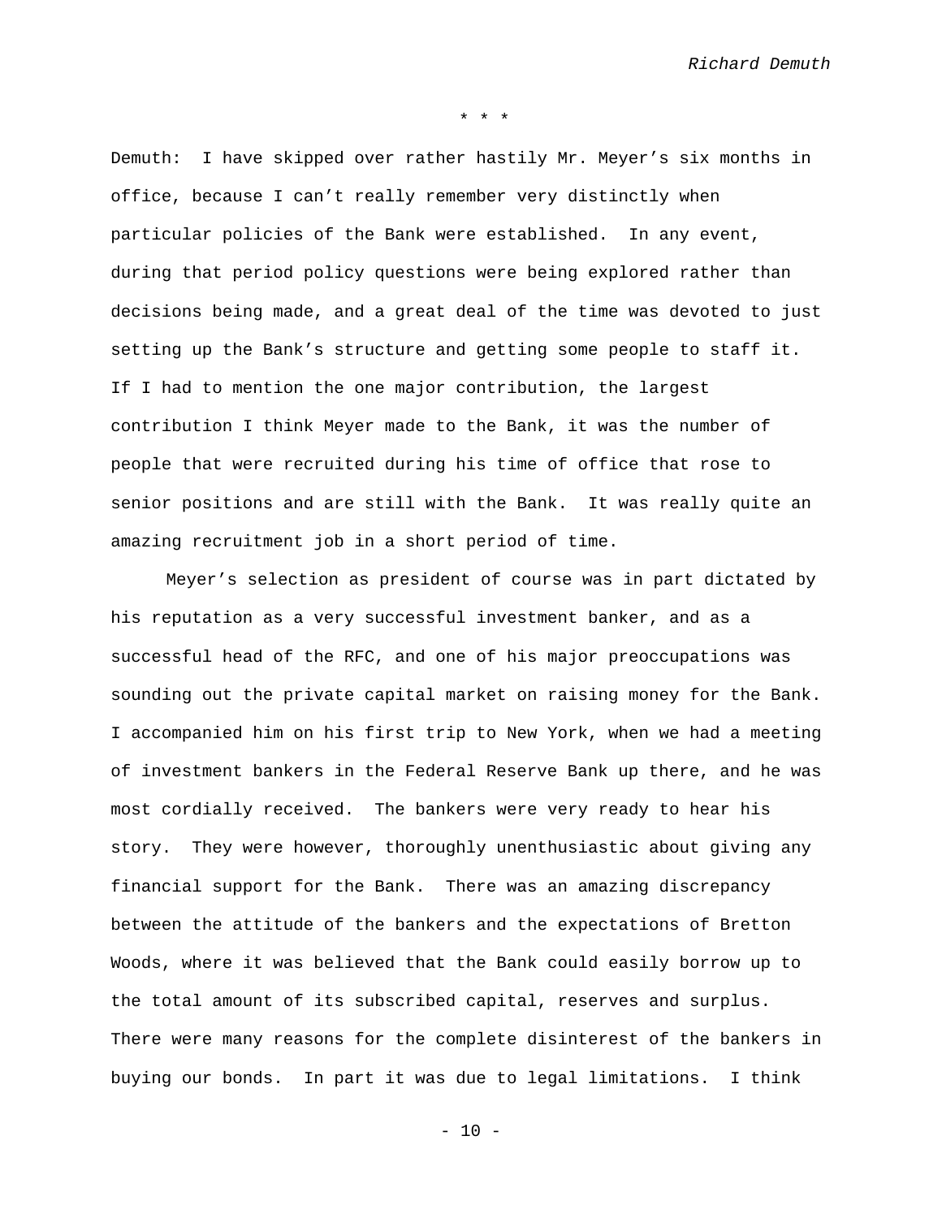\* \* \*

Demuth: I have skipped over rather hastily Mr. Meyer's six months in office, because I can't really remember very distinctly when particular policies of the Bank were established. In any event, during that period policy questions were being explored rather than decisions being made, and a great deal of the time was devoted to just setting up the Bank's structure and getting some people to staff it. If I had to mention the one major contribution, the largest contribution I think Meyer made to the Bank, it was the number of people that were recruited during his time of office that rose to senior positions and are still with the Bank. It was really quite an amazing recruitment job in a short period of time.

Meyer's selection as president of course was in part dictated by his reputation as a very successful investment banker, and as a successful head of the RFC, and one of his major preoccupations was sounding out the private capital market on raising money for the Bank. I accompanied him on his first trip to New York, when we had a meeting of investment bankers in the Federal Reserve Bank up there, and he was most cordially received. The bankers were very ready to hear his story. They were however, thoroughly unenthusiastic about giving any financial support for the Bank. There was an amazing discrepancy between the attitude of the bankers and the expectations of Bretton Woods, where it was believed that the Bank could easily borrow up to the total amount of its subscribed capital, reserves and surplus. There were many reasons for the complete disinterest of the bankers in buying our bonds. In part it was due to legal limitations. I think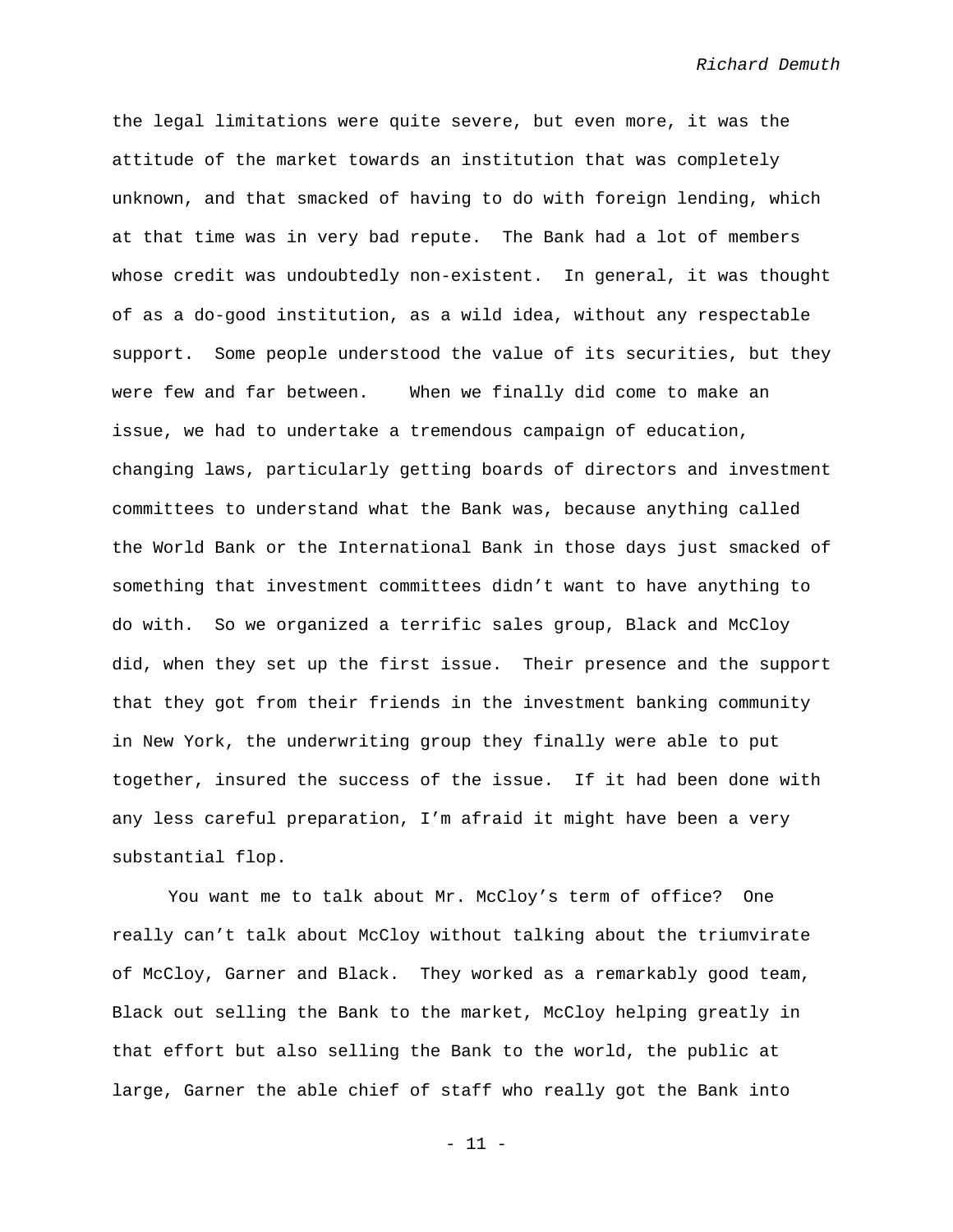the legal limitations were quite severe, but even more, it was the attitude of the market towards an institution that was completely unknown, and that smacked of having to do with foreign lending, which at that time was in very bad repute. The Bank had a lot of members whose credit was undoubtedly non-existent. In general, it was thought of as a do-good institution, as a wild idea, without any respectable support. Some people understood the value of its securities, but they were few and far between. When we finally did come to make an issue, we had to undertake a tremendous campaign of education, changing laws, particularly getting boards of directors and investment committees to understand what the Bank was, because anything called the World Bank or the International Bank in those days just smacked of something that investment committees didn't want to have anything to do with. So we organized a terrific sales group, Black and McCloy did, when they set up the first issue. Their presence and the support that they got from their friends in the investment banking community in New York, the underwriting group they finally were able to put together, insured the success of the issue. If it had been done with any less careful preparation, I'm afraid it might have been a very substantial flop.

You want me to talk about Mr. McCloy's term of office? One really can't talk about McCloy without talking about the triumvirate of McCloy, Garner and Black. They worked as a remarkably good team, Black out selling the Bank to the market, McCloy helping greatly in that effort but also selling the Bank to the world, the public at large, Garner the able chief of staff who really got the Bank into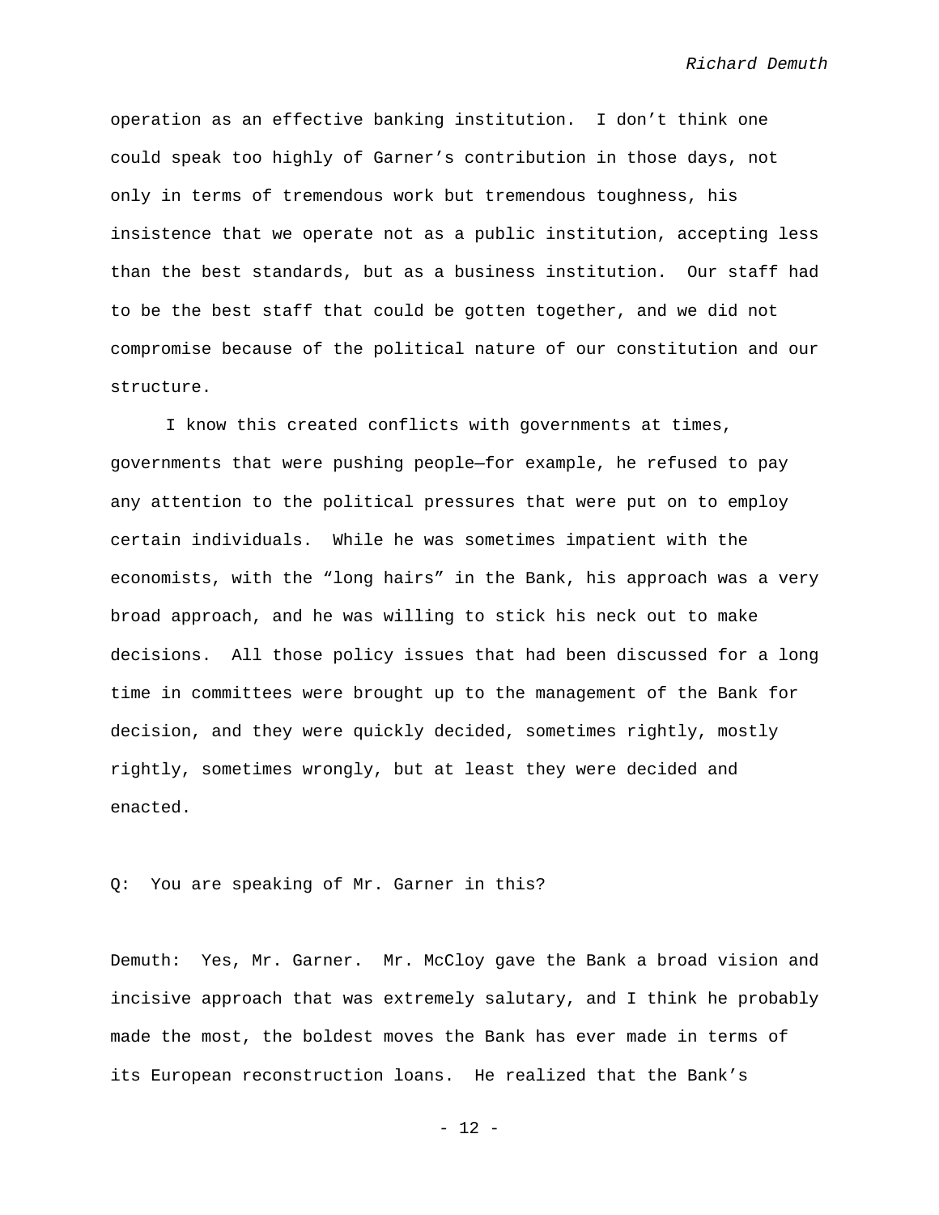operation as an effective banking institution. I don't think one could speak too highly of Garner's contribution in those days, not only in terms of tremendous work but tremendous toughness, his insistence that we operate not as a public institution, accepting less than the best standards, but as a business institution. Our staff had to be the best staff that could be gotten together, and we did not compromise because of the political nature of our constitution and our structure.

I know this created conflicts with governments at times, governments that were pushing people—for example, he refused to pay any attention to the political pressures that were put on to employ certain individuals. While he was sometimes impatient with the economists, with the "long hairs" in the Bank, his approach was a very broad approach, and he was willing to stick his neck out to make decisions. All those policy issues that had been discussed for a long time in committees were brought up to the management of the Bank for decision, and they were quickly decided, sometimes rightly, mostly rightly, sometimes wrongly, but at least they were decided and enacted.

Q: You are speaking of Mr. Garner in this?

Demuth: Yes, Mr. Garner. Mr. McCloy gave the Bank a broad vision and incisive approach that was extremely salutary, and I think he probably made the most, the boldest moves the Bank has ever made in terms of its European reconstruction loans. He realized that the Bank's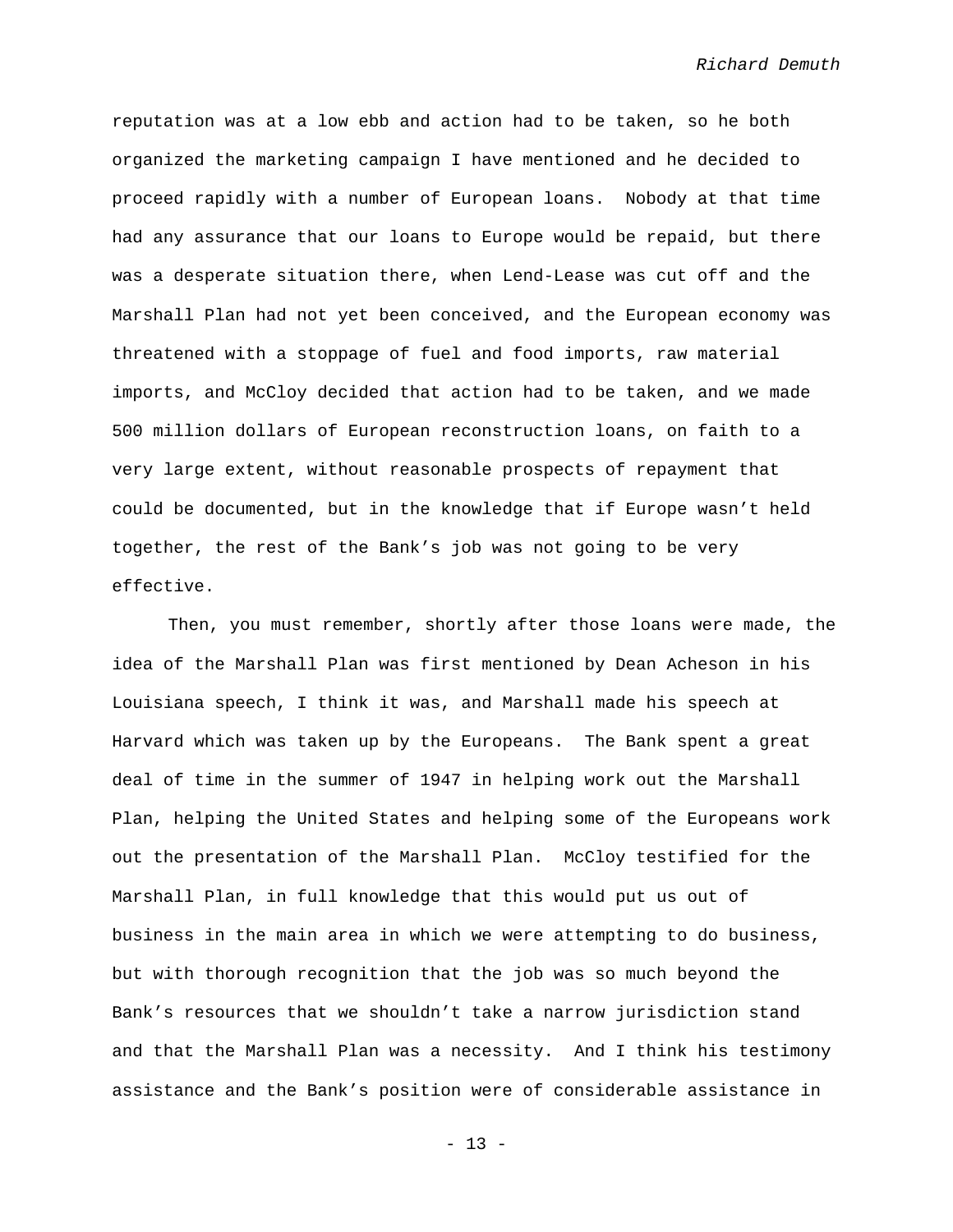reputation was at a low ebb and action had to be taken, so he both organized the marketing campaign I have mentioned and he decided to proceed rapidly with a number of European loans. Nobody at that time had any assurance that our loans to Europe would be repaid, but there was a desperate situation there, when Lend-Lease was cut off and the Marshall Plan had not yet been conceived, and the European economy was threatened with a stoppage of fuel and food imports, raw material imports, and McCloy decided that action had to be taken, and we made 500 million dollars of European reconstruction loans, on faith to a very large extent, without reasonable prospects of repayment that could be documented, but in the knowledge that if Europe wasn't held together, the rest of the Bank's job was not going to be very effective.

Then, you must remember, shortly after those loans were made, the idea of the Marshall Plan was first mentioned by Dean Acheson in his Louisiana speech, I think it was, and Marshall made his speech at Harvard which was taken up by the Europeans. The Bank spent a great deal of time in the summer of 1947 in helping work out the Marshall Plan, helping the United States and helping some of the Europeans work out the presentation of the Marshall Plan. McCloy testified for the Marshall Plan, in full knowledge that this would put us out of business in the main area in which we were attempting to do business, but with thorough recognition that the job was so much beyond the Bank's resources that we shouldn't take a narrow jurisdiction stand and that the Marshall Plan was a necessity. And I think his testimony assistance and the Bank's position were of considerable assistance in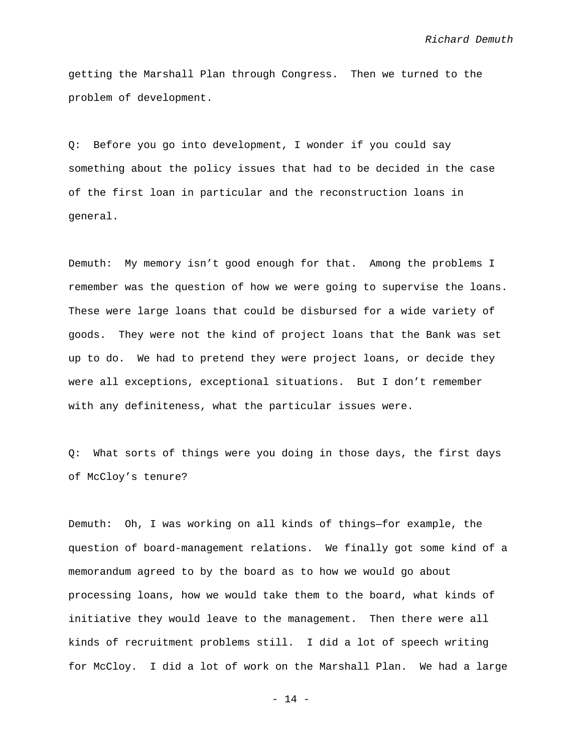getting the Marshall Plan through Congress. Then we turned to the problem of development.

Q: Before you go into development, I wonder if you could say something about the policy issues that had to be decided in the case of the first loan in particular and the reconstruction loans in general.

Demuth: My memory isn't good enough for that. Among the problems I remember was the question of how we were going to supervise the loans. These were large loans that could be disbursed for a wide variety of goods. They were not the kind of project loans that the Bank was set up to do. We had to pretend they were project loans, or decide they were all exceptions, exceptional situations. But I don't remember with any definiteness, what the particular issues were.

Q: What sorts of things were you doing in those days, the first days of McCloy's tenure?

Demuth: Oh, I was working on all kinds of things—for example, the question of board-management relations. We finally got some kind of a memorandum agreed to by the board as to how we would go about processing loans, how we would take them to the board, what kinds of initiative they would leave to the management. Then there were all kinds of recruitment problems still. I did a lot of speech writing for McCloy. I did a lot of work on the Marshall Plan. We had a large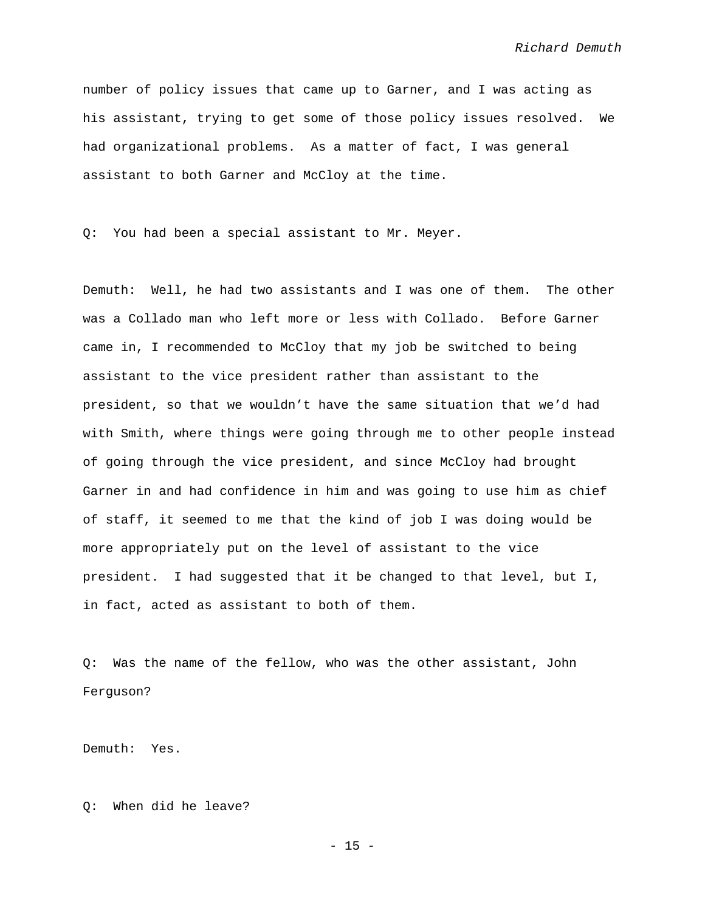number of policy issues that came up to Garner, and I was acting as his assistant, trying to get some of those policy issues resolved. We had organizational problems. As a matter of fact, I was general assistant to both Garner and McCloy at the time.

Q: You had been a special assistant to Mr. Meyer.

Demuth: Well, he had two assistants and I was one of them. The other was a Collado man who left more or less with Collado. Before Garner came in, I recommended to McCloy that my job be switched to being assistant to the vice president rather than assistant to the president, so that we wouldn't have the same situation that we'd had with Smith, where things were going through me to other people instead of going through the vice president, and since McCloy had brought Garner in and had confidence in him and was going to use him as chief of staff, it seemed to me that the kind of job I was doing would be more appropriately put on the level of assistant to the vice president. I had suggested that it be changed to that level, but I, in fact, acted as assistant to both of them.

Q: Was the name of the fellow, who was the other assistant, John Ferguson?

Demuth: Yes.

Q: When did he leave?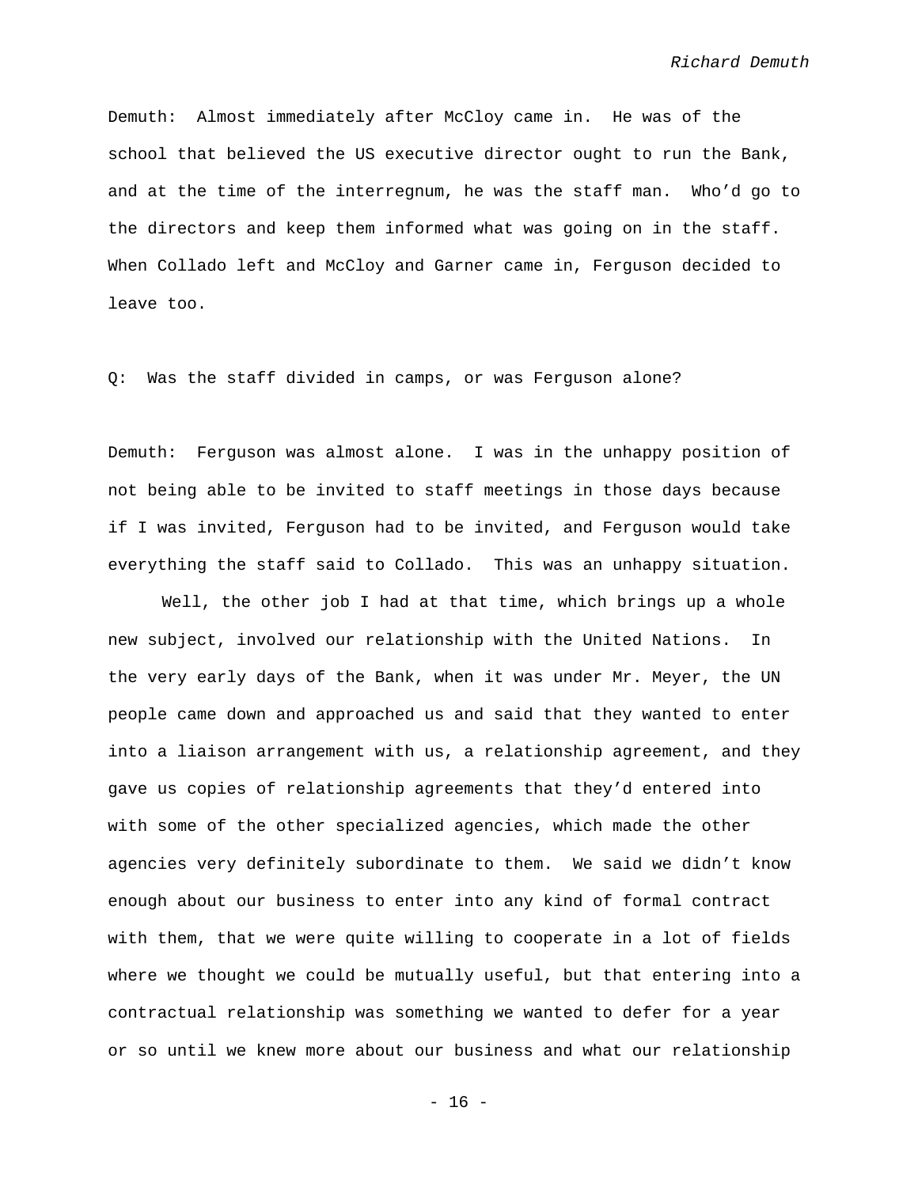Demuth: Almost immediately after McCloy came in. He was of the school that believed the US executive director ought to run the Bank, and at the time of the interregnum, he was the staff man. Who'd go to the directors and keep them informed what was going on in the staff. When Collado left and McCloy and Garner came in, Ferguson decided to leave too.

Q: Was the staff divided in camps, or was Ferguson alone?

Demuth: Ferguson was almost alone. I was in the unhappy position of not being able to be invited to staff meetings in those days because if I was invited, Ferguson had to be invited, and Ferguson would take everything the staff said to Collado. This was an unhappy situation.

Well, the other job I had at that time, which brings up a whole new subject, involved our relationship with the United Nations. In the very early days of the Bank, when it was under Mr. Meyer, the UN people came down and approached us and said that they wanted to enter into a liaison arrangement with us, a relationship agreement, and they gave us copies of relationship agreements that they'd entered into with some of the other specialized agencies, which made the other agencies very definitely subordinate to them. We said we didn't know enough about our business to enter into any kind of formal contract with them, that we were quite willing to cooperate in a lot of fields where we thought we could be mutually useful, but that entering into a contractual relationship was something we wanted to defer for a year or so until we knew more about our business and what our relationship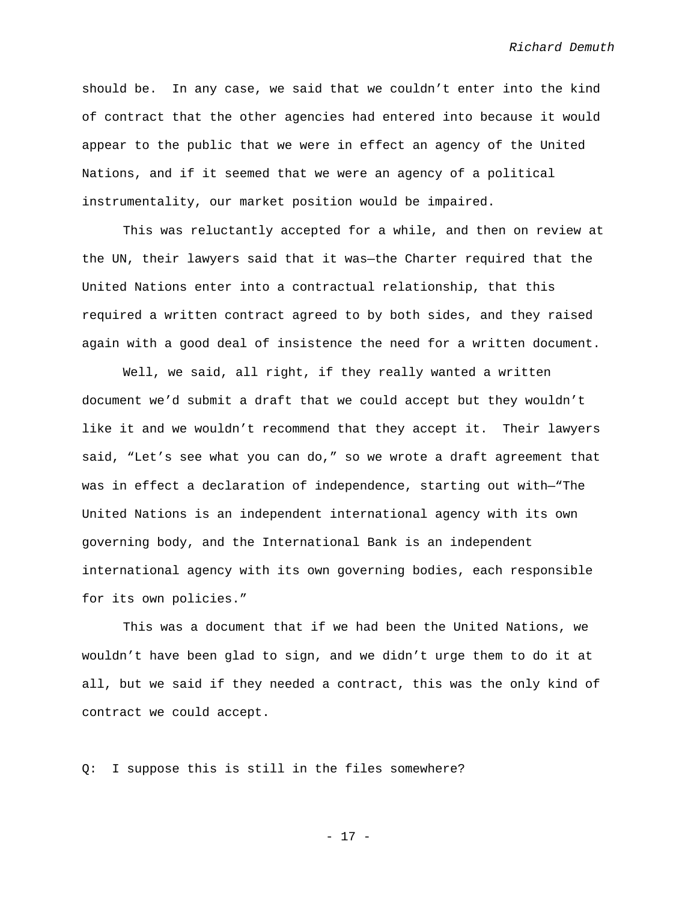should be. In any case, we said that we couldn't enter into the kind of contract that the other agencies had entered into because it would appear to the public that we were in effect an agency of the United Nations, and if it seemed that we were an agency of a political instrumentality, our market position would be impaired.

This was reluctantly accepted for a while, and then on review at the UN, their lawyers said that it was—the Charter required that the United Nations enter into a contractual relationship, that this required a written contract agreed to by both sides, and they raised again with a good deal of insistence the need for a written document.

Well, we said, all right, if they really wanted a written document we'd submit a draft that we could accept but they wouldn't like it and we wouldn't recommend that they accept it. Their lawyers said, "Let's see what you can do," so we wrote a draft agreement that was in effect a declaration of independence, starting out with—"The United Nations is an independent international agency with its own governing body, and the International Bank is an independent international agency with its own governing bodies, each responsible for its own policies."

This was a document that if we had been the United Nations, we wouldn't have been glad to sign, and we didn't urge them to do it at all, but we said if they needed a contract, this was the only kind of contract we could accept.

Q: I suppose this is still in the files somewhere?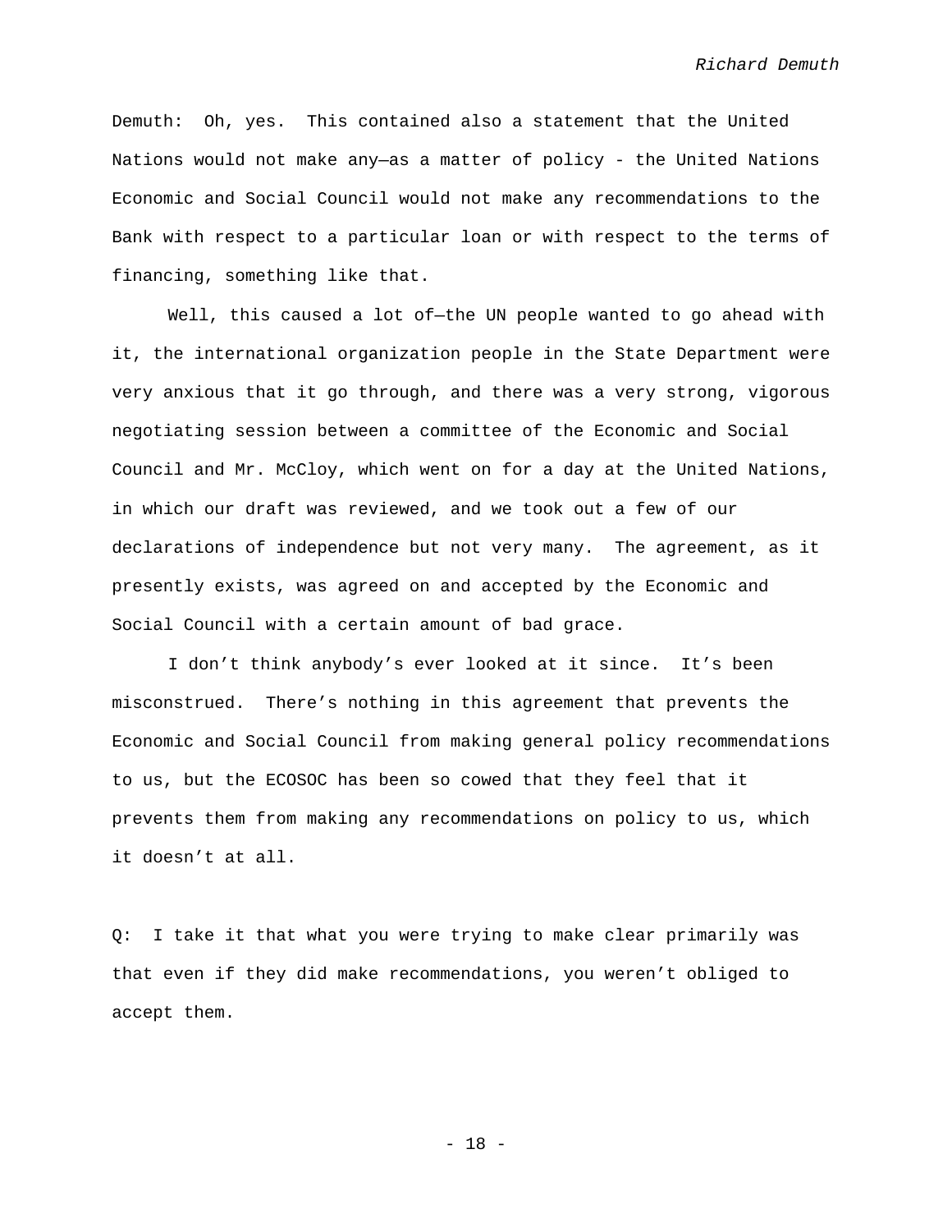Demuth: Oh, yes. This contained also a statement that the United Nations would not make any—as a matter of policy - the United Nations Economic and Social Council would not make any recommendations to the Bank with respect to a particular loan or with respect to the terms of financing, something like that.

Well, this caused a lot of—the UN people wanted to go ahead with it, the international organization people in the State Department were very anxious that it go through, and there was a very strong, vigorous negotiating session between a committee of the Economic and Social Council and Mr. McCloy, which went on for a day at the United Nations, in which our draft was reviewed, and we took out a few of our declarations of independence but not very many. The agreement, as it presently exists, was agreed on and accepted by the Economic and Social Council with a certain amount of bad grace.

I don't think anybody's ever looked at it since. It's been misconstrued. There's nothing in this agreement that prevents the Economic and Social Council from making general policy recommendations to us, but the ECOSOC has been so cowed that they feel that it prevents them from making any recommendations on policy to us, which it doesn't at all.

Q: I take it that what you were trying to make clear primarily was that even if they did make recommendations, you weren't obliged to accept them.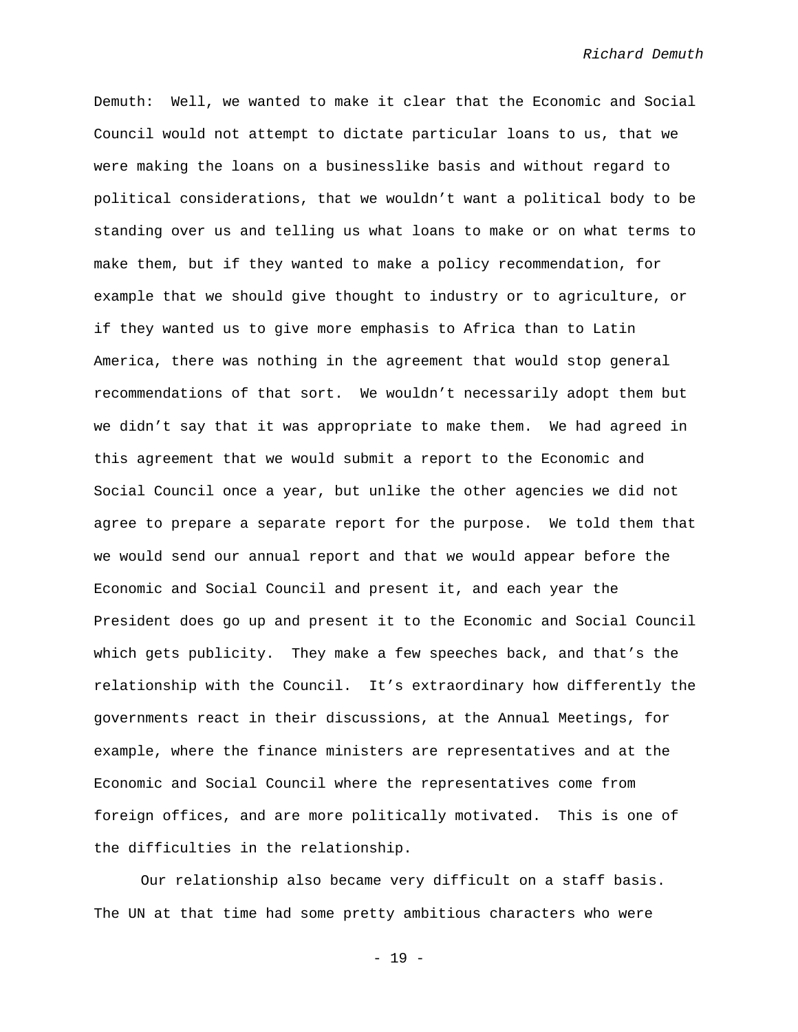Demuth: Well, we wanted to make it clear that the Economic and Social Council would not attempt to dictate particular loans to us, that we were making the loans on a businesslike basis and without regard to political considerations, that we wouldn't want a political body to be standing over us and telling us what loans to make or on what terms to make them, but if they wanted to make a policy recommendation, for example that we should give thought to industry or to agriculture, or if they wanted us to give more emphasis to Africa than to Latin America, there was nothing in the agreement that would stop general recommendations of that sort. We wouldn't necessarily adopt them but we didn't say that it was appropriate to make them. We had agreed in this agreement that we would submit a report to the Economic and Social Council once a year, but unlike the other agencies we did not agree to prepare a separate report for the purpose. We told them that we would send our annual report and that we would appear before the Economic and Social Council and present it, and each year the President does go up and present it to the Economic and Social Council which gets publicity. They make a few speeches back, and that's the relationship with the Council. It's extraordinary how differently the governments react in their discussions, at the Annual Meetings, for example, where the finance ministers are representatives and at the Economic and Social Council where the representatives come from foreign offices, and are more politically motivated. This is one of the difficulties in the relationship.

Our relationship also became very difficult on a staff basis. The UN at that time had some pretty ambitious characters who were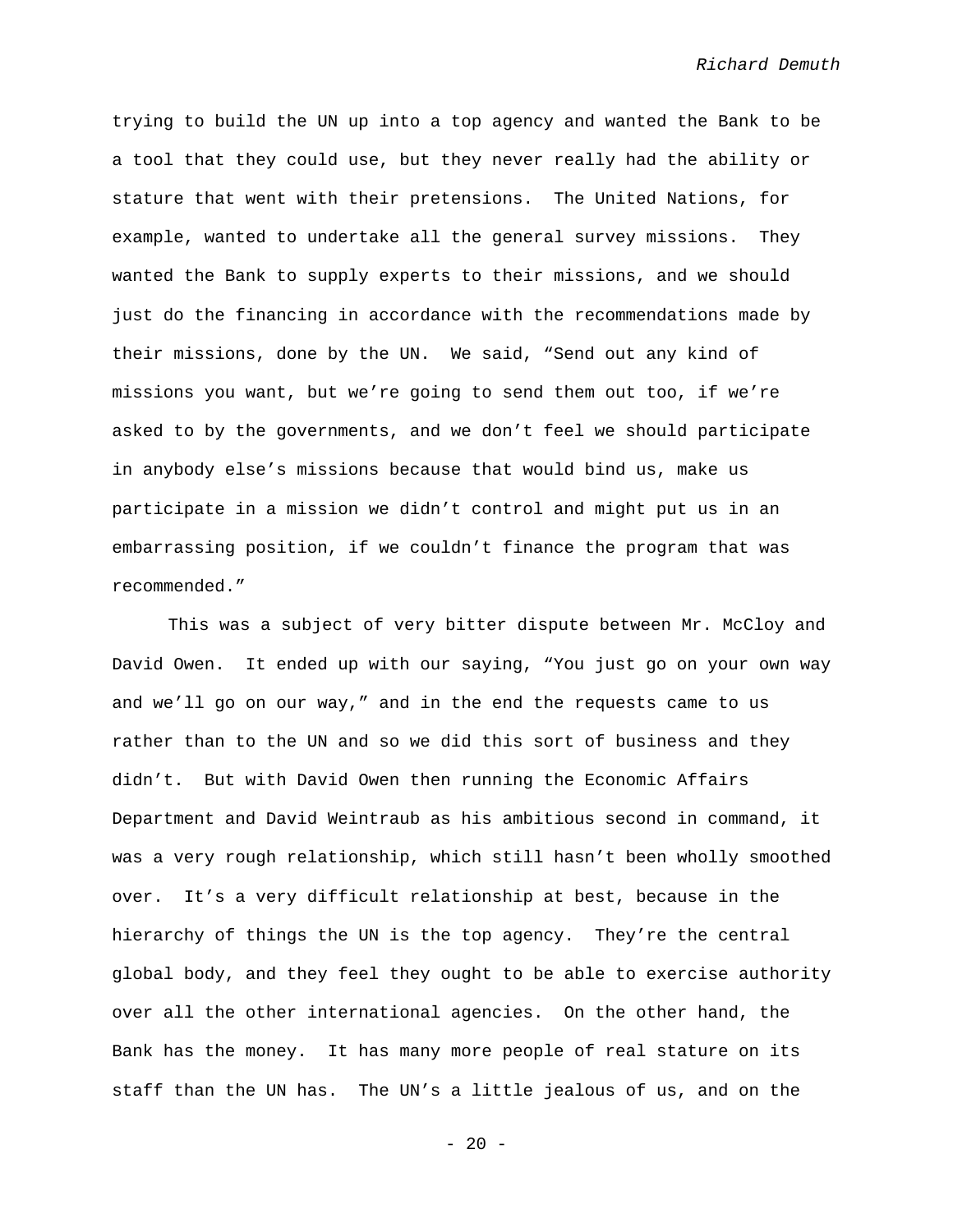trying to build the UN up into a top agency and wanted the Bank to be a tool that they could use, but they never really had the ability or stature that went with their pretensions. The United Nations, for example, wanted to undertake all the general survey missions. They wanted the Bank to supply experts to their missions, and we should just do the financing in accordance with the recommendations made by their missions, done by the UN. We said, "Send out any kind of missions you want, but we're going to send them out too, if we're asked to by the governments, and we don't feel we should participate in anybody else's missions because that would bind us, make us participate in a mission we didn't control and might put us in an embarrassing position, if we couldn't finance the program that was recommended."

This was a subject of very bitter dispute between Mr. McCloy and David Owen. It ended up with our saying, "You just go on your own way and we'll go on our way," and in the end the requests came to us rather than to the UN and so we did this sort of business and they didn't. But with David Owen then running the Economic Affairs Department and David Weintraub as his ambitious second in command, it was a very rough relationship, which still hasn't been wholly smoothed over. It's a very difficult relationship at best, because in the hierarchy of things the UN is the top agency. They're the central global body, and they feel they ought to be able to exercise authority over all the other international agencies. On the other hand, the Bank has the money. It has many more people of real stature on its staff than the UN has. The UN's a little jealous of us, and on the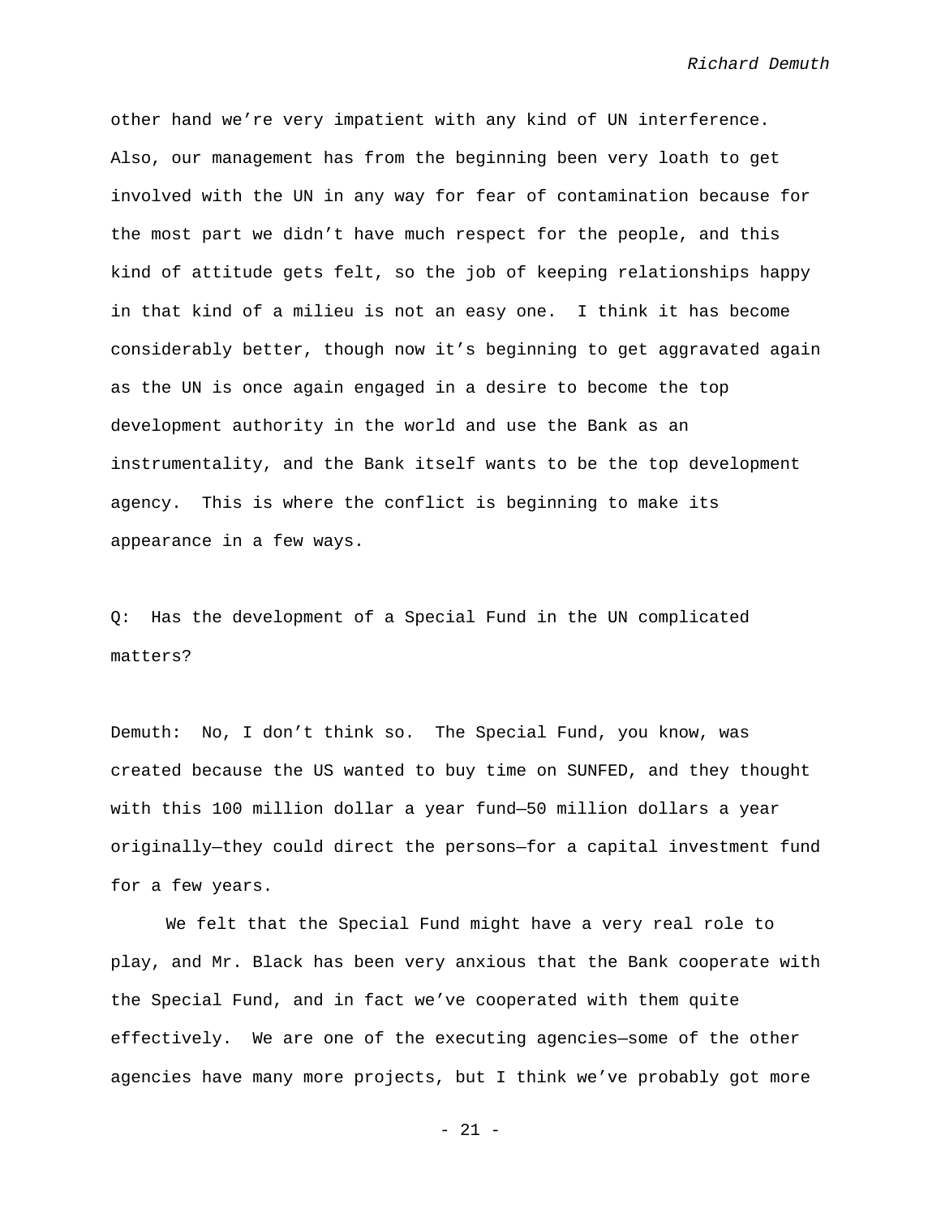other hand we're very impatient with any kind of UN interference. Also, our management has from the beginning been very loath to get involved with the UN in any way for fear of contamination because for the most part we didn't have much respect for the people, and this kind of attitude gets felt, so the job of keeping relationships happy in that kind of a milieu is not an easy one. I think it has become considerably better, though now it's beginning to get aggravated again as the UN is once again engaged in a desire to become the top development authority in the world and use the Bank as an instrumentality, and the Bank itself wants to be the top development agency. This is where the conflict is beginning to make its appearance in a few ways.

Q: Has the development of a Special Fund in the UN complicated matters?

Demuth: No, I don't think so. The Special Fund, you know, was created because the US wanted to buy time on SUNFED, and they thought with this 100 million dollar a year fund—50 million dollars a year originally—they could direct the persons—for a capital investment fund for a few years.

We felt that the Special Fund might have a very real role to play, and Mr. Black has been very anxious that the Bank cooperate with the Special Fund, and in fact we've cooperated with them quite effectively. We are one of the executing agencies—some of the other agencies have many more projects, but I think we've probably got more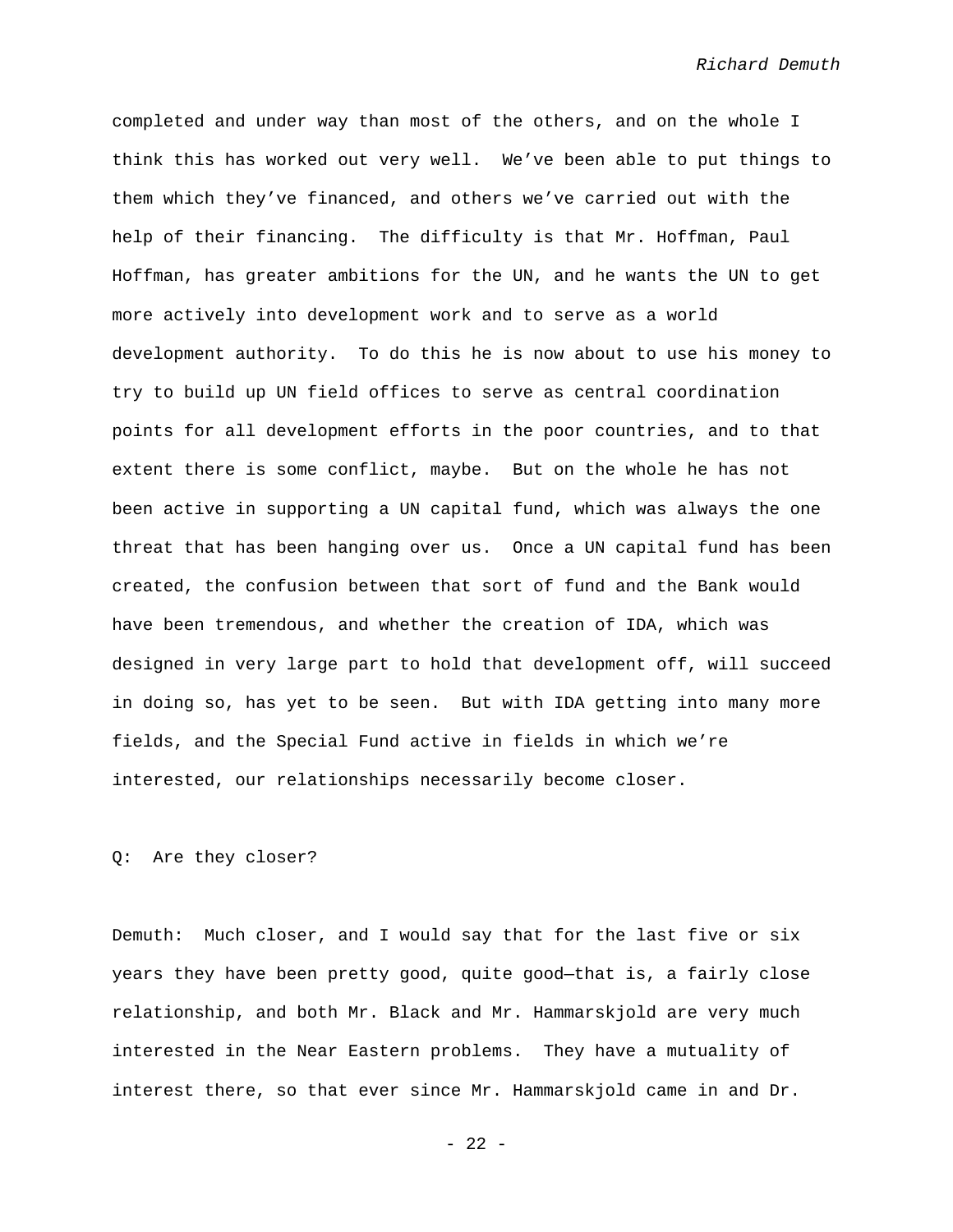completed and under way than most of the others, and on the whole I think this has worked out very well. We've been able to put things to them which they've financed, and others we've carried out with the help of their financing. The difficulty is that Mr. Hoffman, Paul Hoffman, has greater ambitions for the UN, and he wants the UN to get more actively into development work and to serve as a world development authority. To do this he is now about to use his money to try to build up UN field offices to serve as central coordination points for all development efforts in the poor countries, and to that extent there is some conflict, maybe. But on the whole he has not been active in supporting a UN capital fund, which was always the one threat that has been hanging over us. Once a UN capital fund has been created, the confusion between that sort of fund and the Bank would have been tremendous, and whether the creation of IDA, which was designed in very large part to hold that development off, will succeed in doing so, has yet to be seen. But with IDA getting into many more fields, and the Special Fund active in fields in which we're interested, our relationships necessarily become closer.

Q: Are they closer?

Demuth: Much closer, and I would say that for the last five or six years they have been pretty good, quite good—that is, a fairly close relationship, and both Mr. Black and Mr. Hammarskjold are very much interested in the Near Eastern problems. They have a mutuality of interest there, so that ever since Mr. Hammarskjold came in and Dr.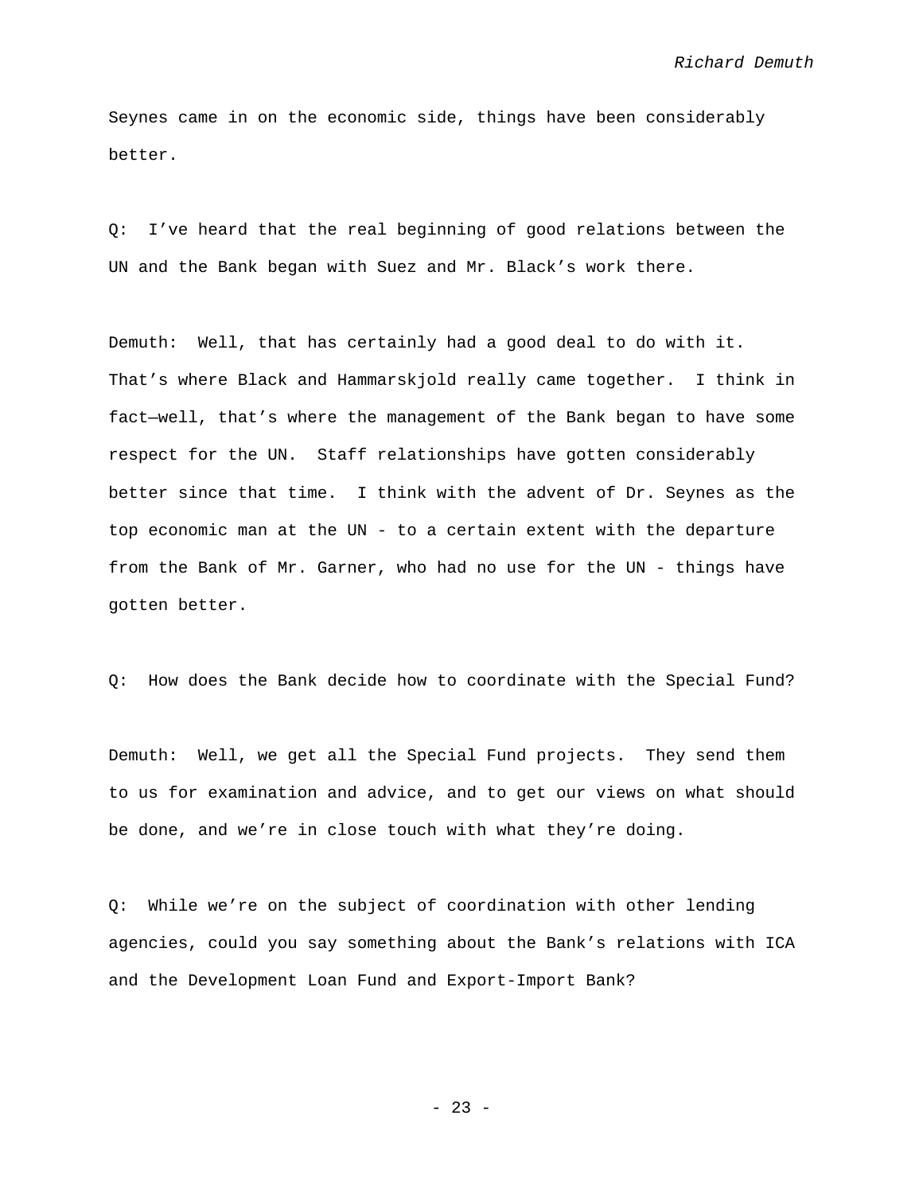Seynes came in on the economic side, things have been considerably better.

Q: I've heard that the real beginning of good relations between the UN and the Bank began with Suez and Mr. Black's work there.

Demuth: Well, that has certainly had a good deal to do with it. That's where Black and Hammarskjold really came together. I think in fact—well, that's where the management of the Bank began to have some respect for the UN. Staff relationships have gotten considerably better since that time. I think with the advent of Dr. Seynes as the top economic man at the UN - to a certain extent with the departure from the Bank of Mr. Garner, who had no use for the UN - things have gotten better.

Q: How does the Bank decide how to coordinate with the Special Fund?

Demuth: Well, we get all the Special Fund projects. They send them to us for examination and advice, and to get our views on what should be done, and we're in close touch with what they're doing.

Q: While we're on the subject of coordination with other lending agencies, could you say something about the Bank's relations with ICA and the Development Loan Fund and Export-Import Bank?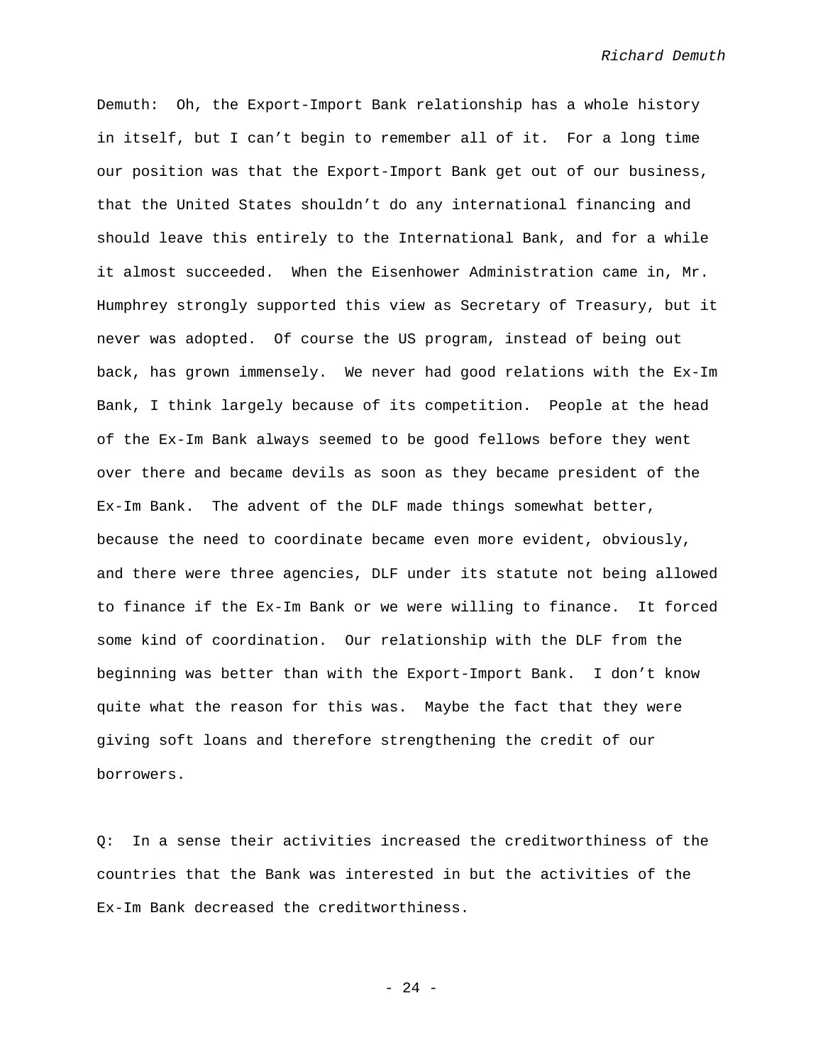Demuth: Oh, the Export-Import Bank relationship has a whole history in itself, but I can't begin to remember all of it. For a long time our position was that the Export-Import Bank get out of our business, that the United States shouldn't do any international financing and should leave this entirely to the International Bank, and for a while it almost succeeded. When the Eisenhower Administration came in, Mr. Humphrey strongly supported this view as Secretary of Treasury, but it never was adopted. Of course the US program, instead of being out back, has grown immensely. We never had good relations with the Ex-Im Bank, I think largely because of its competition. People at the head of the Ex-Im Bank always seemed to be good fellows before they went over there and became devils as soon as they became president of the Ex-Im Bank. The advent of the DLF made things somewhat better, because the need to coordinate became even more evident, obviously, and there were three agencies, DLF under its statute not being allowed to finance if the Ex-Im Bank or we were willing to finance. It forced some kind of coordination. Our relationship with the DLF from the beginning was better than with the Export-Import Bank. I don't know quite what the reason for this was. Maybe the fact that they were giving soft loans and therefore strengthening the credit of our borrowers.

Q: In a sense their activities increased the creditworthiness of the countries that the Bank was interested in but the activities of the Ex-Im Bank decreased the creditworthiness.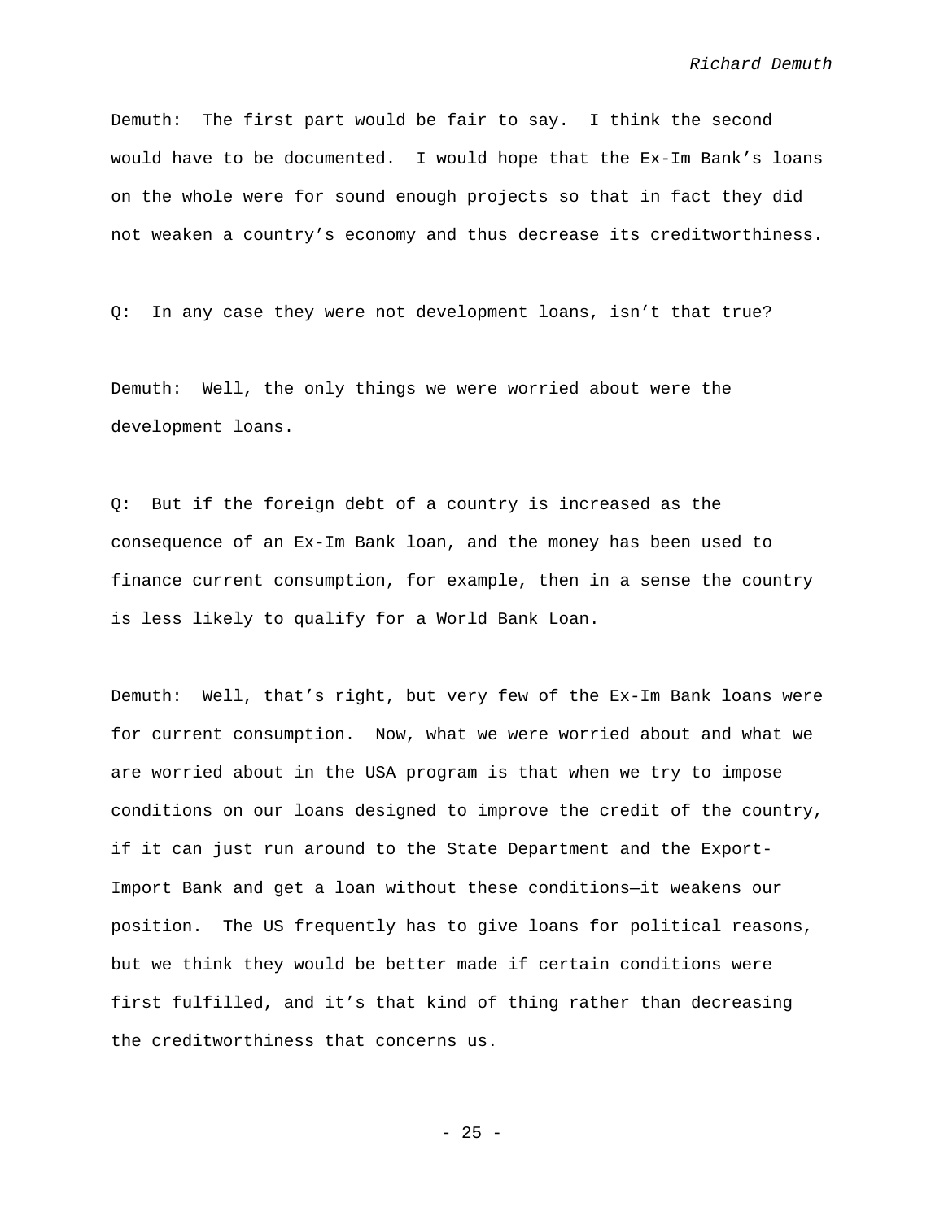Demuth: The first part would be fair to say. I think the second would have to be documented. I would hope that the Ex-Im Bank's loans on the whole were for sound enough projects so that in fact they did not weaken a country's economy and thus decrease its creditworthiness.

Q: In any case they were not development loans, isn't that true?

Demuth: Well, the only things we were worried about were the development loans.

Q: But if the foreign debt of a country is increased as the consequence of an Ex-Im Bank loan, and the money has been used to finance current consumption, for example, then in a sense the country is less likely to qualify for a World Bank Loan.

Demuth: Well, that's right, but very few of the Ex-Im Bank loans were for current consumption. Now, what we were worried about and what we are worried about in the USA program is that when we try to impose conditions on our loans designed to improve the credit of the country, if it can just run around to the State Department and the Export-Import Bank and get a loan without these conditions—it weakens our position. The US frequently has to give loans for political reasons, but we think they would be better made if certain conditions were first fulfilled, and it's that kind of thing rather than decreasing the creditworthiness that concerns us.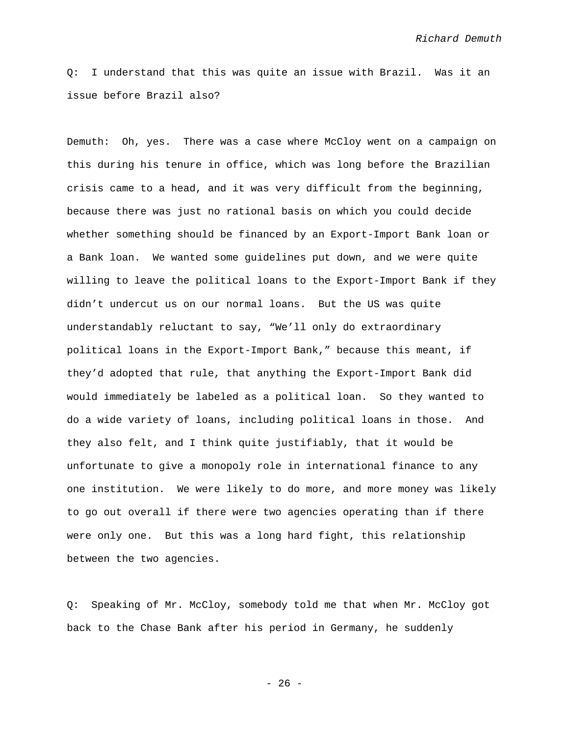Q: I understand that this was quite an issue with Brazil. Was it an issue before Brazil also?

Demuth: Oh, yes. There was a case where McCloy went on a campaign on this during his tenure in office, which was long before the Brazilian crisis came to a head, and it was very difficult from the beginning, because there was just no rational basis on which you could decide whether something should be financed by an Export-Import Bank loan or a Bank loan. We wanted some guidelines put down, and we were quite willing to leave the political loans to the Export-Import Bank if they didn't undercut us on our normal loans. But the US was quite understandably reluctant to say, "We'll only do extraordinary political loans in the Export-Import Bank," because this meant, if they'd adopted that rule, that anything the Export-Import Bank did would immediately be labeled as a political loan. So they wanted to do a wide variety of loans, including political loans in those. And they also felt, and I think quite justifiably, that it would be unfortunate to give a monopoly role in international finance to any one institution. We were likely to do more, and more money was likely to go out overall if there were two agencies operating than if there were only one. But this was a long hard fight, this relationship between the two agencies.

Q: Speaking of Mr. McCloy, somebody told me that when Mr. McCloy got back to the Chase Bank after his period in Germany, he suddenly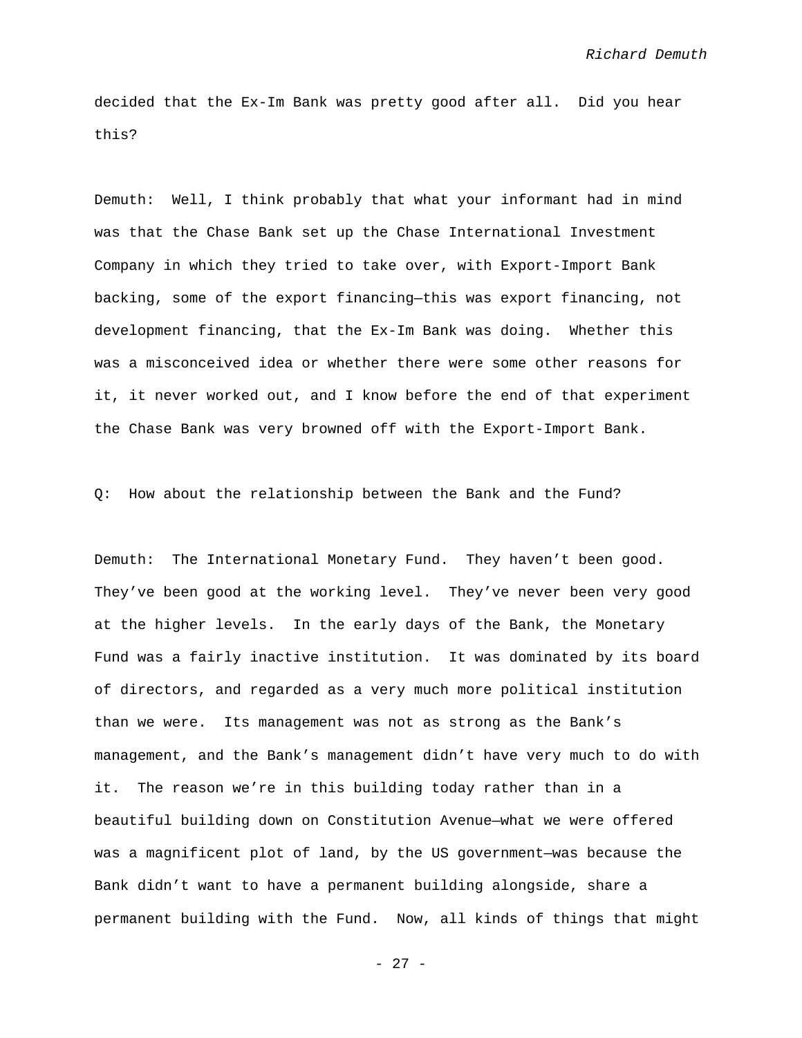decided that the Ex-Im Bank was pretty good after all. Did you hear this?

Demuth: Well, I think probably that what your informant had in mind was that the Chase Bank set up the Chase International Investment Company in which they tried to take over, with Export-Import Bank backing, some of the export financing—this was export financing, not development financing, that the Ex-Im Bank was doing. Whether this was a misconceived idea or whether there were some other reasons for it, it never worked out, and I know before the end of that experiment the Chase Bank was very browned off with the Export-Import Bank.

Q: How about the relationship between the Bank and the Fund?

Demuth: The International Monetary Fund. They haven't been good. They've been good at the working level. They've never been very good at the higher levels. In the early days of the Bank, the Monetary Fund was a fairly inactive institution. It was dominated by its board of directors, and regarded as a very much more political institution than we were. Its management was not as strong as the Bank's management, and the Bank's management didn't have very much to do with it. The reason we're in this building today rather than in a beautiful building down on Constitution Avenue—what we were offered was a magnificent plot of land, by the US government—was because the Bank didn't want to have a permanent building alongside, share a permanent building with the Fund. Now, all kinds of things that might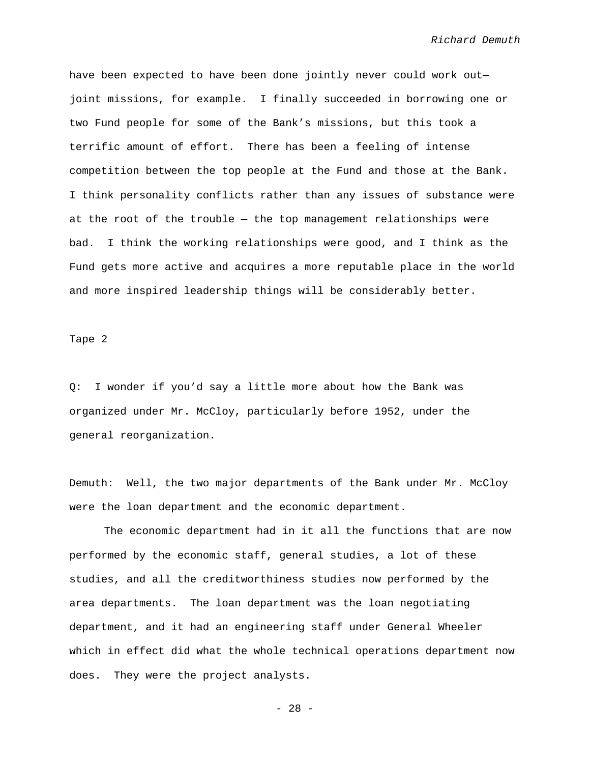have been expected to have been done jointly never could work out—joint missions, for example. I finally succeeded in borrowing one or two Fund people for some of the Bank's missions, but this took a terrific amount of effort. There has been a feeling of intense competition between the top people at the Fund and those at the Bank. I think personality conflicts rather than any issues of substance were at the root of the trouble — the top management relationships were bad. I think the working relationships were good, and I think as the Fund gets more active and acquires a more reputable place in the world and more inspired leadership things will be considerably better.

Tape 2

Q: I wonder if you'd say a little more about how the Bank was organized under Mr. McCloy, particularly before 1952, under the general reorganization.

Demuth: Well, the two major departments of the Bank under Mr. McCloy were the loan department and the economic department.

The economic department had in it all the functions that are now performed by the economic staff, general studies, a lot of these studies, and all the creditworthiness studies now performed by the area departments. The loan department was the loan negotiating department, and it had an engineering staff under General Wheeler which in effect did what the whole technical operations department now does. They were the project analysts.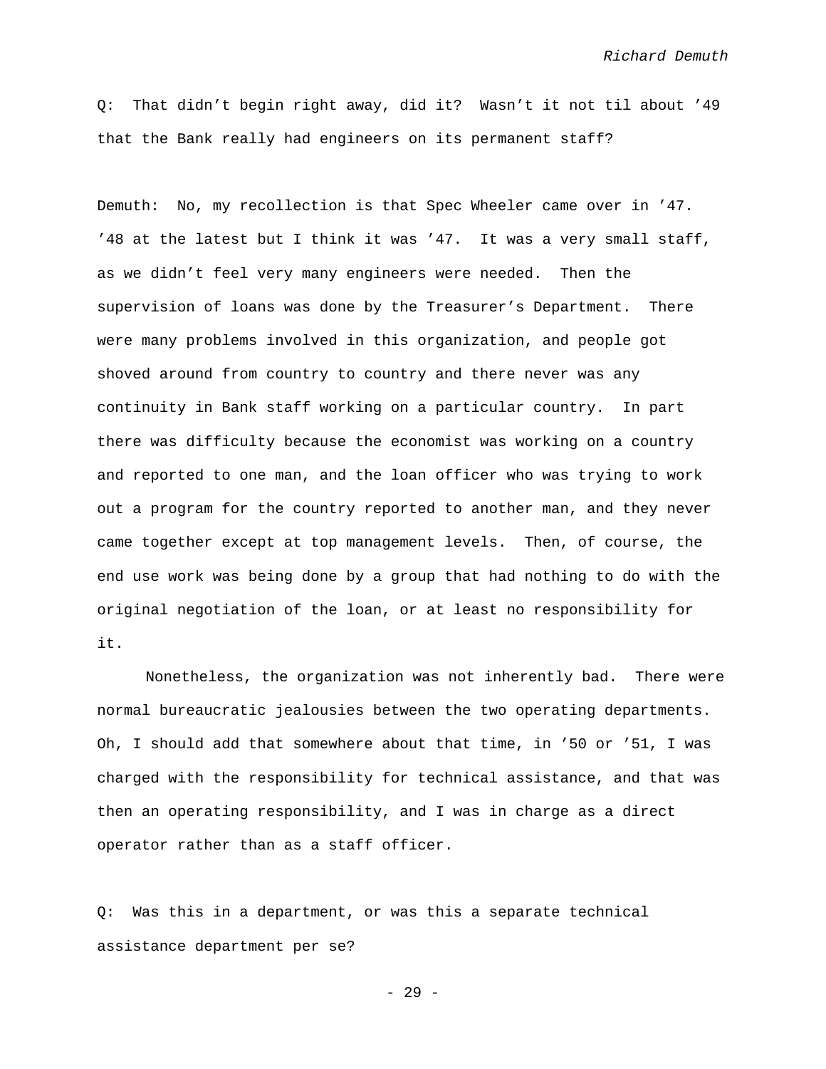Q: That didn't begin right away, did it? Wasn't it not til about '49 that the Bank really had engineers on its permanent staff?

Demuth: No, my recollection is that Spec Wheeler came over in '47. '48 at the latest but I think it was '47. It was a very small staff, as we didn't feel very many engineers were needed. Then the supervision of loans was done by the Treasurer's Department. There were many problems involved in this organization, and people got shoved around from country to country and there never was any continuity in Bank staff working on a particular country. In part there was difficulty because the economist was working on a country and reported to one man, and the loan officer who was trying to work out a program for the country reported to another man, and they never came together except at top management levels. Then, of course, the end use work was being done by a group that had nothing to do with the original negotiation of the loan, or at least no responsibility for it.

Nonetheless, the organization was not inherently bad. There were normal bureaucratic jealousies between the two operating departments. Oh, I should add that somewhere about that time, in '50 or '51, I was charged with the responsibility for technical assistance, and that was then an operating responsibility, and I was in charge as a direct operator rather than as a staff officer.

Q: Was this in a department, or was this a separate technical assistance department per se?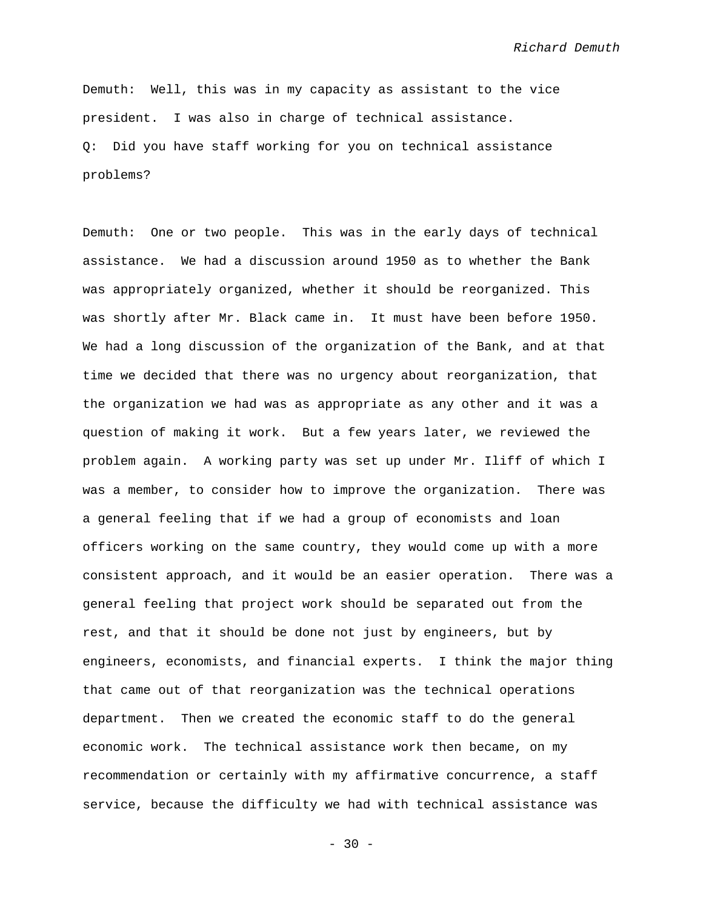Demuth: Well, this was in my capacity as assistant to the vice president. I was also in charge of technical assistance.

Q: Did you have staff working for you on technical assistance problems?

Demuth: One or two people. This was in the early days of technical assistance. We had a discussion around 1950 as to whether the Bank was appropriately organized, whether it should be reorganized. This was shortly after Mr. Black came in. It must have been before 1950. We had a long discussion of the organization of the Bank, and at that time we decided that there was no urgency about reorganization, that the organization we had was as appropriate as any other and it was a question of making it work. But a few years later, we reviewed the problem again. A working party was set up under Mr. Iliff of which I was a member, to consider how to improve the organization. There was a general feeling that if we had a group of economists and loan officers working on the same country, they would come up with a more consistent approach, and it would be an easier operation. There was a general feeling that project work should be separated out from the rest, and that it should be done not just by engineers, but by engineers, economists, and financial experts. I think the major thing that came out of that reorganization was the technical operations department. Then we created the economic staff to do the general economic work. The technical assistance work then became, on my recommendation or certainly with my affirmative concurrence, a staff service, because the difficulty we had with technical assistance was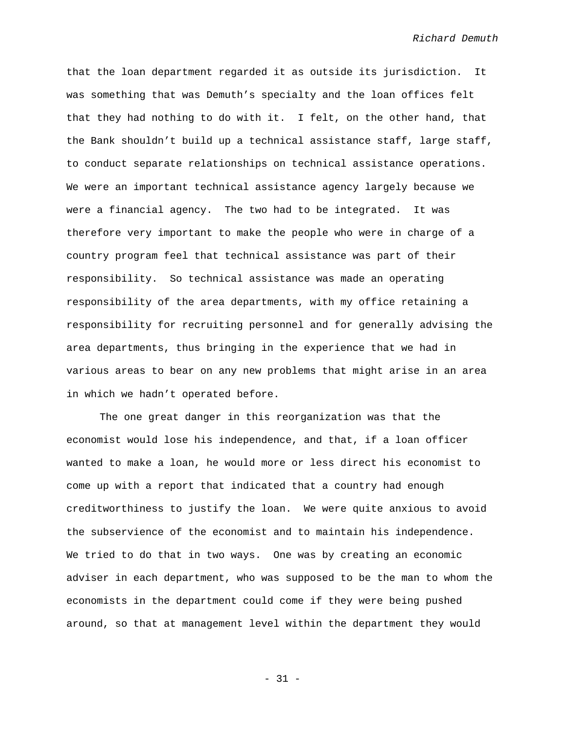that the loan department regarded it as outside its jurisdiction. It was something that was Demuth's specialty and the loan offices felt that they had nothing to do with it. I felt, on the other hand, that the Bank shouldn't build up a technical assistance staff, large staff, to conduct separate relationships on technical assistance operations. We were an important technical assistance agency largely because we were a financial agency. The two had to be integrated. It was therefore very important to make the people who were in charge of a country program feel that technical assistance was part of their responsibility. So technical assistance was made an operating responsibility of the area departments, with my office retaining a responsibility for recruiting personnel and for generally advising the area departments, thus bringing in the experience that we had in various areas to bear on any new problems that might arise in an area in which we hadn't operated before.

The one great danger in this reorganization was that the economist would lose his independence, and that, if a loan officer wanted to make a loan, he would more or less direct his economist to come up with a report that indicated that a country had enough creditworthiness to justify the loan. We were quite anxious to avoid the subservience of the economist and to maintain his independence. We tried to do that in two ways. One was by creating an economic adviser in each department, who was supposed to be the man to whom the economists in the department could come if they were being pushed around, so that at management level within the department they would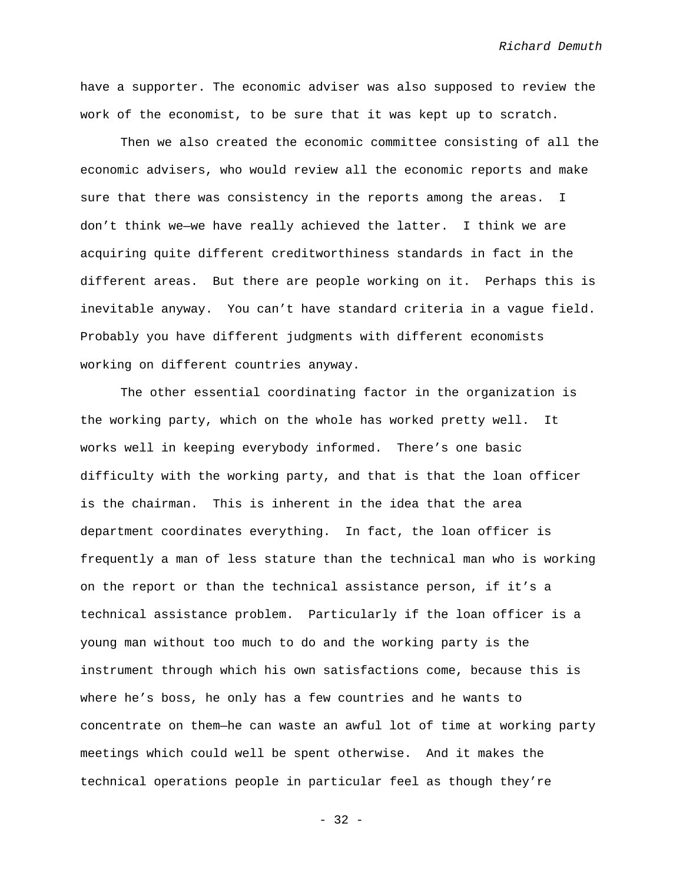have a supporter. The economic adviser was also supposed to review the work of the economist, to be sure that it was kept up to scratch.

Then we also created the economic committee consisting of all the economic advisers, who would review all the economic reports and make sure that there was consistency in the reports among the areas. I don't think we—we have really achieved the latter. I think we are acquiring quite different creditworthiness standards in fact in the different areas. But there are people working on it. Perhaps this is inevitable anyway. You can't have standard criteria in a vague field. Probably you have different judgments with different economists working on different countries anyway.

The other essential coordinating factor in the organization is the working party, which on the whole has worked pretty well. It works well in keeping everybody informed. There's one basic difficulty with the working party, and that is that the loan officer is the chairman. This is inherent in the idea that the area department coordinates everything. In fact, the loan officer is frequently a man of less stature than the technical man who is working on the report or than the technical assistance person, if it's a technical assistance problem. Particularly if the loan officer is a young man without too much to do and the working party is the instrument through which his own satisfactions come, because this is where he's boss, he only has a few countries and he wants to concentrate on them—he can waste an awful lot of time at working party meetings which could well be spent otherwise. And it makes the technical operations people in particular feel as though they're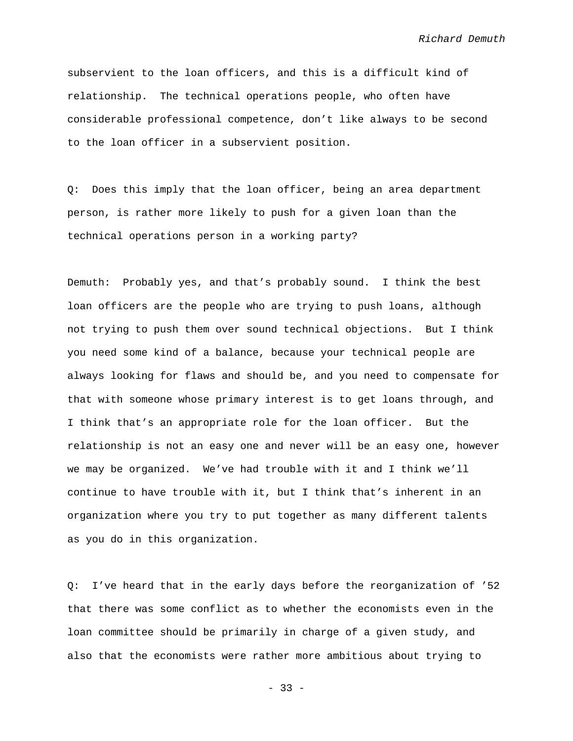subservient to the loan officers, and this is a difficult kind of relationship. The technical operations people, who often have considerable professional competence, don't like always to be second to the loan officer in a subservient position.

Q: Does this imply that the loan officer, being an area department person, is rather more likely to push for a given loan than the technical operations person in a working party?

Demuth: Probably yes, and that's probably sound. I think the best loan officers are the people who are trying to push loans, although not trying to push them over sound technical objections. But I think you need some kind of a balance, because your technical people are always looking for flaws and should be, and you need to compensate for that with someone whose primary interest is to get loans through, and I think that's an appropriate role for the loan officer. But the relationship is not an easy one and never will be an easy one, however we may be organized. We've had trouble with it and I think we'll continue to have trouble with it, but I think that's inherent in an organization where you try to put together as many different talents as you do in this organization.

Q: I've heard that in the early days before the reorganization of '52 that there was some conflict as to whether the economists even in the loan committee should be primarily in charge of a given study, and also that the economists were rather more ambitious about trying to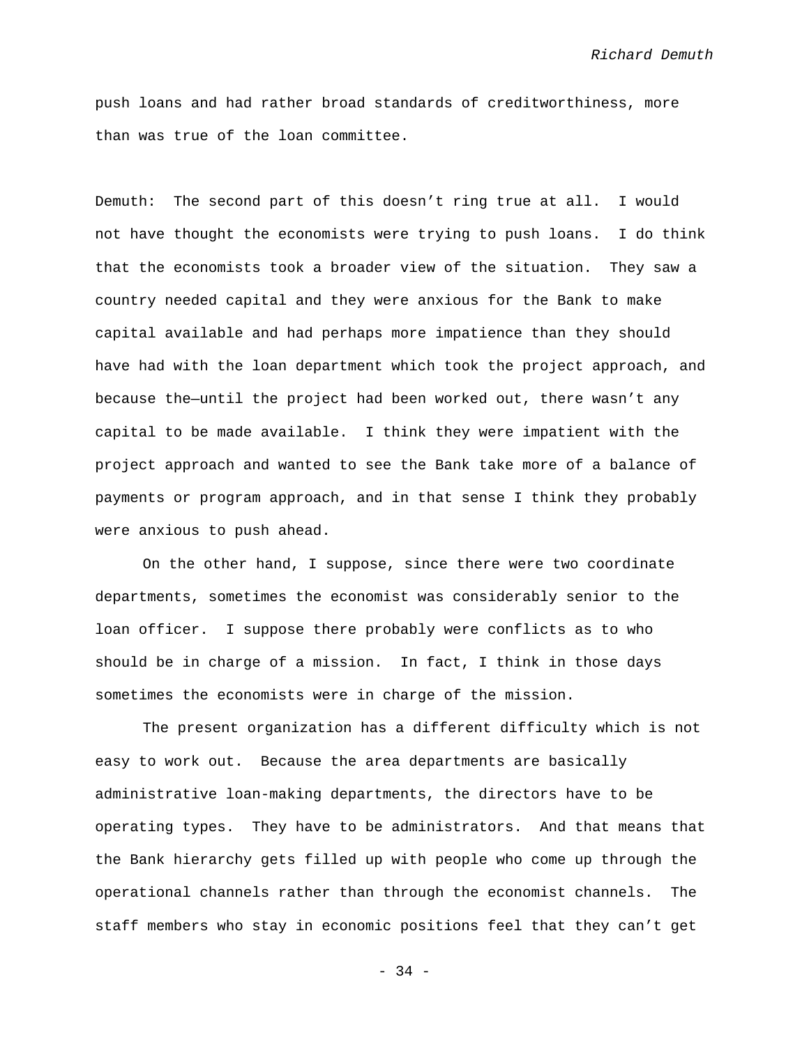push loans and had rather broad standards of creditworthiness, more than was true of the loan committee.

Demuth: The second part of this doesn't ring true at all. I would not have thought the economists were trying to push loans. I do think that the economists took a broader view of the situation. They saw a country needed capital and they were anxious for the Bank to make capital available and had perhaps more impatience than they should have had with the loan department which took the project approach, and because the—until the project had been worked out, there wasn't any capital to be made available. I think they were impatient with the project approach and wanted to see the Bank take more of a balance of payments or program approach, and in that sense I think they probably were anxious to push ahead.

On the other hand, I suppose, since there were two coordinate departments, sometimes the economist was considerably senior to the loan officer. I suppose there probably were conflicts as to who should be in charge of a mission. In fact, I think in those days sometimes the economists were in charge of the mission.

The present organization has a different difficulty which is not easy to work out. Because the area departments are basically administrative loan-making departments, the directors have to be operating types. They have to be administrators. And that means that the Bank hierarchy gets filled up with people who come up through the operational channels rather than through the economist channels. The staff members who stay in economic positions feel that they can't get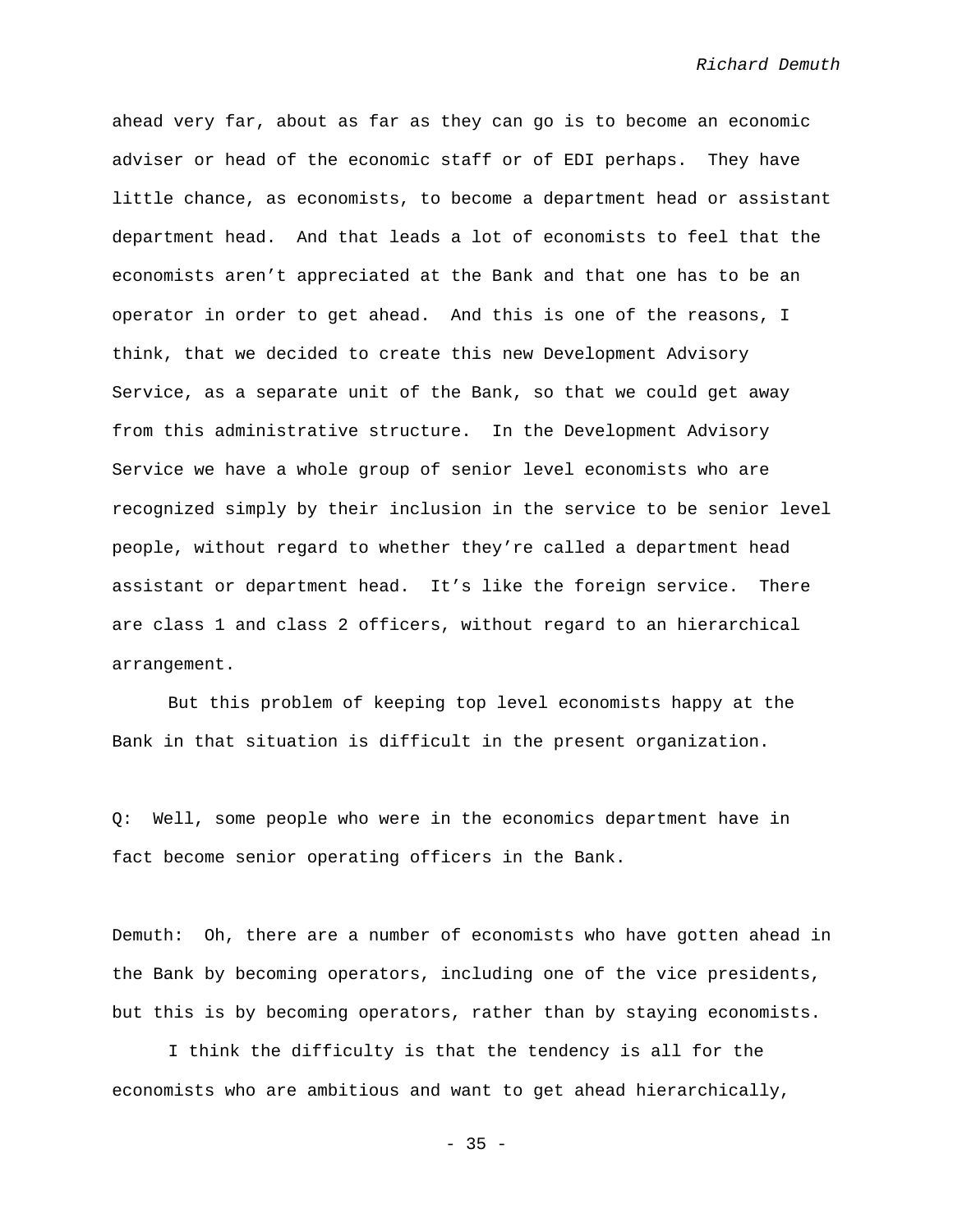ahead very far, about as far as they can go is to become an economic adviser or head of the economic staff or of EDI perhaps. They have little chance, as economists, to become a department head or assistant department head. And that leads a lot of economists to feel that the economists aren't appreciated at the Bank and that one has to be an operator in order to get ahead. And this is one of the reasons, I think, that we decided to create this new Development Advisory Service, as a separate unit of the Bank, so that we could get away from this administrative structure. In the Development Advisory Service we have a whole group of senior level economists who are recognized simply by their inclusion in the service to be senior level people, without regard to whether they're called a department head assistant or department head. It's like the foreign service. There are class 1 and class 2 officers, without regard to an hierarchical arrangement.

But this problem of keeping top level economists happy at the Bank in that situation is difficult in the present organization.

Q: Well, some people who were in the economics department have in fact become senior operating officers in the Bank.

Demuth: Oh, there are a number of economists who have gotten ahead in the Bank by becoming operators, including one of the vice presidents, but this is by becoming operators, rather than by staying economists.

I think the difficulty is that the tendency is all for the economists who are ambitious and want to get ahead hierarchically,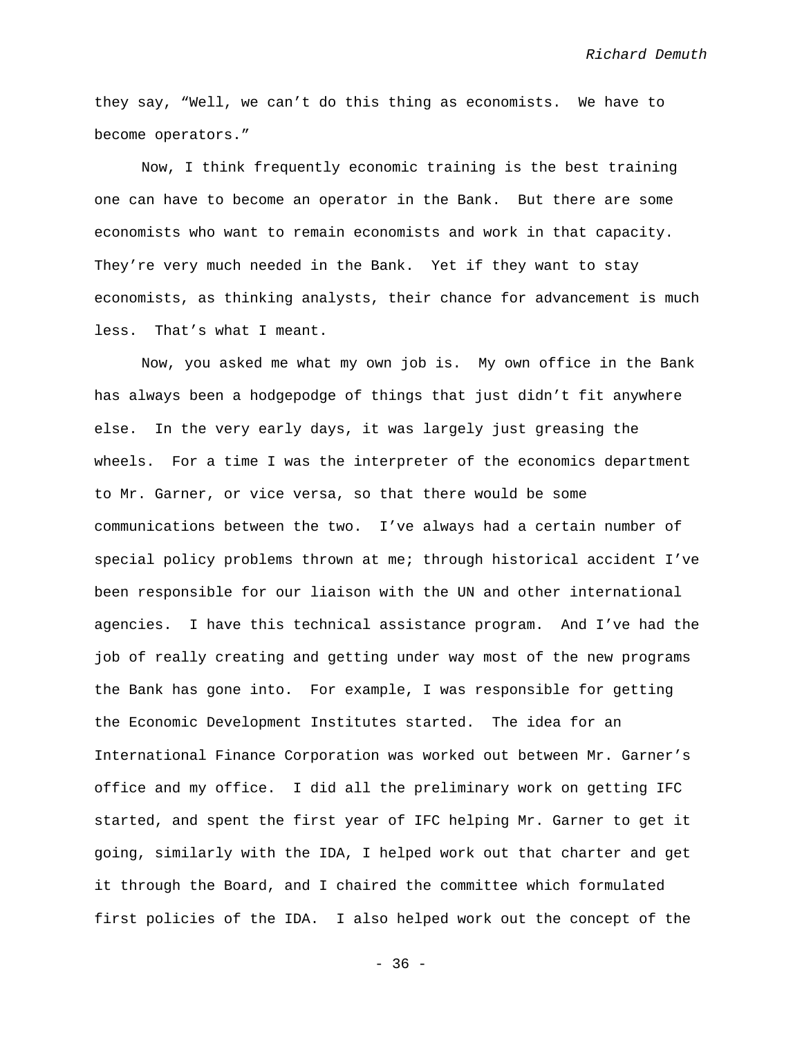they say, "Well, we can't do this thing as economists.  We have to become operators."

Now, I think frequently economic training is the best training one can have to become an operator in the Bank.  But there are some economists who want to remain economists and work in that capacity.  They're very much needed in the Bank.  Yet if they want to stay economists, as thinking analysts, their chance for advancement is much less.  That's what I meant.

Now, you asked me what my own job is.  My own office in the Bank has always been a hodgepodge of things that just didn't fit anywhere else.  In the very early days, it was largely just greasing the wheels.  For a time I was the interpreter of the economics department to Mr. Garner, or vice versa, so that there would be some communications between the two.  I've always had a certain number of special policy problems thrown at me; through historical accident I've been responsible for our liaison with the UN and other international agencies.  I have this technical assistance program.  And I've had the job of really creating and getting under way most of the new programs the Bank has gone into.  For example, I was responsible for getting the Economic Development Institutes started.  The idea for an International Finance Corporation was worked out between Mr. Garner's office and my office.  I did all the preliminary work on getting IFC started, and spent the first year of IFC helping Mr. Garner to get it going, similarly with the IDA, I helped work out that charter and get it through the Board, and I chaired the committee which formulated first policies of the IDA.  I also helped work out the concept of the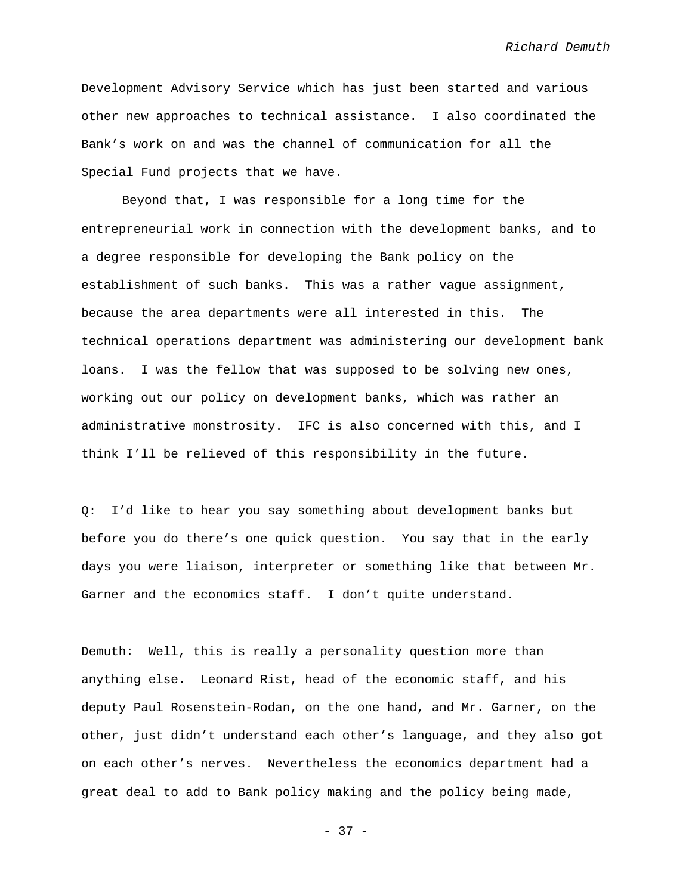Development Advisory Service which has just been started and various other new approaches to technical assistance. I also coordinated the Bank's work on and was the channel of communication for all the Special Fund projects that we have.

Beyond that, I was responsible for a long time for the entrepreneurial work in connection with the development banks, and to a degree responsible for developing the Bank policy on the establishment of such banks. This was a rather vague assignment, because the area departments were all interested in this. The technical operations department was administering our development bank loans. I was the fellow that was supposed to be solving new ones, working out our policy on development banks, which was rather an administrative monstrosity. IFC is also concerned with this, and I think I'll be relieved of this responsibility in the future.

Q: I'd like to hear you say something about development banks but before you do there's one quick question. You say that in the early days you were liaison, interpreter or something like that between Mr. Garner and the economics staff. I don't quite understand.

Demuth: Well, this is really a personality question more than anything else. Leonard Rist, head of the economic staff, and his deputy Paul Rosenstein-Rodan, on the one hand, and Mr. Garner, on the other, just didn't understand each other's language, and they also got on each other's nerves. Nevertheless the economics department had a great deal to add to Bank policy making and the policy being made,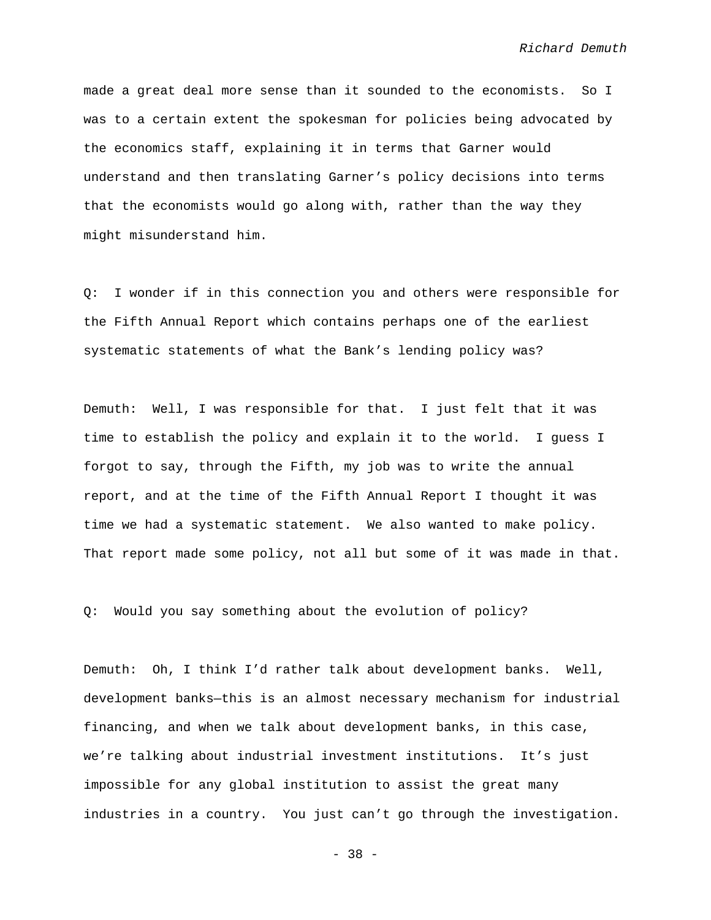made a great deal more sense than it sounded to the economists. So I was to a certain extent the spokesman for policies being advocated by the economics staff, explaining it in terms that Garner would understand and then translating Garner's policy decisions into terms that the economists would go along with, rather than the way they might misunderstand him.

Q: I wonder if in this connection you and others were responsible for the Fifth Annual Report which contains perhaps one of the earliest systematic statements of what the Bank's lending policy was?

Demuth: Well, I was responsible for that. I just felt that it was time to establish the policy and explain it to the world. I guess I forgot to say, through the Fifth, my job was to write the annual report, and at the time of the Fifth Annual Report I thought it was time we had a systematic statement. We also wanted to make policy. That report made some policy, not all but some of it was made in that.

Q: Would you say something about the evolution of policy?

Demuth: Oh, I think I'd rather talk about development banks. Well, development banks—this is an almost necessary mechanism for industrial financing, and when we talk about development banks, in this case, we're talking about industrial investment institutions. It's just impossible for any global institution to assist the great many industries in a country. You just can't go through the investigation.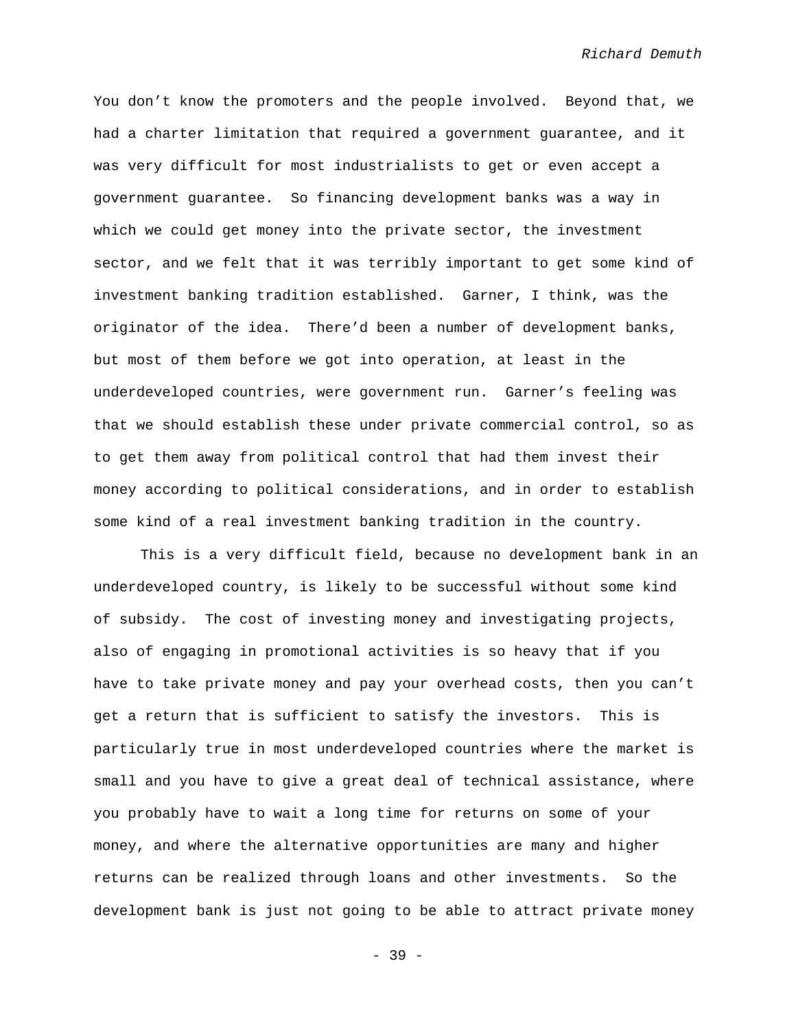You don't know the promoters and the people involved. Beyond that, we had a charter limitation that required a government guarantee, and it was very difficult for most industrialists to get or even accept a government guarantee. So financing development banks was a way in which we could get money into the private sector, the investment sector, and we felt that it was terribly important to get some kind of investment banking tradition established. Garner, I think, was the originator of the idea. There'd been a number of development banks, but most of them before we got into operation, at least in the underdeveloped countries, were government run. Garner's feeling was that we should establish these under private commercial control, so as to get them away from political control that had them invest their money according to political considerations, and in order to establish some kind of a real investment banking tradition in the country.

This is a very difficult field, because no development bank in an underdeveloped country, is likely to be successful without some kind of subsidy. The cost of investing money and investigating projects, also of engaging in promotional activities is so heavy that if you have to take private money and pay your overhead costs, then you can't get a return that is sufficient to satisfy the investors. This is particularly true in most underdeveloped countries where the market is small and you have to give a great deal of technical assistance, where you probably have to wait a long time for returns on some of your money, and where the alternative opportunities are many and higher returns can be realized through loans and other investments. So the development bank is just not going to be able to attract private money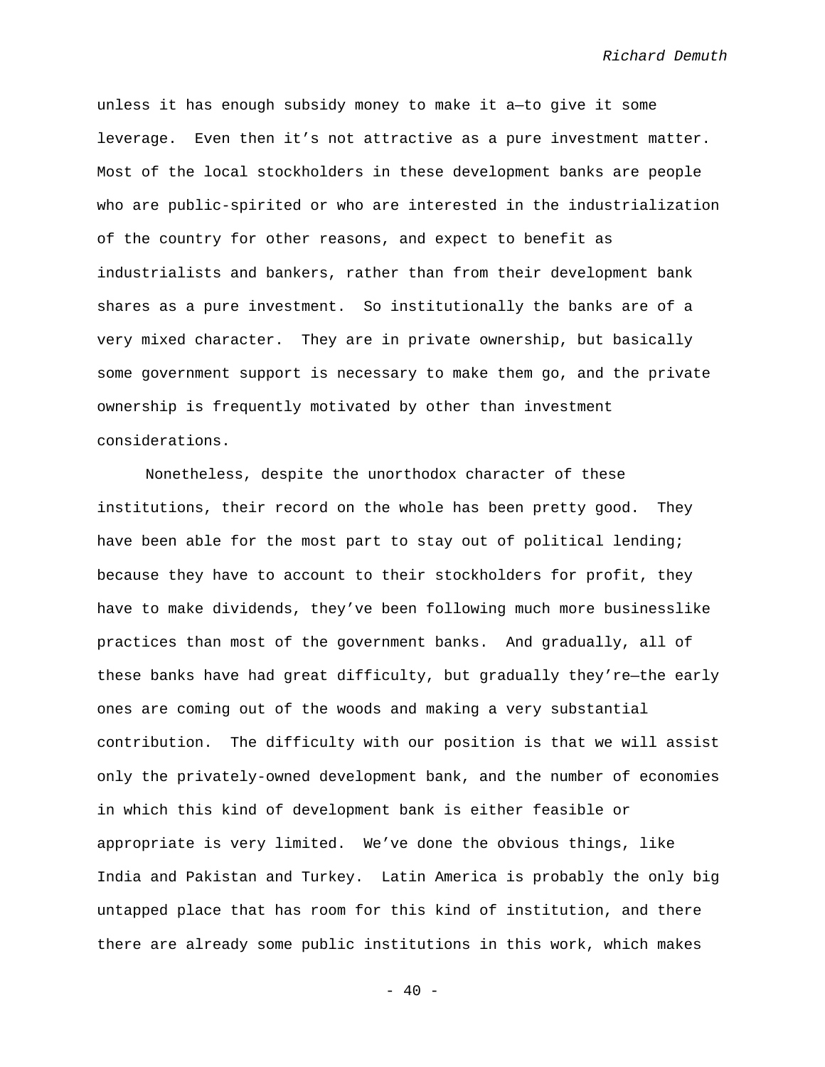unless it has enough subsidy money to make it a—to give it some leverage. Even then it's not attractive as a pure investment matter. Most of the local stockholders in these development banks are people who are public-spirited or who are interested in the industrialization of the country for other reasons, and expect to benefit as industrialists and bankers, rather than from their development bank shares as a pure investment. So institutionally the banks are of a very mixed character. They are in private ownership, but basically some government support is necessary to make them go, and the private ownership is frequently motivated by other than investment considerations.

Nonetheless, despite the unorthodox character of these institutions, their record on the whole has been pretty good. They have been able for the most part to stay out of political lending; because they have to account to their stockholders for profit, they have to make dividends, they've been following much more businesslike practices than most of the government banks. And gradually, all of these banks have had great difficulty, but gradually they're—the early ones are coming out of the woods and making a very substantial contribution. The difficulty with our position is that we will assist only the privately-owned development bank, and the number of economies in which this kind of development bank is either feasible or appropriate is very limited. We've done the obvious things, like India and Pakistan and Turkey. Latin America is probably the only big untapped place that has room for this kind of institution, and there there are already some public institutions in this work, which makes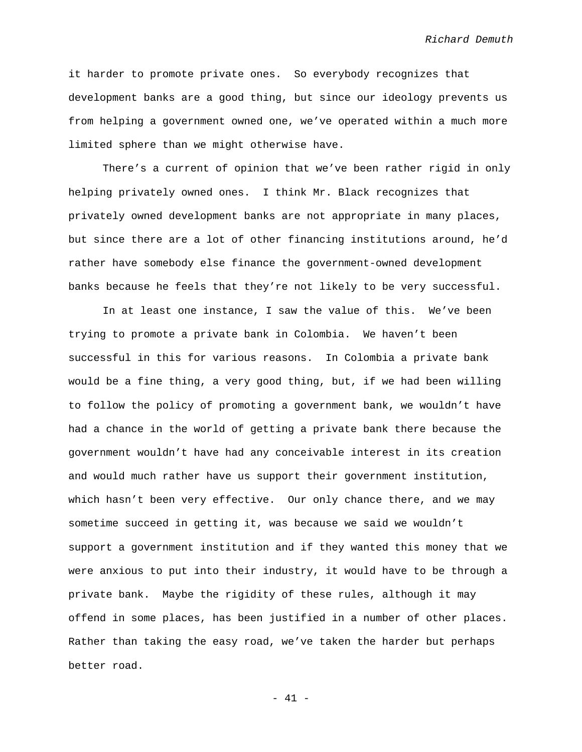it harder to promote private ones. So everybody recognizes that development banks are a good thing, but since our ideology prevents us from helping a government owned one, we've operated within a much more limited sphere than we might otherwise have.

There's a current of opinion that we've been rather rigid in only helping privately owned ones. I think Mr. Black recognizes that privately owned development banks are not appropriate in many places, but since there are a lot of other financing institutions around, he'd rather have somebody else finance the government-owned development banks because he feels that they're not likely to be very successful.

In at least one instance, I saw the value of this. We've been trying to promote a private bank in Colombia. We haven't been successful in this for various reasons. In Colombia a private bank would be a fine thing, a very good thing, but, if we had been willing to follow the policy of promoting a government bank, we wouldn't have had a chance in the world of getting a private bank there because the government wouldn't have had any conceivable interest in its creation and would much rather have us support their government institution, which hasn't been very effective. Our only chance there, and we may sometime succeed in getting it, was because we said we wouldn't support a government institution and if they wanted this money that we were anxious to put into their industry, it would have to be through a private bank. Maybe the rigidity of these rules, although it may offend in some places, has been justified in a number of other places. Rather than taking the easy road, we've taken the harder but perhaps better road.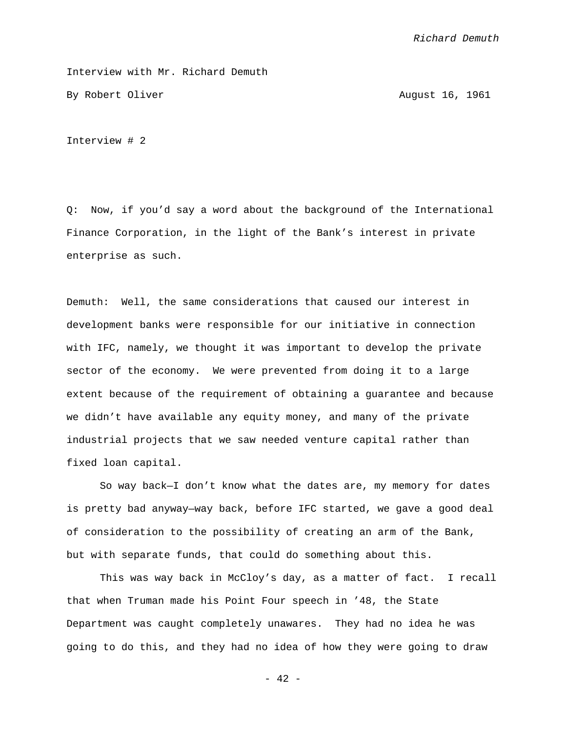Interview with Mr. Richard Demuth

By Robert Oliver August 16, 1961

Interview # 2

Q: Now, if you'd say a word about the background of the International Finance Corporation, in the light of the Bank's interest in private enterprise as such.

Demuth: Well, the same considerations that caused our interest in development banks were responsible for our initiative in connection with IFC, namely, we thought it was important to develop the private sector of the economy. We were prevented from doing it to a large extent because of the requirement of obtaining a guarantee and because we didn't have available any equity money, and many of the private industrial projects that we saw needed venture capital rather than fixed loan capital.

So way back—I don't know what the dates are, my memory for dates is pretty bad anyway—way back, before IFC started, we gave a good deal of consideration to the possibility of creating an arm of the Bank, but with separate funds, that could do something about this.

This was way back in McCloy's day, as a matter of fact. I recall that when Truman made his Point Four speech in '48, the State Department was caught completely unawares. They had no idea he was going to do this, and they had no idea of how they were going to draw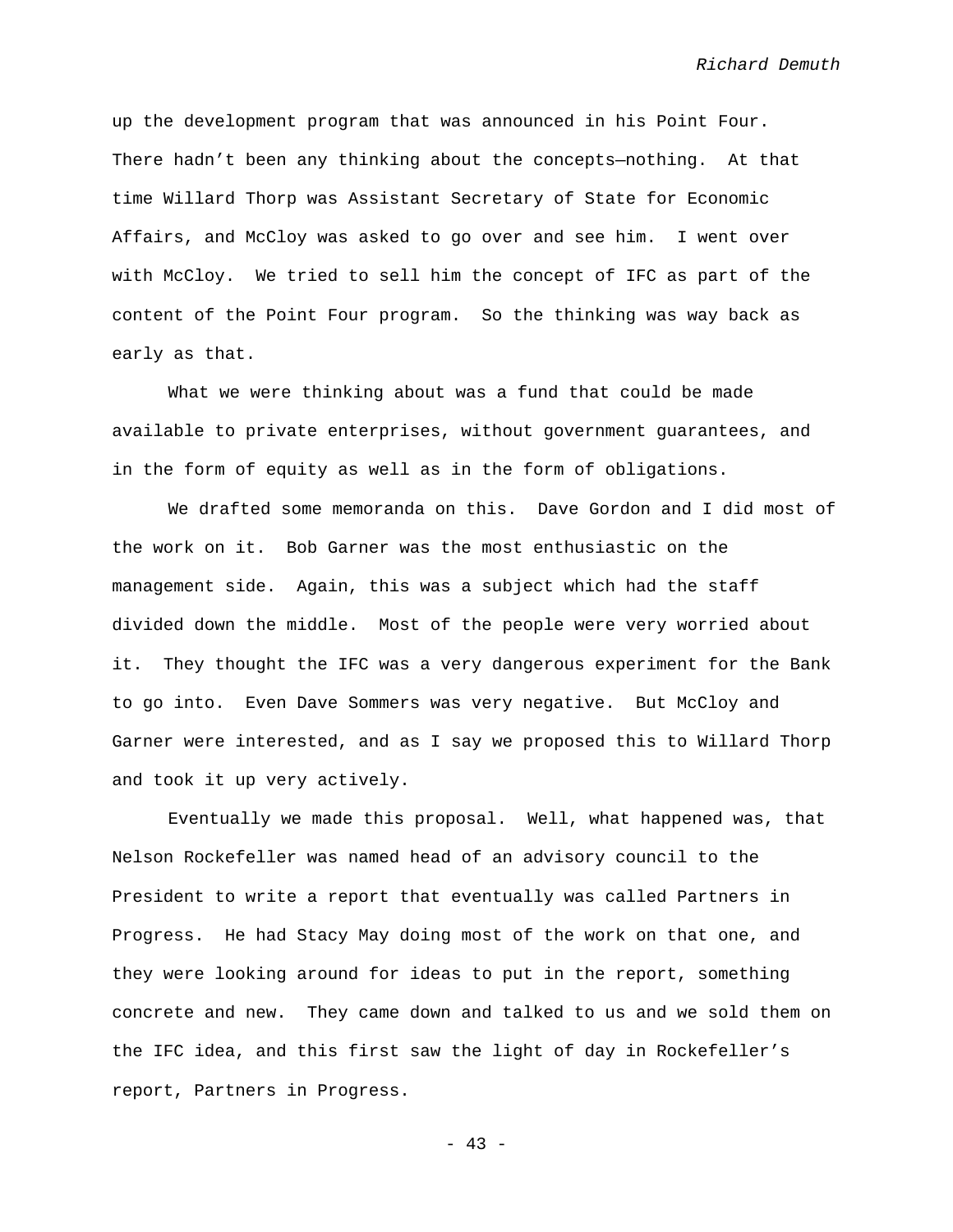up the development program that was announced in his Point Four. There hadn't been any thinking about the concepts—nothing. At that time Willard Thorp was Assistant Secretary of State for Economic Affairs, and McCloy was asked to go over and see him. I went over with McCloy. We tried to sell him the concept of IFC as part of the content of the Point Four program. So the thinking was way back as early as that.

What we were thinking about was a fund that could be made available to private enterprises, without government guarantees, and in the form of equity as well as in the form of obligations.

We drafted some memoranda on this. Dave Gordon and I did most of the work on it. Bob Garner was the most enthusiastic on the management side. Again, this was a subject which had the staff divided down the middle. Most of the people were very worried about it. They thought the IFC was a very dangerous experiment for the Bank to go into. Even Dave Sommers was very negative. But McCloy and Garner were interested, and as I say we proposed this to Willard Thorp and took it up very actively.

Eventually we made this proposal. Well, what happened was, that Nelson Rockefeller was named head of an advisory council to the President to write a report that eventually was called Partners in Progress. He had Stacy May doing most of the work on that one, and they were looking around for ideas to put in the report, something concrete and new. They came down and talked to us and we sold them on the IFC idea, and this first saw the light of day in Rockefeller's report, Partners in Progress.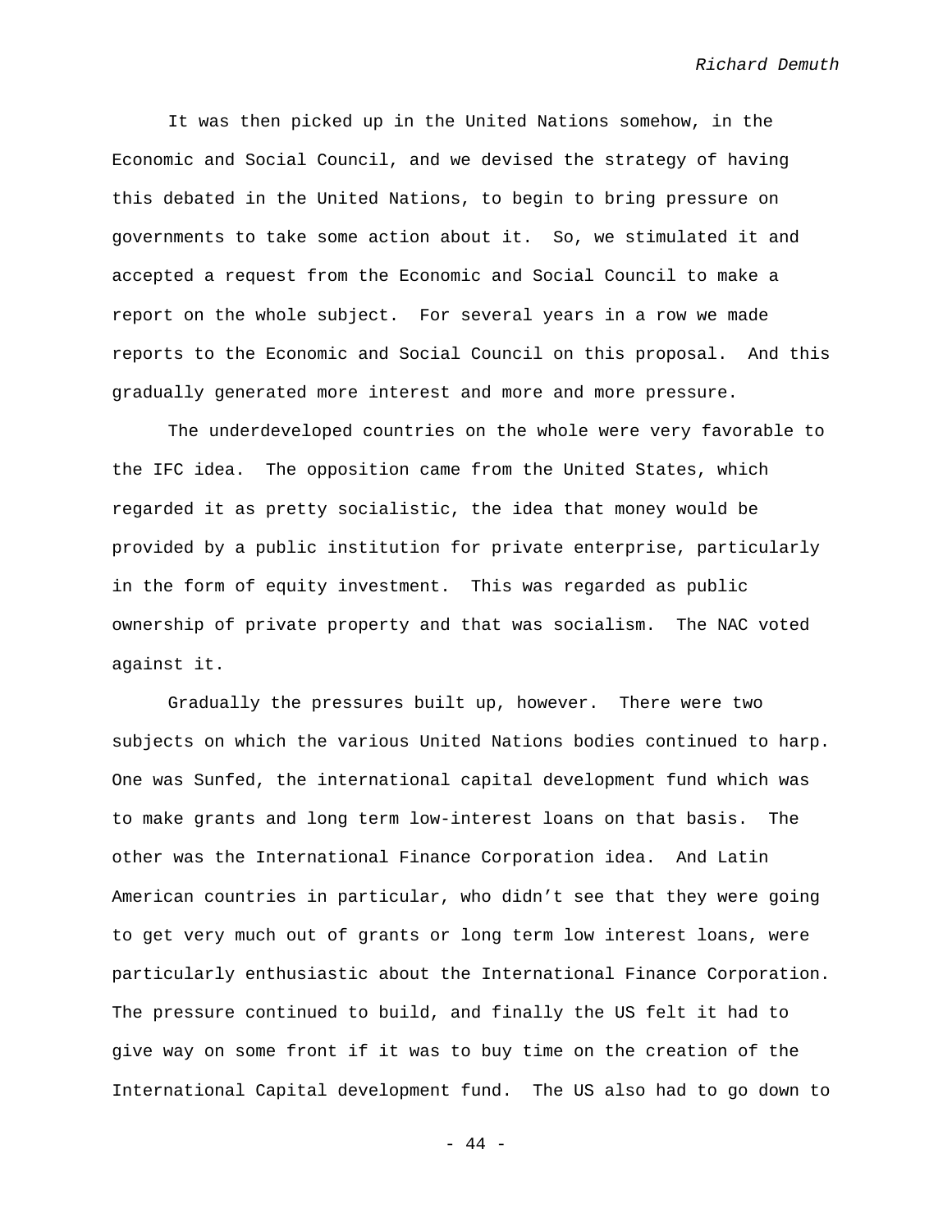It was then picked up in the United Nations somehow, in the Economic and Social Council, and we devised the strategy of having this debated in the United Nations, to begin to bring pressure on governments to take some action about it. So, we stimulated it and accepted a request from the Economic and Social Council to make a report on the whole subject. For several years in a row we made reports to the Economic and Social Council on this proposal. And this gradually generated more interest and more and more pressure.

The underdeveloped countries on the whole were very favorable to the IFC idea. The opposition came from the United States, which regarded it as pretty socialistic, the idea that money would be provided by a public institution for private enterprise, particularly in the form of equity investment. This was regarded as public ownership of private property and that was socialism. The NAC voted against it.

Gradually the pressures built up, however. There were two subjects on which the various United Nations bodies continued to harp. One was Sunfed, the international capital development fund which was to make grants and long term low-interest loans on that basis. The other was the International Finance Corporation idea. And Latin American countries in particular, who didn't see that they were going to get very much out of grants or long term low interest loans, were particularly enthusiastic about the International Finance Corporation. The pressure continued to build, and finally the US felt it had to give way on some front if it was to buy time on the creation of the International Capital development fund. The US also had to go down to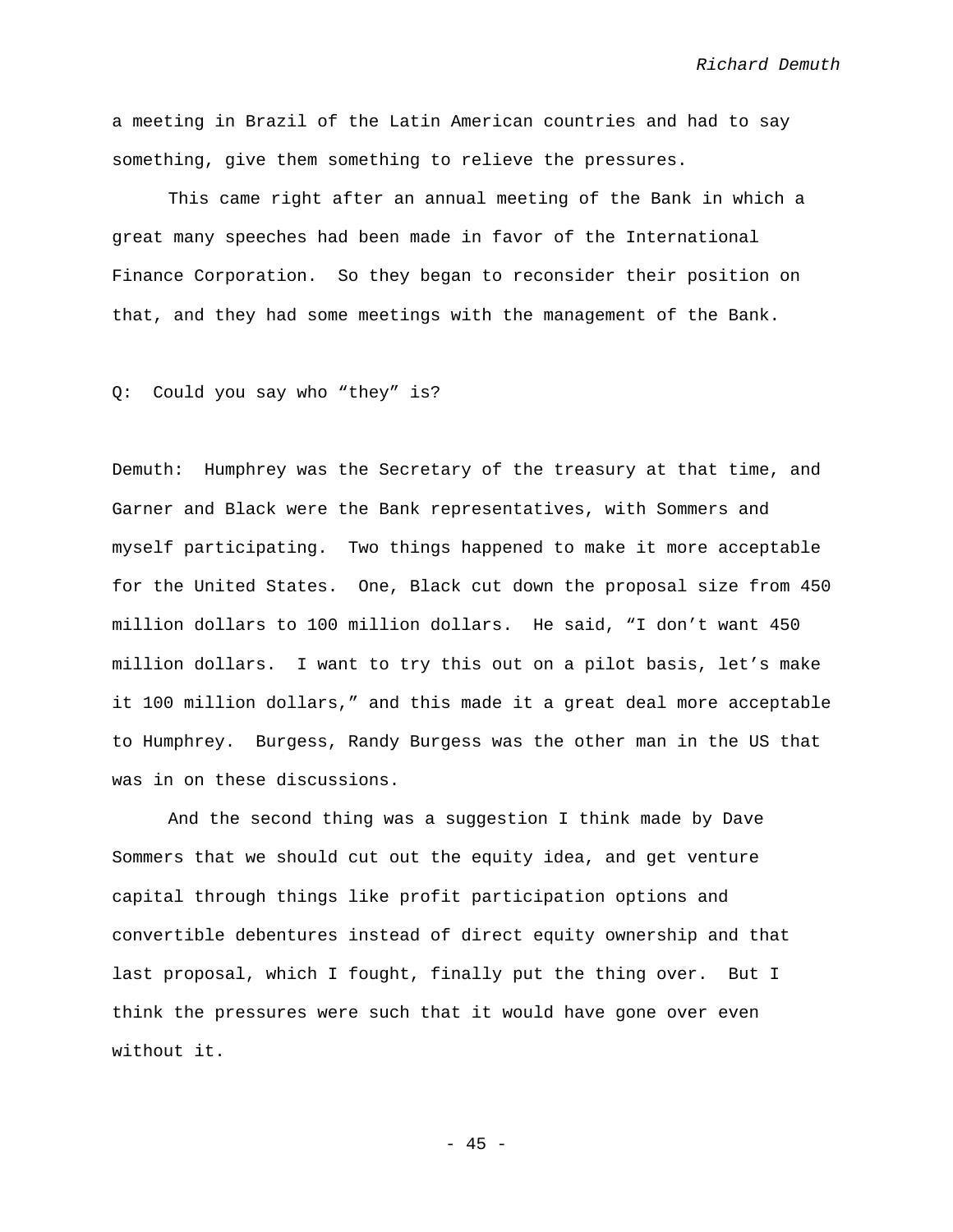a meeting in Brazil of the Latin American countries and had to say something, give them something to relieve the pressures.

This came right after an annual meeting of the Bank in which a great many speeches had been made in favor of the International Finance Corporation. So they began to reconsider their position on that, and they had some meetings with the management of the Bank.

Q: Could you say who "they" is?

Demuth: Humphrey was the Secretary of the treasury at that time, and Garner and Black were the Bank representatives, with Sommers and myself participating. Two things happened to make it more acceptable for the United States. One, Black cut down the proposal size from 450 million dollars to 100 million dollars. He said, "I don't want 450 million dollars. I want to try this out on a pilot basis, let's make it 100 million dollars," and this made it a great deal more acceptable to Humphrey. Burgess, Randy Burgess was the other man in the US that was in on these discussions.

And the second thing was a suggestion I think made by Dave Sommers that we should cut out the equity idea, and get venture capital through things like profit participation options and convertible debentures instead of direct equity ownership and that last proposal, which I fought, finally put the thing over. But I think the pressures were such that it would have gone over even without it.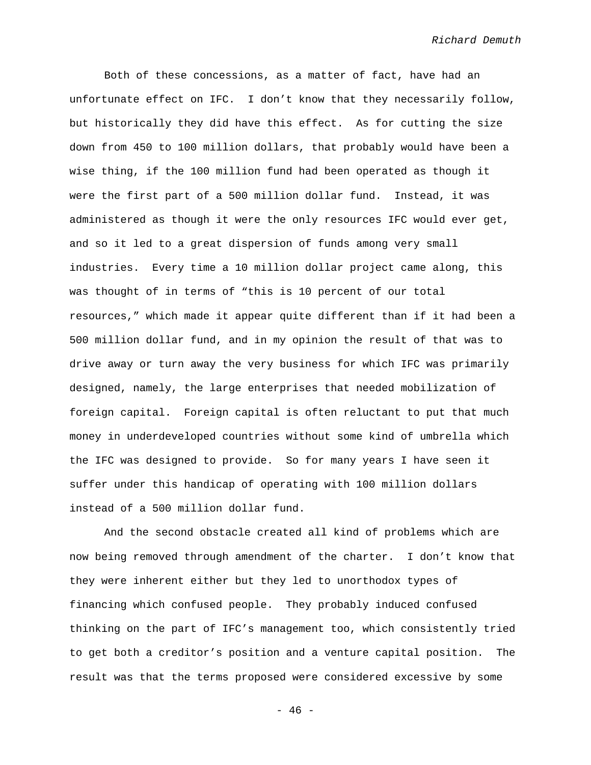Both of these concessions, as a matter of fact, have had an unfortunate effect on IFC. I don't know that they necessarily follow, but historically they did have this effect. As for cutting the size down from 450 to 100 million dollars, that probably would have been a wise thing, if the 100 million fund had been operated as though it were the first part of a 500 million dollar fund. Instead, it was administered as though it were the only resources IFC would ever get, and so it led to a great dispersion of funds among very small industries. Every time a 10 million dollar project came along, this was thought of in terms of "this is 10 percent of our total resources," which made it appear quite different than if it had been a 500 million dollar fund, and in my opinion the result of that was to drive away or turn away the very business for which IFC was primarily designed, namely, the large enterprises that needed mobilization of foreign capital. Foreign capital is often reluctant to put that much money in underdeveloped countries without some kind of umbrella which the IFC was designed to provide. So for many years I have seen it suffer under this handicap of operating with 100 million dollars instead of a 500 million dollar fund.

And the second obstacle created all kind of problems which are now being removed through amendment of the charter. I don't know that they were inherent either but they led to unorthodox types of financing which confused people. They probably induced confused thinking on the part of IFC's management too, which consistently tried to get both a creditor's position and a venture capital position. The result was that the terms proposed were considered excessive by some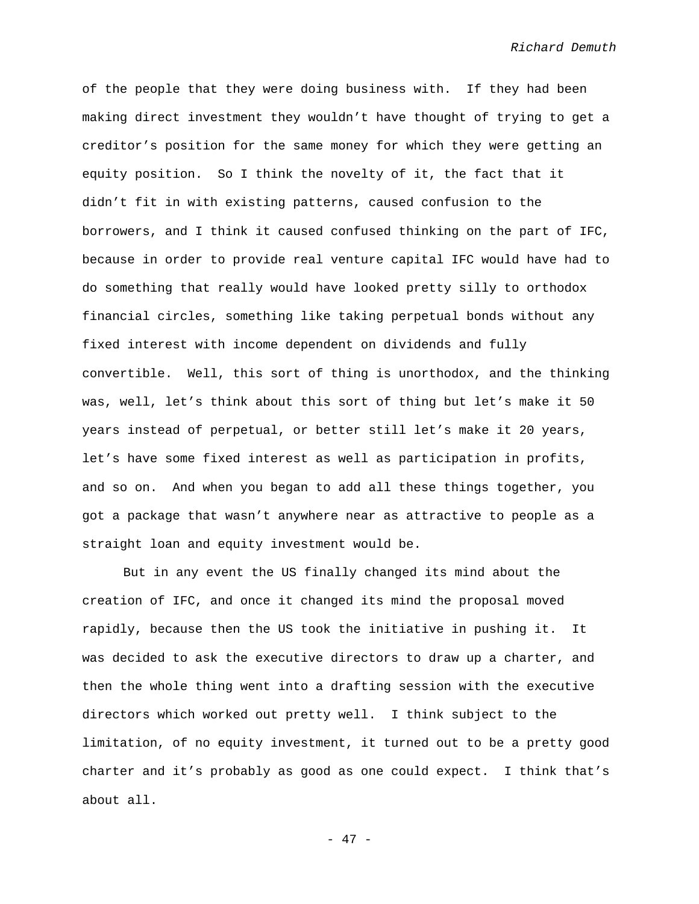of the people that they were doing business with. If they had been making direct investment they wouldn't have thought of trying to get a creditor's position for the same money for which they were getting an equity position. So I think the novelty of it, the fact that it didn't fit in with existing patterns, caused confusion to the borrowers, and I think it caused confused thinking on the part of IFC, because in order to provide real venture capital IFC would have had to do something that really would have looked pretty silly to orthodox financial circles, something like taking perpetual bonds without any fixed interest with income dependent on dividends and fully convertible. Well, this sort of thing is unorthodox, and the thinking was, well, let's think about this sort of thing but let's make it 50 years instead of perpetual, or better still let's make it 20 years, let's have some fixed interest as well as participation in profits, and so on. And when you began to add all these things together, you got a package that wasn't anywhere near as attractive to people as a straight loan and equity investment would be.

But in any event the US finally changed its mind about the creation of IFC, and once it changed its mind the proposal moved rapidly, because then the US took the initiative in pushing it. It was decided to ask the executive directors to draw up a charter, and then the whole thing went into a drafting session with the executive directors which worked out pretty well. I think subject to the limitation, of no equity investment, it turned out to be a pretty good charter and it's probably as good as one could expect. I think that's about all.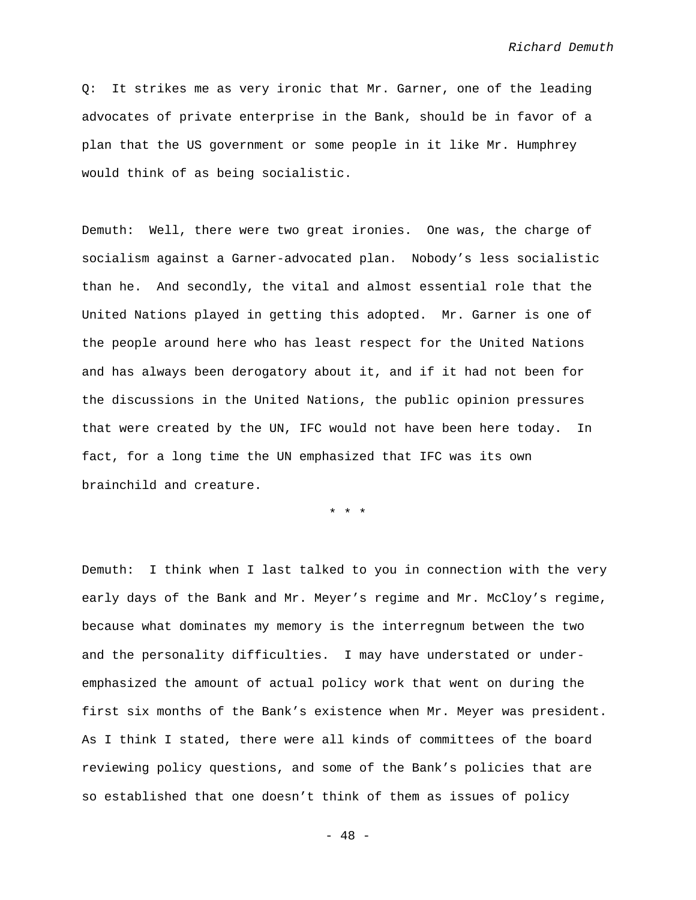Q: It strikes me as very ironic that Mr. Garner, one of the leading advocates of private enterprise in the Bank, should be in favor of a plan that the US government or some people in it like Mr. Humphrey would think of as being socialistic.

Demuth: Well, there were two great ironies. One was, the charge of socialism against a Garner-advocated plan. Nobody's less socialistic than he. And secondly, the vital and almost essential role that the United Nations played in getting this adopted. Mr. Garner is one of the people around here who has least respect for the United Nations and has always been derogatory about it, and if it had not been for the discussions in the United Nations, the public opinion pressures that were created by the UN, IFC would not have been here today. In fact, for a long time the UN emphasized that IFC was its own brainchild and creature.

\* \* \*

Demuth: I think when I last talked to you in connection with the very early days of the Bank and Mr. Meyer's regime and Mr. McCloy's regime, because what dominates my memory is the interregnum between the two and the personality difficulties. I may have understated or under-emphasized the amount of actual policy work that went on during the first six months of the Bank's existence when Mr. Meyer was president. As I think I stated, there were all kinds of committees of the board reviewing policy questions, and some of the Bank's policies that are so established that one doesn't think of them as issues of policy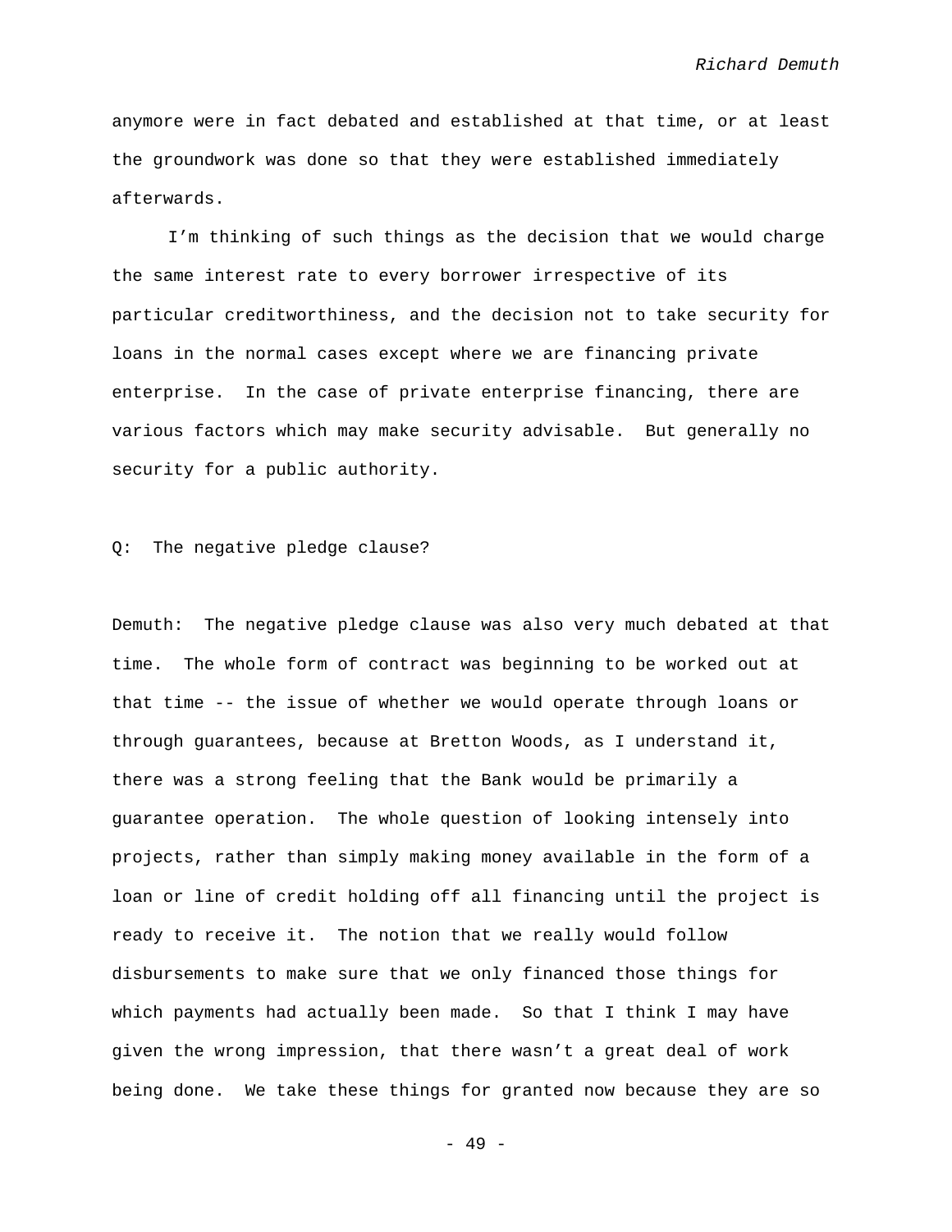anymore were in fact debated and established at that time, or at least the groundwork was done so that they were established immediately afterwards.

I'm thinking of such things as the decision that we would charge the same interest rate to every borrower irrespective of its particular creditworthiness, and the decision not to take security for loans in the normal cases except where we are financing private enterprise. In the case of private enterprise financing, there are various factors which may make security advisable. But generally no security for a public authority.

Q: The negative pledge clause?

Demuth: The negative pledge clause was also very much debated at that time. The whole form of contract was beginning to be worked out at that time -- the issue of whether we would operate through loans or through guarantees, because at Bretton Woods, as I understand it, there was a strong feeling that the Bank would be primarily a guarantee operation. The whole question of looking intensely into projects, rather than simply making money available in the form of a loan or line of credit holding off all financing until the project is ready to receive it. The notion that we really would follow disbursements to make sure that we only financed those things for which payments had actually been made. So that I think I may have given the wrong impression, that there wasn't a great deal of work being done. We take these things for granted now because they are so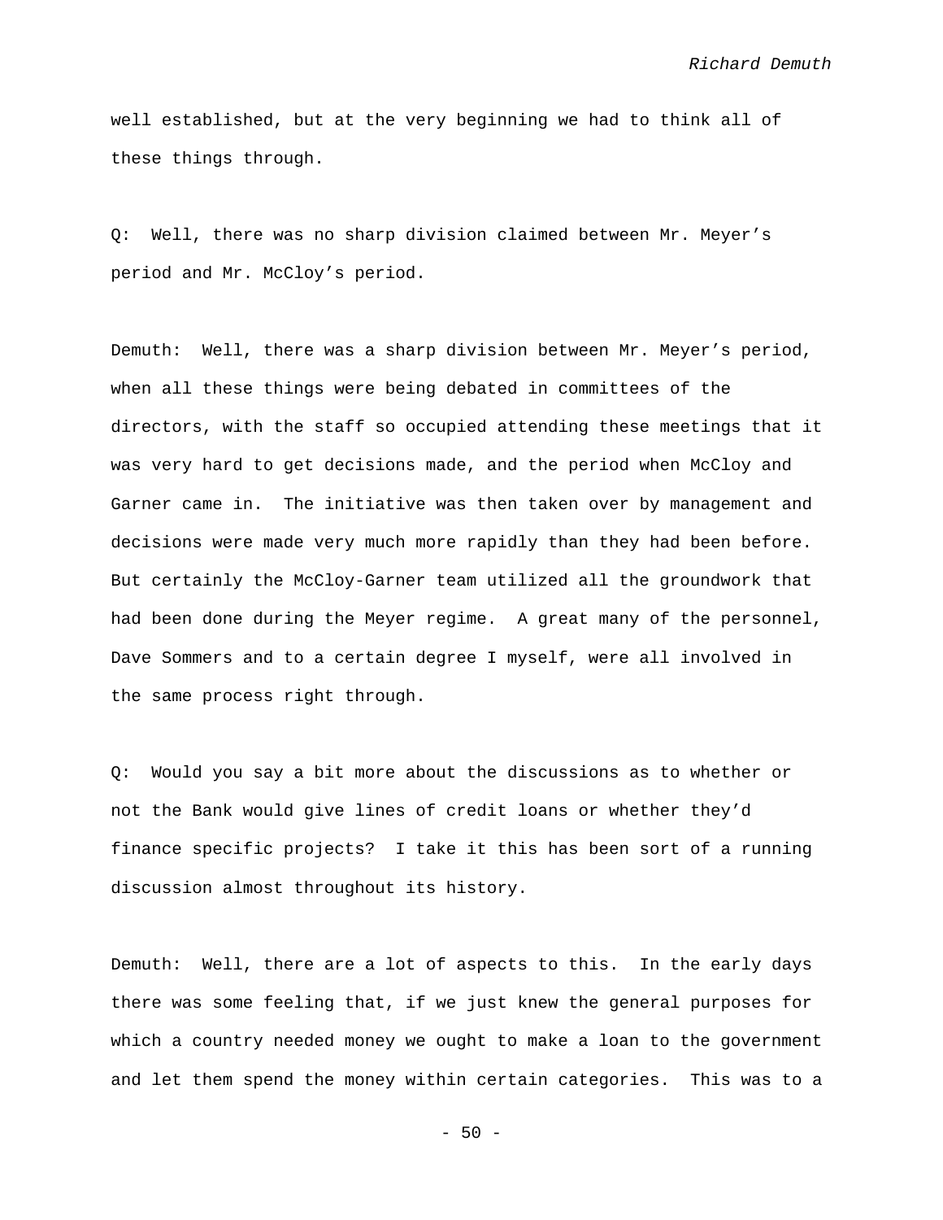well established, but at the very beginning we had to think all of these things through.

Q: Well, there was no sharp division claimed between Mr. Meyer's period and Mr. McCloy's period.

Demuth: Well, there was a sharp division between Mr. Meyer's period, when all these things were being debated in committees of the directors, with the staff so occupied attending these meetings that it was very hard to get decisions made, and the period when McCloy and Garner came in. The initiative was then taken over by management and decisions were made very much more rapidly than they had been before. But certainly the McCloy-Garner team utilized all the groundwork that had been done during the Meyer regime. A great many of the personnel, Dave Sommers and to a certain degree I myself, were all involved in the same process right through.

Q: Would you say a bit more about the discussions as to whether or not the Bank would give lines of credit loans or whether they'd finance specific projects? I take it this has been sort of a running discussion almost throughout its history.

Demuth: Well, there are a lot of aspects to this. In the early days there was some feeling that, if we just knew the general purposes for which a country needed money we ought to make a loan to the government and let them spend the money within certain categories. This was to a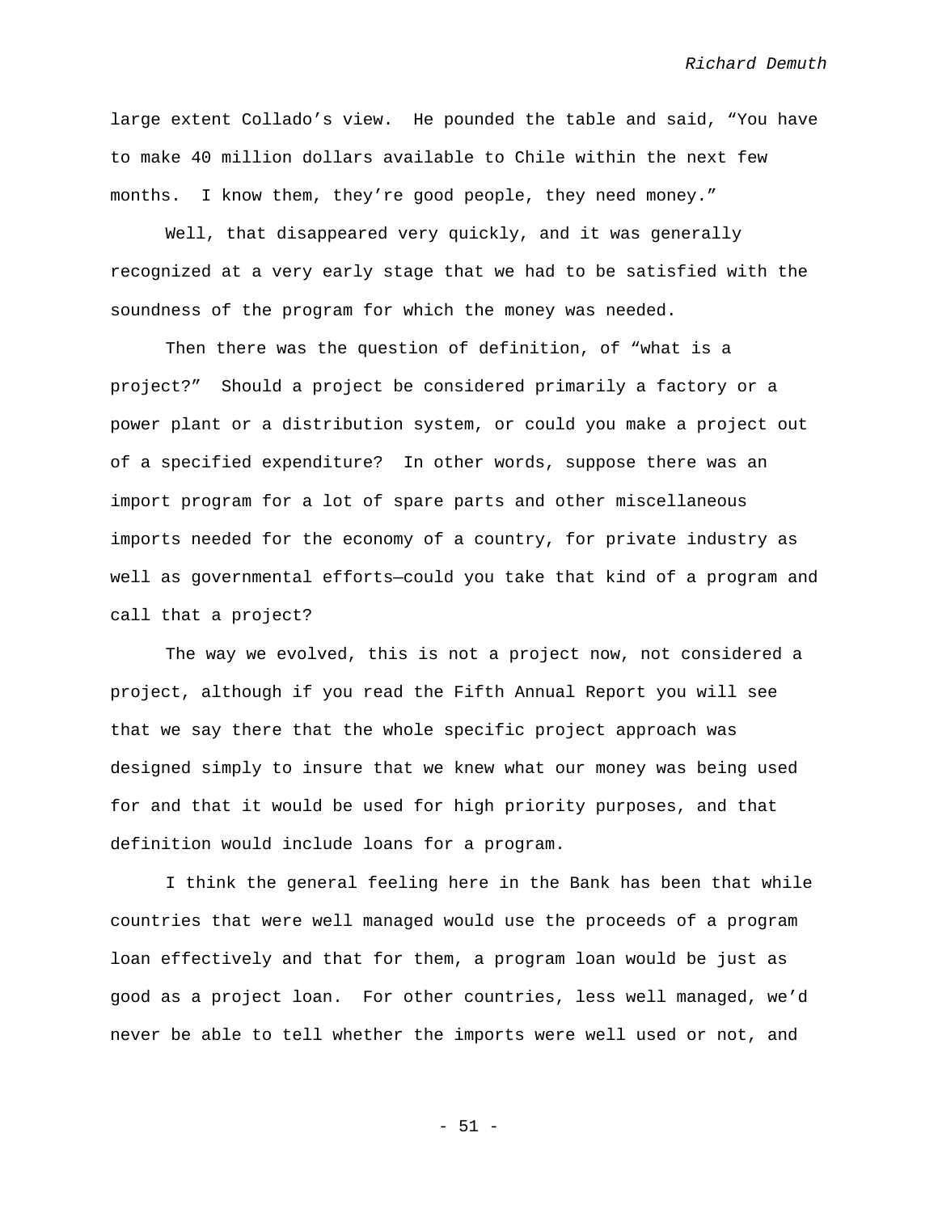large extent Collado's view. He pounded the table and said, "You have to make 40 million dollars available to Chile within the next few months. I know them, they're good people, they need money."

Well, that disappeared very quickly, and it was generally recognized at a very early stage that we had to be satisfied with the soundness of the program for which the money was needed.

Then there was the question of definition, of "what is a project?" Should a project be considered primarily a factory or a power plant or a distribution system, or could you make a project out of a specified expenditure? In other words, suppose there was an import program for a lot of spare parts and other miscellaneous imports needed for the economy of a country, for private industry as well as governmental efforts—could you take that kind of a program and call that a project?

The way we evolved, this is not a project now, not considered a project, although if you read the Fifth Annual Report you will see that we say there that the whole specific project approach was designed simply to insure that we knew what our money was being used for and that it would be used for high priority purposes, and that definition would include loans for a program.

I think the general feeling here in the Bank has been that while countries that were well managed would use the proceeds of a program loan effectively and that for them, a program loan would be just as good as a project loan. For other countries, less well managed, we'd never be able to tell whether the imports were well used or not, and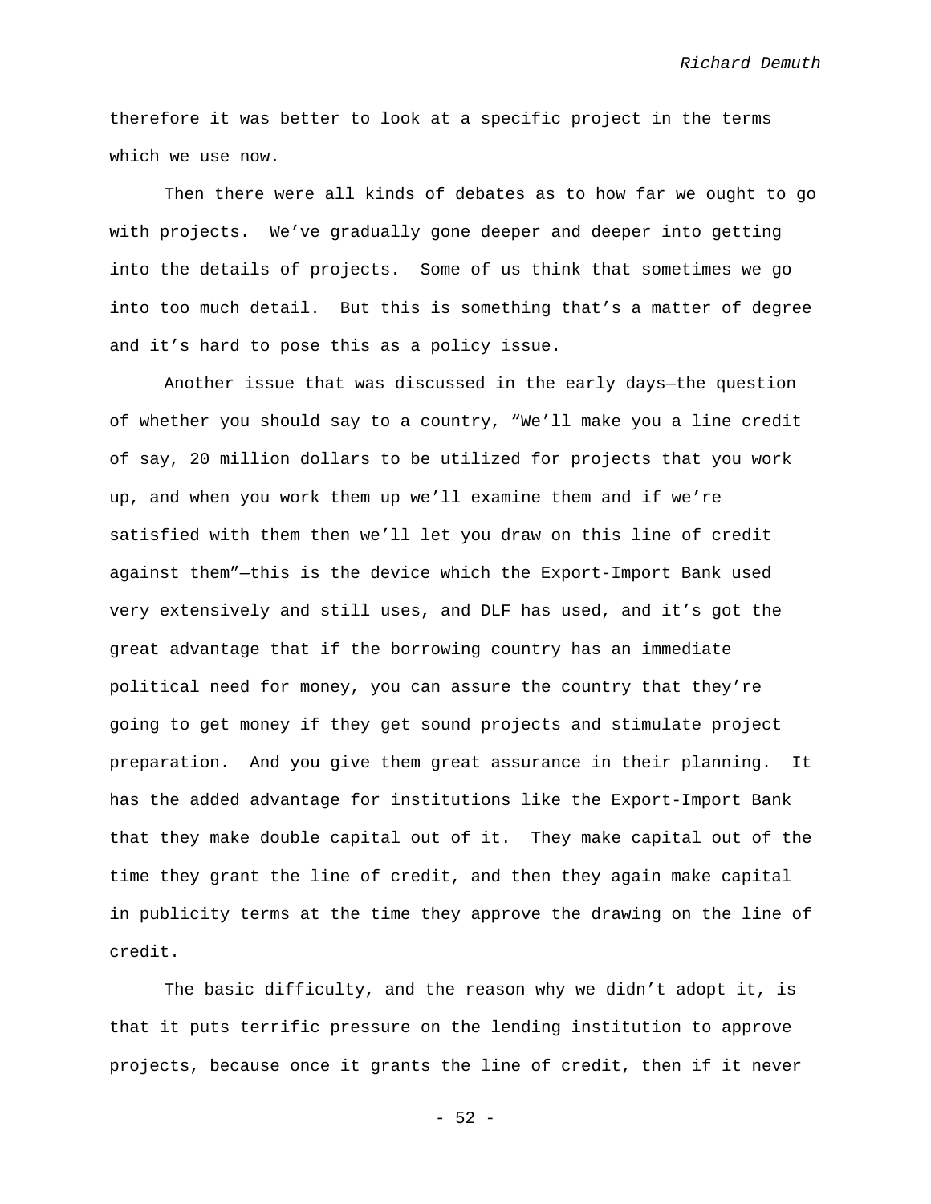therefore it was better to look at a specific project in the terms which we use now.

Then there were all kinds of debates as to how far we ought to go with projects. We've gradually gone deeper and deeper into getting into the details of projects. Some of us think that sometimes we go into too much detail. But this is something that's a matter of degree and it's hard to pose this as a policy issue.

Another issue that was discussed in the early days—the question of whether you should say to a country, "We'll make you a line credit of say, 20 million dollars to be utilized for projects that you work up, and when you work them up we'll examine them and if we're satisfied with them then we'll let you draw on this line of credit against them"—this is the device which the Export-Import Bank used very extensively and still uses, and DLF has used, and it's got the great advantage that if the borrowing country has an immediate political need for money, you can assure the country that they're going to get money if they get sound projects and stimulate project preparation. And you give them great assurance in their planning. It has the added advantage for institutions like the Export-Import Bank that they make double capital out of it. They make capital out of the time they grant the line of credit, and then they again make capital in publicity terms at the time they approve the drawing on the line of credit.

The basic difficulty, and the reason why we didn't adopt it, is that it puts terrific pressure on the lending institution to approve projects, because once it grants the line of credit, then if it never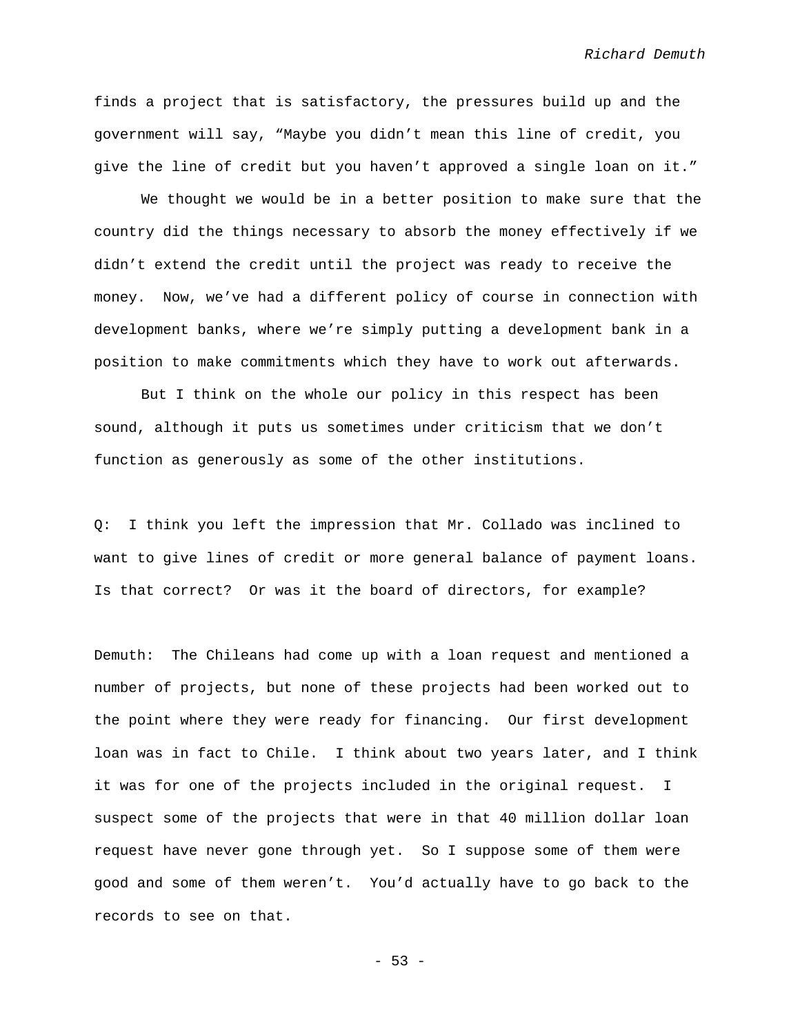finds a project that is satisfactory, the pressures build up and the government will say, “Maybe you didn’t mean this line of credit, you give the line of credit but you haven’t approved a single loan on it.”

We thought we would be in a better position to make sure that the country did the things necessary to absorb the money effectively if we didn’t extend the credit until the project was ready to receive the money. Now, we’ve had a different policy of course in connection with development banks, where we’re simply putting a development bank in a position to make commitments which they have to work out afterwards.

But I think on the whole our policy in this respect has been sound, although it puts us sometimes under criticism that we don’t function as generously as some of the other institutions.

Q: I think you left the impression that Mr. Collado was inclined to want to give lines of credit or more general balance of payment loans. Is that correct? Or was it the board of directors, for example?

Demuth: The Chileans had come up with a loan request and mentioned a number of projects, but none of these projects had been worked out to the point where they were ready for financing. Our first development loan was in fact to Chile. I think about two years later, and I think it was for one of the projects included in the original request. I suspect some of the projects that were in that 40 million dollar loan request have never gone through yet. So I suppose some of them were good and some of them weren’t. You’d actually have to go back to the records to see on that.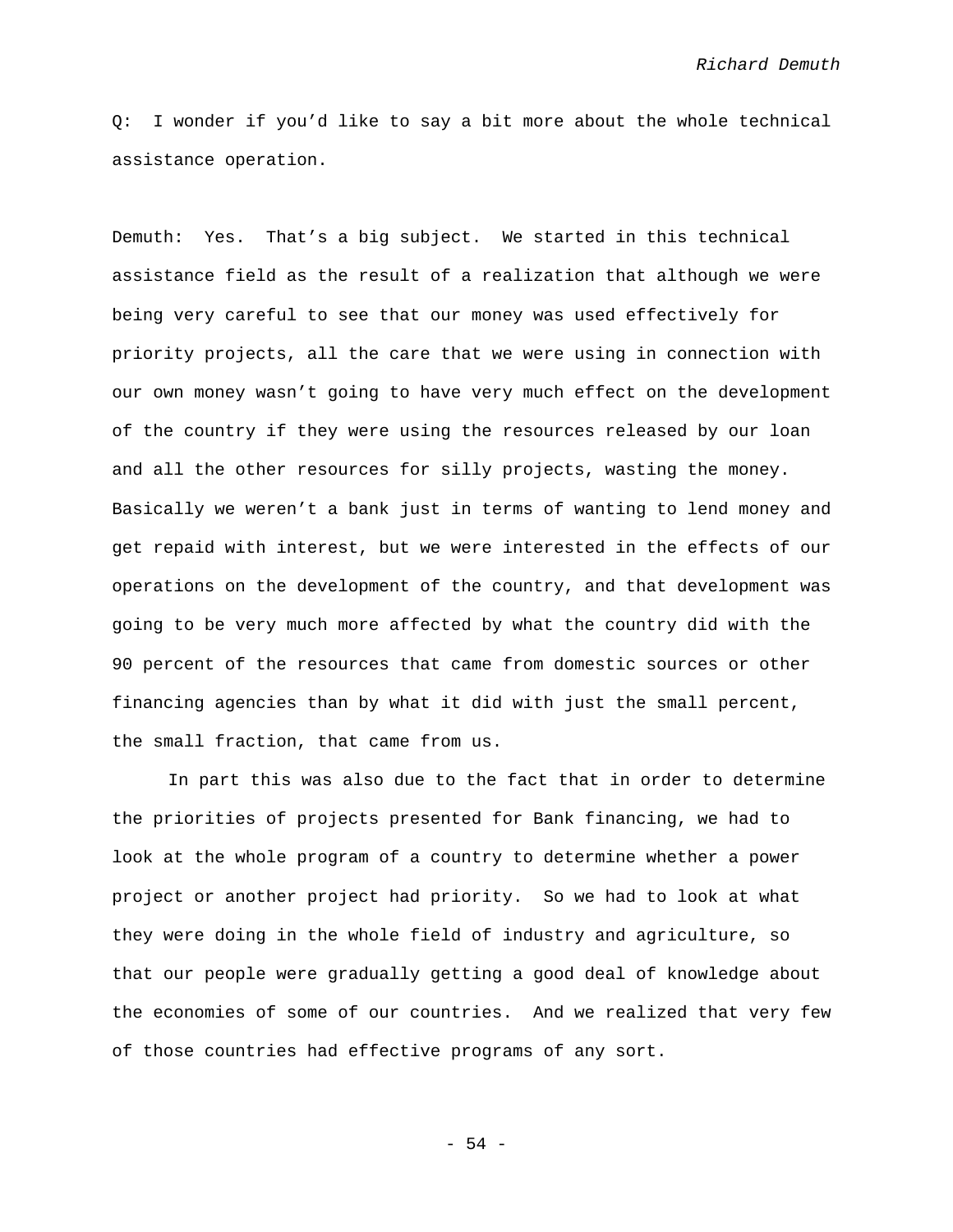Q: I wonder if you'd like to say a bit more about the whole technical assistance operation.

Demuth: Yes. That's a big subject. We started in this technical assistance field as the result of a realization that although we were being very careful to see that our money was used effectively for priority projects, all the care that we were using in connection with our own money wasn't going to have very much effect on the development of the country if they were using the resources released by our loan and all the other resources for silly projects, wasting the money. Basically we weren't a bank just in terms of wanting to lend money and get repaid with interest, but we were interested in the effects of our operations on the development of the country, and that development was going to be very much more affected by what the country did with the 90 percent of the resources that came from domestic sources or other financing agencies than by what it did with just the small percent, the small fraction, that came from us.

In part this was also due to the fact that in order to determine the priorities of projects presented for Bank financing, we had to look at the whole program of a country to determine whether a power project or another project had priority. So we had to look at what they were doing in the whole field of industry and agriculture, so that our people were gradually getting a good deal of knowledge about the economies of some of our countries. And we realized that very few of those countries had effective programs of any sort.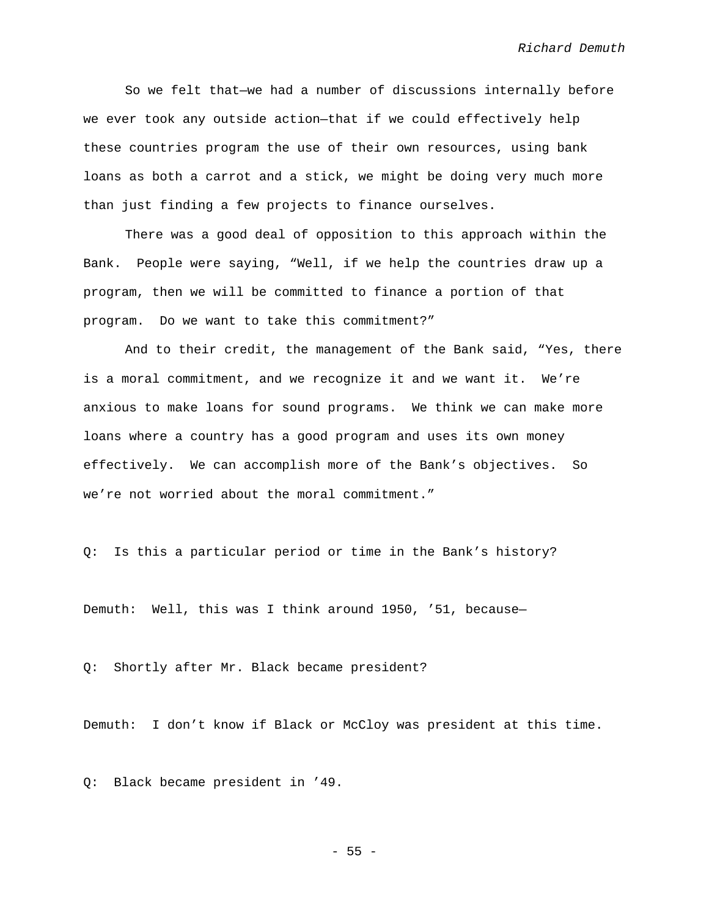So we felt that—we had a number of discussions internally before we ever took any outside action—that if we could effectively help these countries program the use of their own resources, using bank loans as both a carrot and a stick, we might be doing very much more than just finding a few projects to finance ourselves.

There was a good deal of opposition to this approach within the Bank. People were saying, "Well, if we help the countries draw up a program, then we will be committed to finance a portion of that program. Do we want to take this commitment?"

And to their credit, the management of the Bank said, "Yes, there is a moral commitment, and we recognize it and we want it. We're anxious to make loans for sound programs. We think we can make more loans where a country has a good program and uses its own money effectively. We can accomplish more of the Bank's objectives. So we're not worried about the moral commitment."

Q: Is this a particular period or time in the Bank's history?

Demuth: Well, this was I think around 1950, '51, because—

Q: Shortly after Mr. Black became president?

Demuth: I don't know if Black or McCloy was president at this time.

Q: Black became president in '49.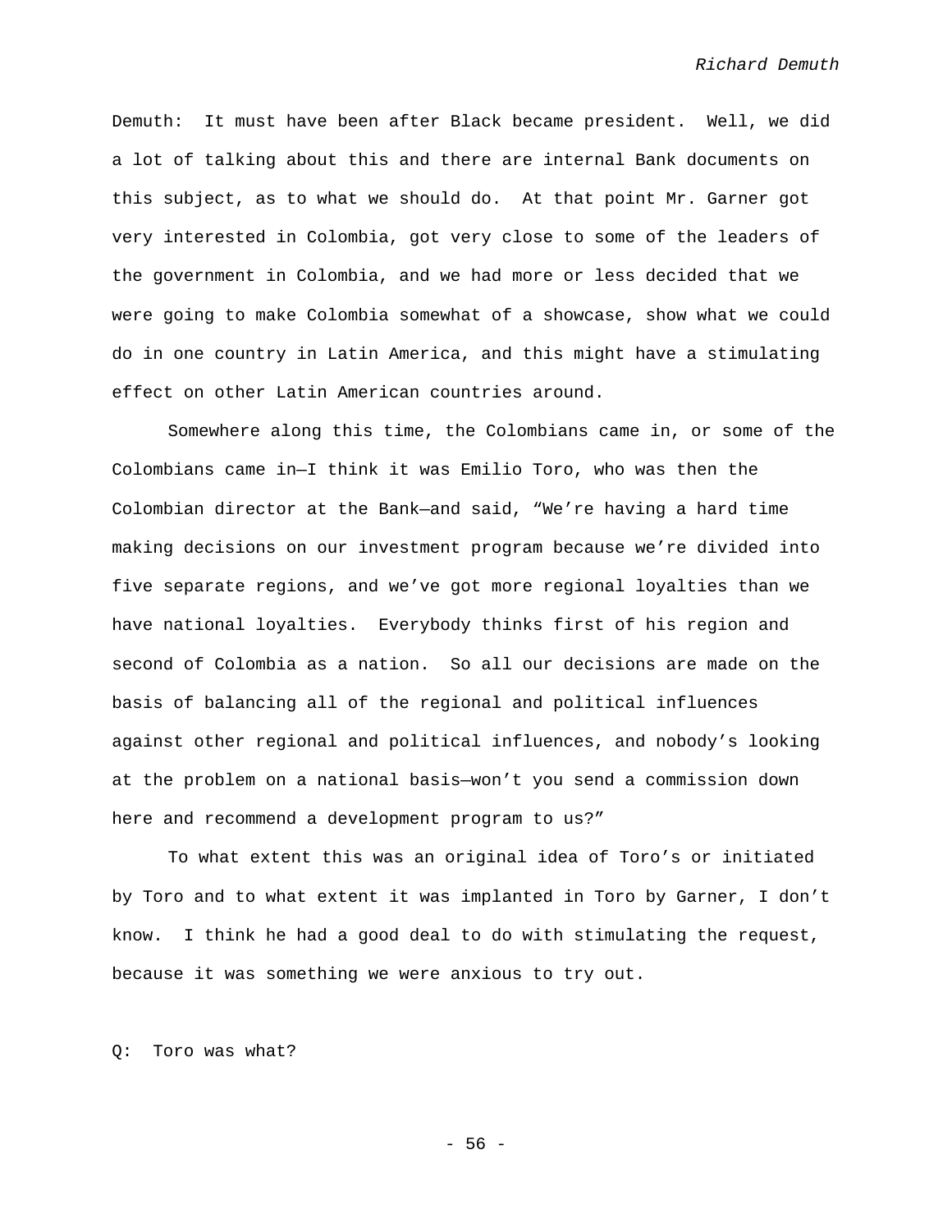Demuth: It must have been after Black became president. Well, we did a lot of talking about this and there are internal Bank documents on this subject, as to what we should do. At that point Mr. Garner got very interested in Colombia, got very close to some of the leaders of the government in Colombia, and we had more or less decided that we were going to make Colombia somewhat of a showcase, show what we could do in one country in Latin America, and this might have a stimulating effect on other Latin American countries around.

Somewhere along this time, the Colombians came in, or some of the Colombians came in—I think it was Emilio Toro, who was then the Colombian director at the Bank—and said, "We're having a hard time making decisions on our investment program because we're divided into five separate regions, and we've got more regional loyalties than we have national loyalties. Everybody thinks first of his region and second of Colombia as a nation. So all our decisions are made on the basis of balancing all of the regional and political influences against other regional and political influences, and nobody's looking at the problem on a national basis—won't you send a commission down here and recommend a development program to us?"

To what extent this was an original idea of Toro's or initiated by Toro and to what extent it was implanted in Toro by Garner, I don't know. I think he had a good deal to do with stimulating the request, because it was something we were anxious to try out.

Q: Toro was what?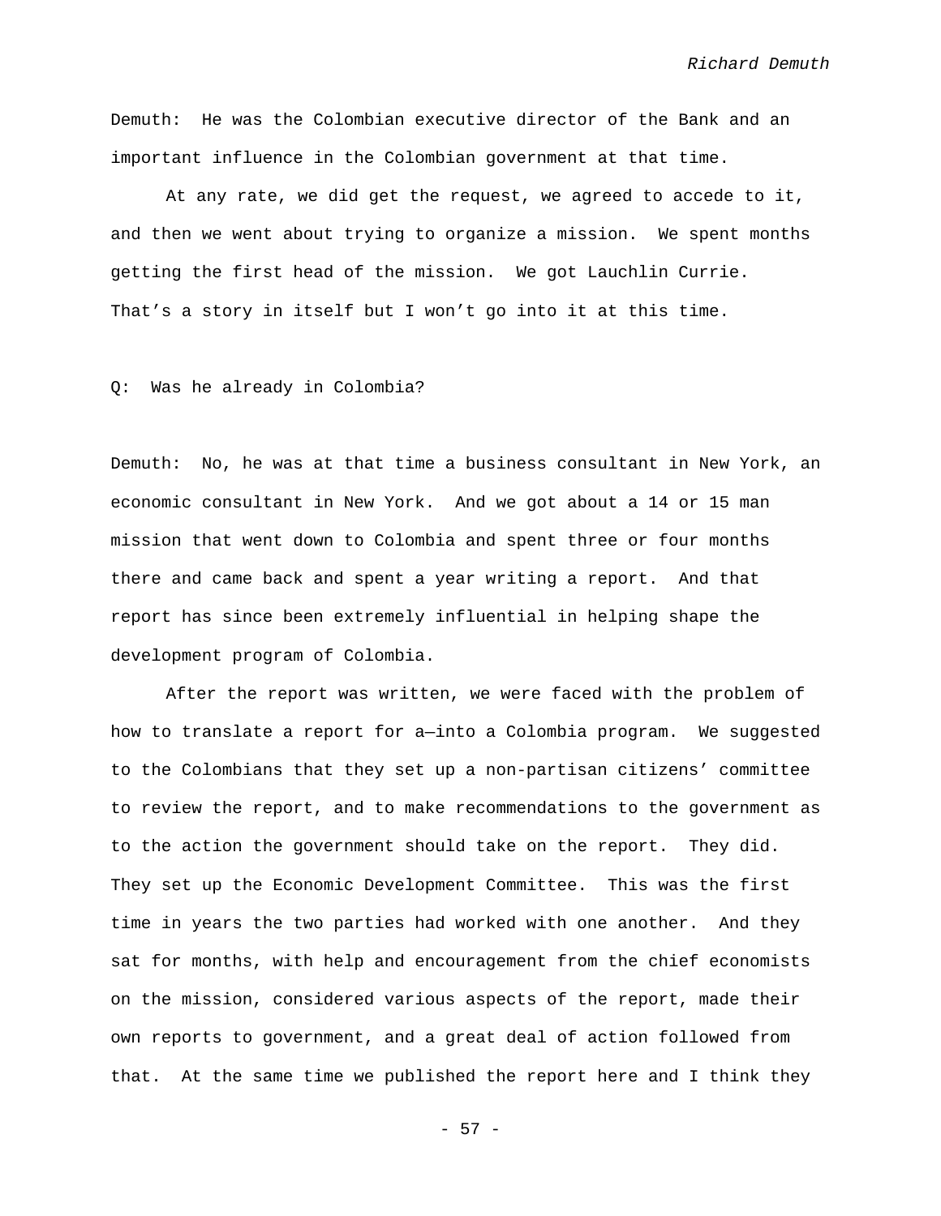Demuth: He was the Colombian executive director of the Bank and an important influence in the Colombian government at that time.

At any rate, we did get the request, we agreed to accede to it, and then we went about trying to organize a mission. We spent months getting the first head of the mission. We got Lauchlin Currie. That's a story in itself but I won't go into it at this time.

Q: Was he already in Colombia?

Demuth: No, he was at that time a business consultant in New York, an economic consultant in New York. And we got about a 14 or 15 man mission that went down to Colombia and spent three or four months there and came back and spent a year writing a report. And that report has since been extremely influential in helping shape the development program of Colombia.

After the report was written, we were faced with the problem of how to translate a report for a—into a Colombia program. We suggested to the Colombians that they set up a non-partisan citizens' committee to review the report, and to make recommendations to the government as to the action the government should take on the report. They did. They set up the Economic Development Committee. This was the first time in years the two parties had worked with one another. And they sat for months, with help and encouragement from the chief economists on the mission, considered various aspects of the report, made their own reports to government, and a great deal of action followed from that. At the same time we published the report here and I think they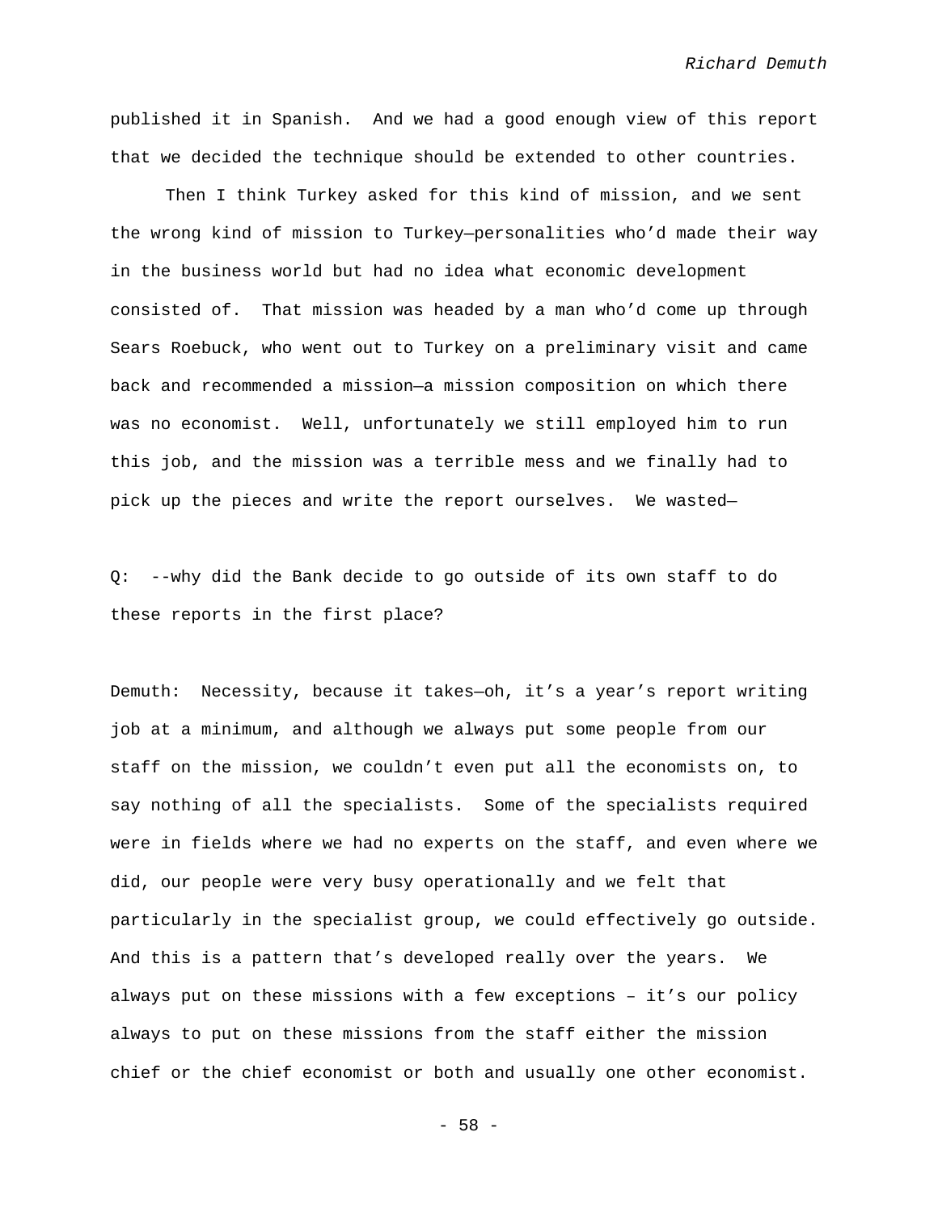published it in Spanish.  And we had a good enough view of this report that we decided the technique should be extended to other countries.

Then I think Turkey asked for this kind of mission, and we sent the wrong kind of mission to Turkey—personalities who'd made their way in the business world but had no idea what economic development consisted of.  That mission was headed by a man who'd come up through Sears Roebuck, who went out to Turkey on a preliminary visit and came back and recommended a mission—a mission composition on which there was no economist.  Well, unfortunately we still employed him to run this job, and the mission was a terrible mess and we finally had to pick up the pieces and write the report ourselves.  We wasted—

Q:  --why did the Bank decide to go outside of its own staff to do these reports in the first place?

Demuth:  Necessity, because it takes—oh, it's a year's report writing job at a minimum, and although we always put some people from our staff on the mission, we couldn't even put all the economists on, to say nothing of all the specialists.  Some of the specialists required were in fields where we had no experts on the staff, and even where we did, our people were very busy operationally and we felt that particularly in the specialist group, we could effectively go outside.  And this is a pattern that's developed really over the years.  We always put on these missions with a few exceptions – it's our policy always to put on these missions from the staff either the mission chief or the chief economist or both and usually one other economist.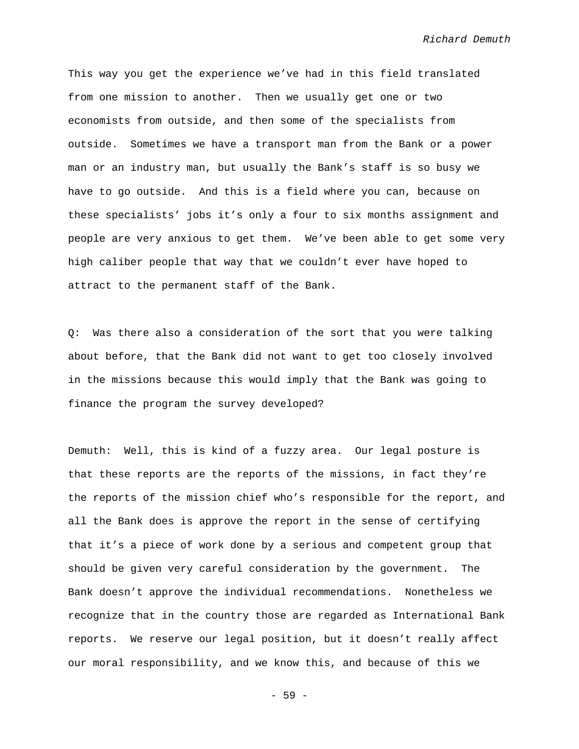This way you get the experience we've had in this field translated from one mission to another. Then we usually get one or two economists from outside, and then some of the specialists from outside. Sometimes we have a transport man from the Bank or a power man or an industry man, but usually the Bank's staff is so busy we have to go outside. And this is a field where you can, because on these specialists' jobs it's only a four to six months assignment and people are very anxious to get them. We've been able to get some very high caliber people that way that we couldn't ever have hoped to attract to the permanent staff of the Bank.

Q: Was there also a consideration of the sort that you were talking about before, that the Bank did not want to get too closely involved in the missions because this would imply that the Bank was going to finance the program the survey developed?

Demuth: Well, this is kind of a fuzzy area. Our legal posture is that these reports are the reports of the missions, in fact they're the reports of the mission chief who's responsible for the report, and all the Bank does is approve the report in the sense of certifying that it's a piece of work done by a serious and competent group that should be given very careful consideration by the government. The Bank doesn't approve the individual recommendations. Nonetheless we recognize that in the country those are regarded as International Bank reports. We reserve our legal position, but it doesn't really affect our moral responsibility, and we know this, and because of this we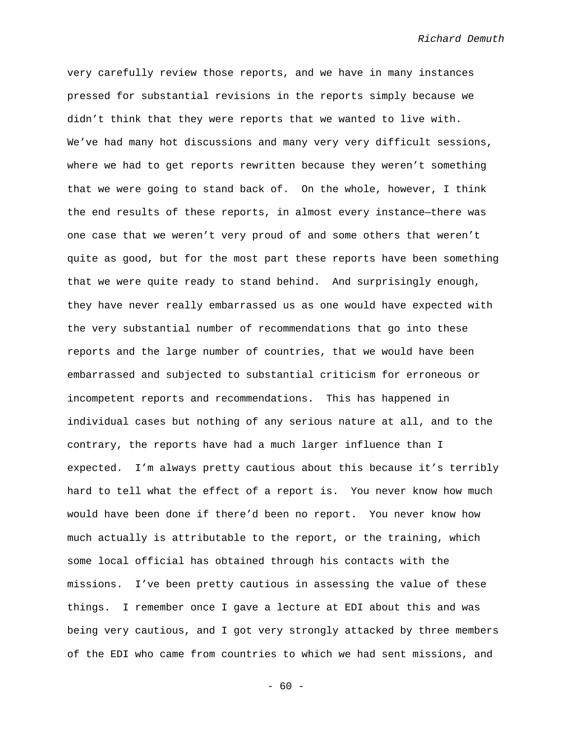very carefully review those reports, and we have in many instances pressed for substantial revisions in the reports simply because we didn't think that they were reports that we wanted to live with. We've had many hot discussions and many very very difficult sessions, where we had to get reports rewritten because they weren't something that we were going to stand back of. On the whole, however, I think the end results of these reports, in almost every instance—there was one case that we weren't very proud of and some others that weren't quite as good, but for the most part these reports have been something that we were quite ready to stand behind. And surprisingly enough, they have never really embarrassed us as one would have expected with the very substantial number of recommendations that go into these reports and the large number of countries, that we would have been embarrassed and subjected to substantial criticism for erroneous or incompetent reports and recommendations. This has happened in individual cases but nothing of any serious nature at all, and to the contrary, the reports have had a much larger influence than I expected. I'm always pretty cautious about this because it's terribly hard to tell what the effect of a report is. You never know how much would have been done if there'd been no report. You never know how much actually is attributable to the report, or the training, which some local official has obtained through his contacts with the missions. I've been pretty cautious in assessing the value of these things. I remember once I gave a lecture at EDI about this and was being very cautious, and I got very strongly attacked by three members of the EDI who came from countries to which we had sent missions, and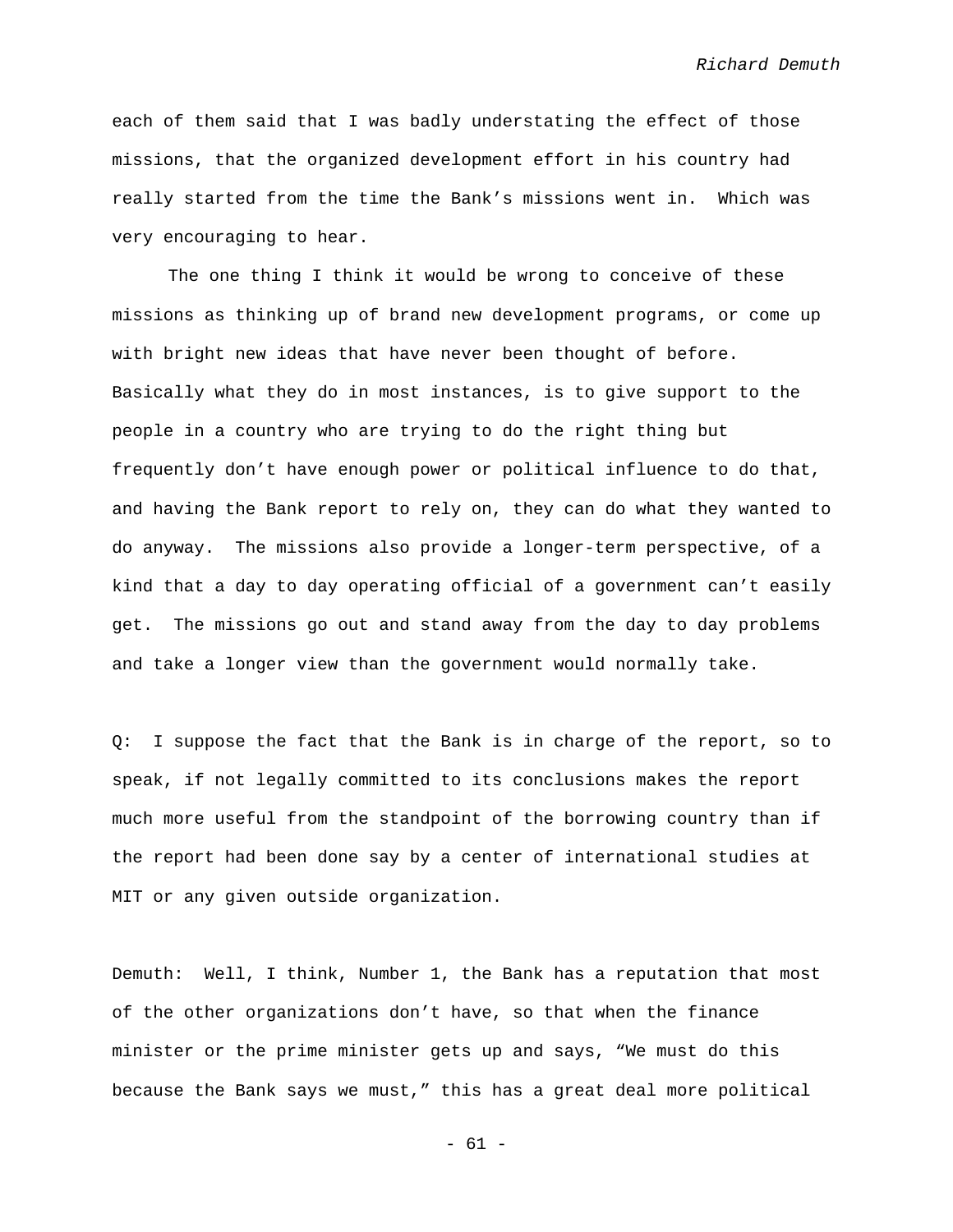each of them said that I was badly understating the effect of those missions, that the organized development effort in his country had really started from the time the Bank's missions went in. Which was very encouraging to hear.

The one thing I think it would be wrong to conceive of these missions as thinking up of brand new development programs, or come up with bright new ideas that have never been thought of before. Basically what they do in most instances, is to give support to the people in a country who are trying to do the right thing but frequently don't have enough power or political influence to do that, and having the Bank report to rely on, they can do what they wanted to do anyway. The missions also provide a longer-term perspective, of a kind that a day to day operating official of a government can't easily get. The missions go out and stand away from the day to day problems and take a longer view than the government would normally take.

Q: I suppose the fact that the Bank is in charge of the report, so to speak, if not legally committed to its conclusions makes the report much more useful from the standpoint of the borrowing country than if the report had been done say by a center of international studies at MIT or any given outside organization.

Demuth: Well, I think, Number 1, the Bank has a reputation that most of the other organizations don't have, so that when the finance minister or the prime minister gets up and says, "We must do this because the Bank says we must," this has a great deal more political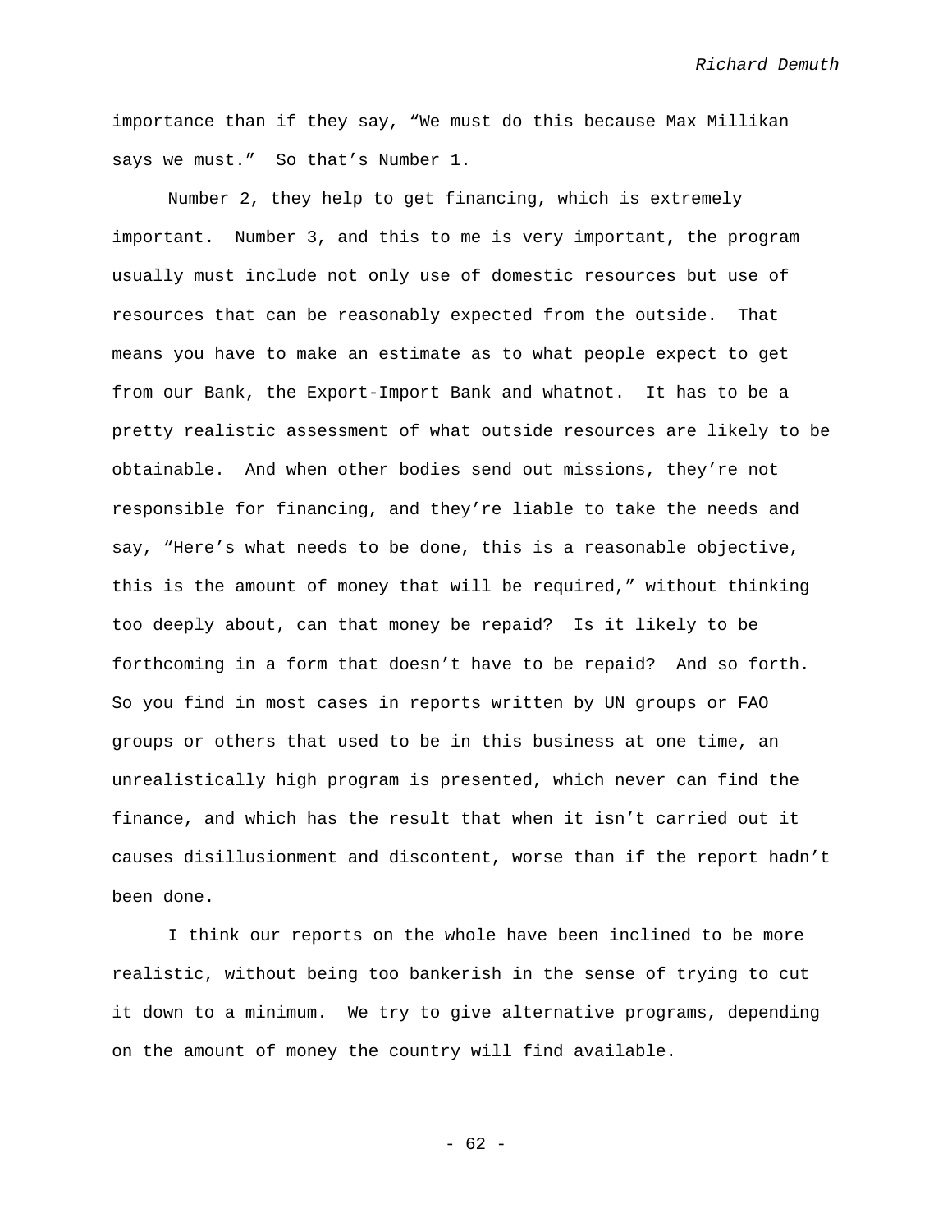importance than if they say, “We must do this because Max Millikan says we must.” So that’s Number 1.

Number 2, they help to get financing, which is extremely important. Number 3, and this to me is very important, the program usually must include not only use of domestic resources but use of resources that can be reasonably expected from the outside. That means you have to make an estimate as to what people expect to get from our Bank, the Export-Import Bank and whatnot. It has to be a pretty realistic assessment of what outside resources are likely to be obtainable. And when other bodies send out missions, they’re not responsible for financing, and they’re liable to take the needs and say, “Here’s what needs to be done, this is a reasonable objective, this is the amount of money that will be required,” without thinking too deeply about, can that money be repaid? Is it likely to be forthcoming in a form that doesn’t have to be repaid? And so forth. So you find in most cases in reports written by UN groups or FAO groups or others that used to be in this business at one time, an unrealistically high program is presented, which never can find the finance, and which has the result that when it isn’t carried out it causes disillusionment and discontent, worse than if the report hadn’t been done.

I think our reports on the whole have been inclined to be more realistic, without being too bankerish in the sense of trying to cut it down to a minimum. We try to give alternative programs, depending on the amount of money the country will find available.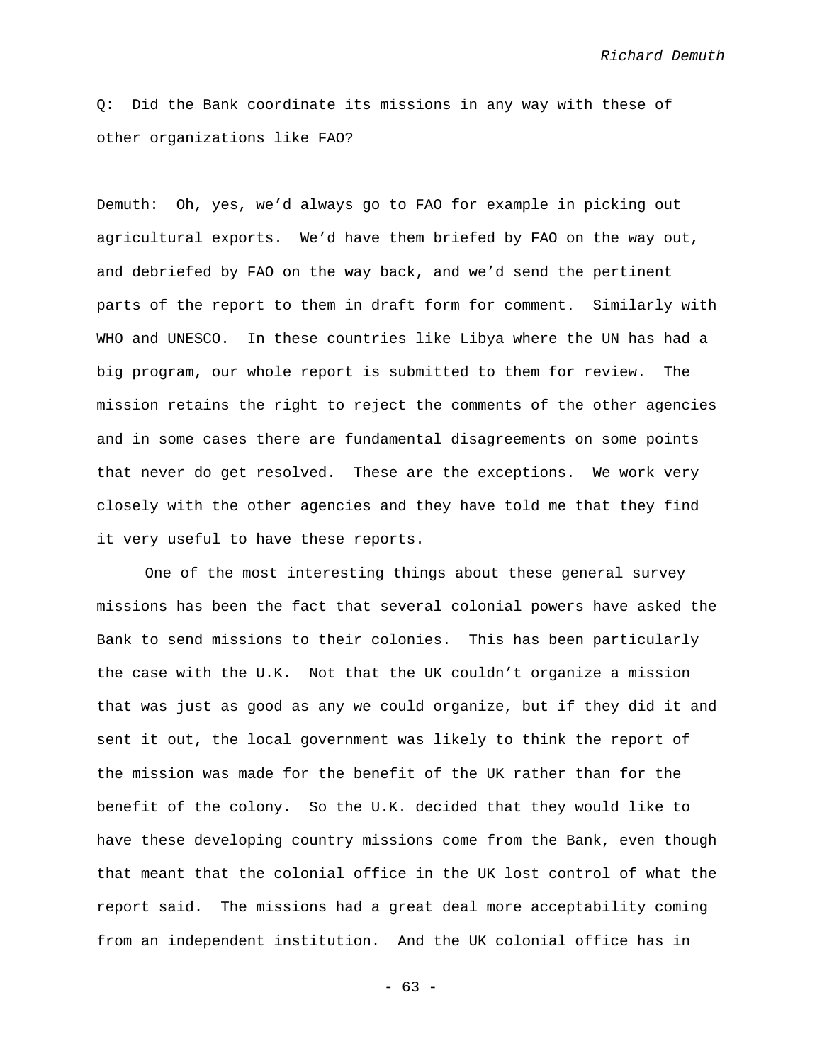Q: Did the Bank coordinate its missions in any way with these of other organizations like FAO?

Demuth: Oh, yes, we'd always go to FAO for example in picking out agricultural exports. We'd have them briefed by FAO on the way out, and debriefed by FAO on the way back, and we'd send the pertinent parts of the report to them in draft form for comment. Similarly with WHO and UNESCO. In these countries like Libya where the UN has had a big program, our whole report is submitted to them for review. The mission retains the right to reject the comments of the other agencies and in some cases there are fundamental disagreements on some points that never do get resolved. These are the exceptions. We work very closely with the other agencies and they have told me that they find it very useful to have these reports.

One of the most interesting things about these general survey missions has been the fact that several colonial powers have asked the Bank to send missions to their colonies. This has been particularly the case with the U.K. Not that the UK couldn't organize a mission that was just as good as any we could organize, but if they did it and sent it out, the local government was likely to think the report of the mission was made for the benefit of the UK rather than for the benefit of the colony. So the U.K. decided that they would like to have these developing country missions come from the Bank, even though that meant that the colonial office in the UK lost control of what the report said. The missions had a great deal more acceptability coming from an independent institution. And the UK colonial office has in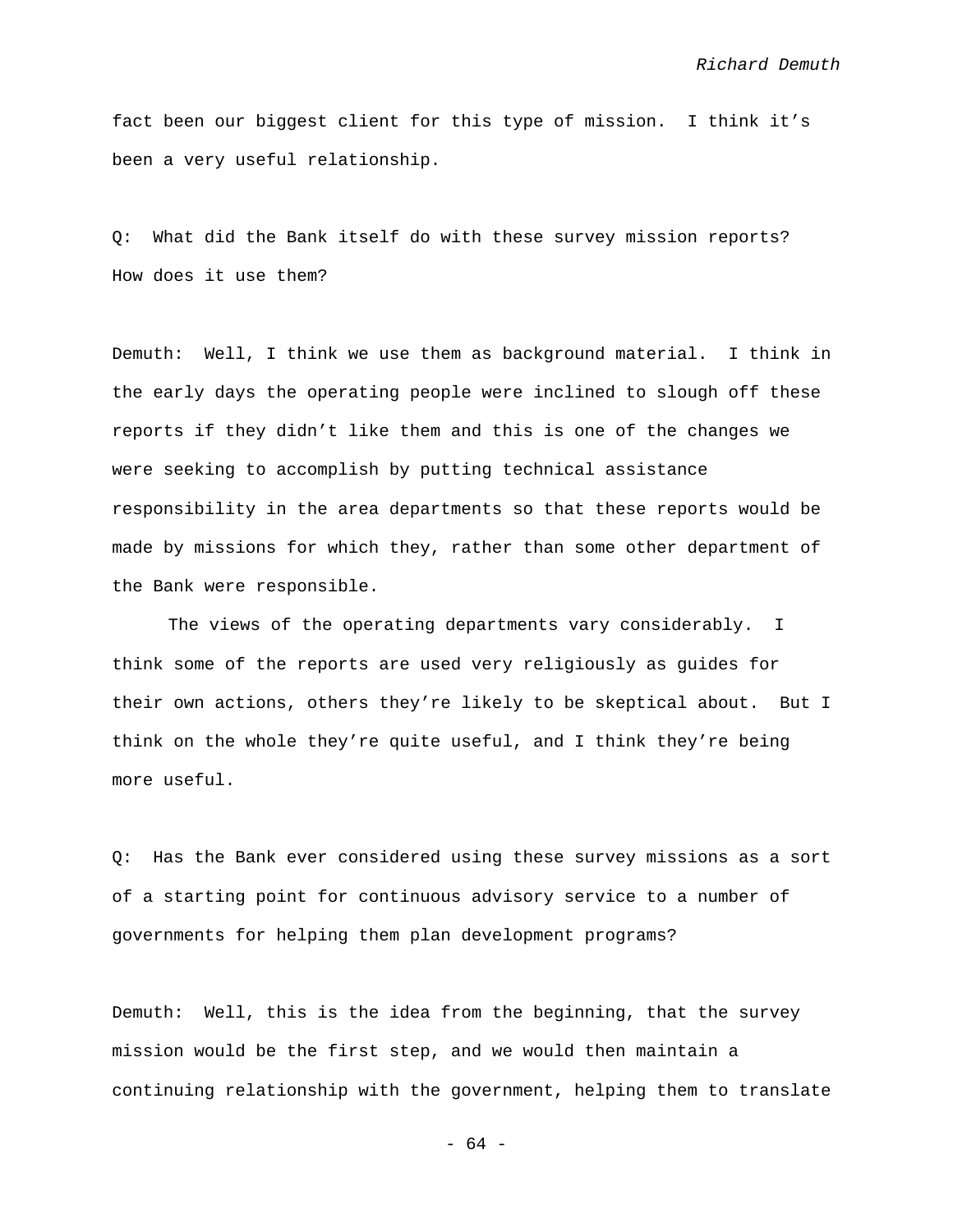fact been our biggest client for this type of mission. I think it's been a very useful relationship.

Q: What did the Bank itself do with these survey mission reports? How does it use them?

Demuth: Well, I think we use them as background material. I think in the early days the operating people were inclined to slough off these reports if they didn't like them and this is one of the changes we were seeking to accomplish by putting technical assistance responsibility in the area departments so that these reports would be made by missions for which they, rather than some other department of the Bank were responsible.

The views of the operating departments vary considerably. I think some of the reports are used very religiously as guides for their own actions, others they're likely to be skeptical about. But I think on the whole they're quite useful, and I think they're being more useful.

Q: Has the Bank ever considered using these survey missions as a sort of a starting point for continuous advisory service to a number of governments for helping them plan development programs?

Demuth: Well, this is the idea from the beginning, that the survey mission would be the first step, and we would then maintain a continuing relationship with the government, helping them to translate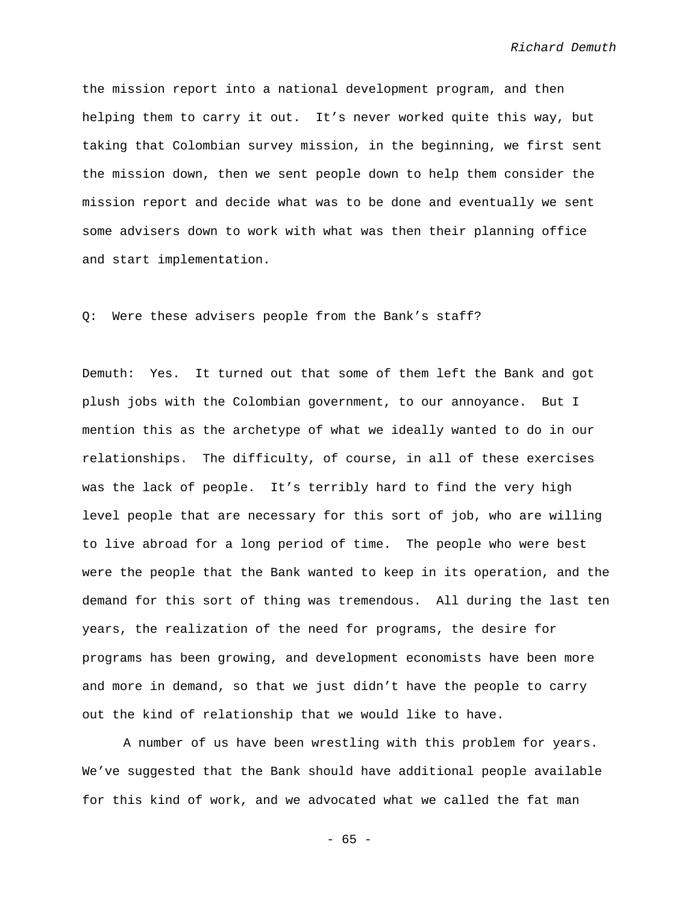the mission report into a national development program, and then helping them to carry it out. It's never worked quite this way, but taking that Colombian survey mission, in the beginning, we first sent the mission down, then we sent people down to help them consider the mission report and decide what was to be done and eventually we sent some advisers down to work with what was then their planning office and start implementation.

Q: Were these advisers people from the Bank's staff?

Demuth: Yes. It turned out that some of them left the Bank and got plush jobs with the Colombian government, to our annoyance. But I mention this as the archetype of what we ideally wanted to do in our relationships. The difficulty, of course, in all of these exercises was the lack of people. It's terribly hard to find the very high level people that are necessary for this sort of job, who are willing to live abroad for a long period of time. The people who were best were the people that the Bank wanted to keep in its operation, and the demand for this sort of thing was tremendous. All during the last ten years, the realization of the need for programs, the desire for programs has been growing, and development economists have been more and more in demand, so that we just didn't have the people to carry out the kind of relationship that we would like to have.

A number of us have been wrestling with this problem for years. We've suggested that the Bank should have additional people available for this kind of work, and we advocated what we called the fat man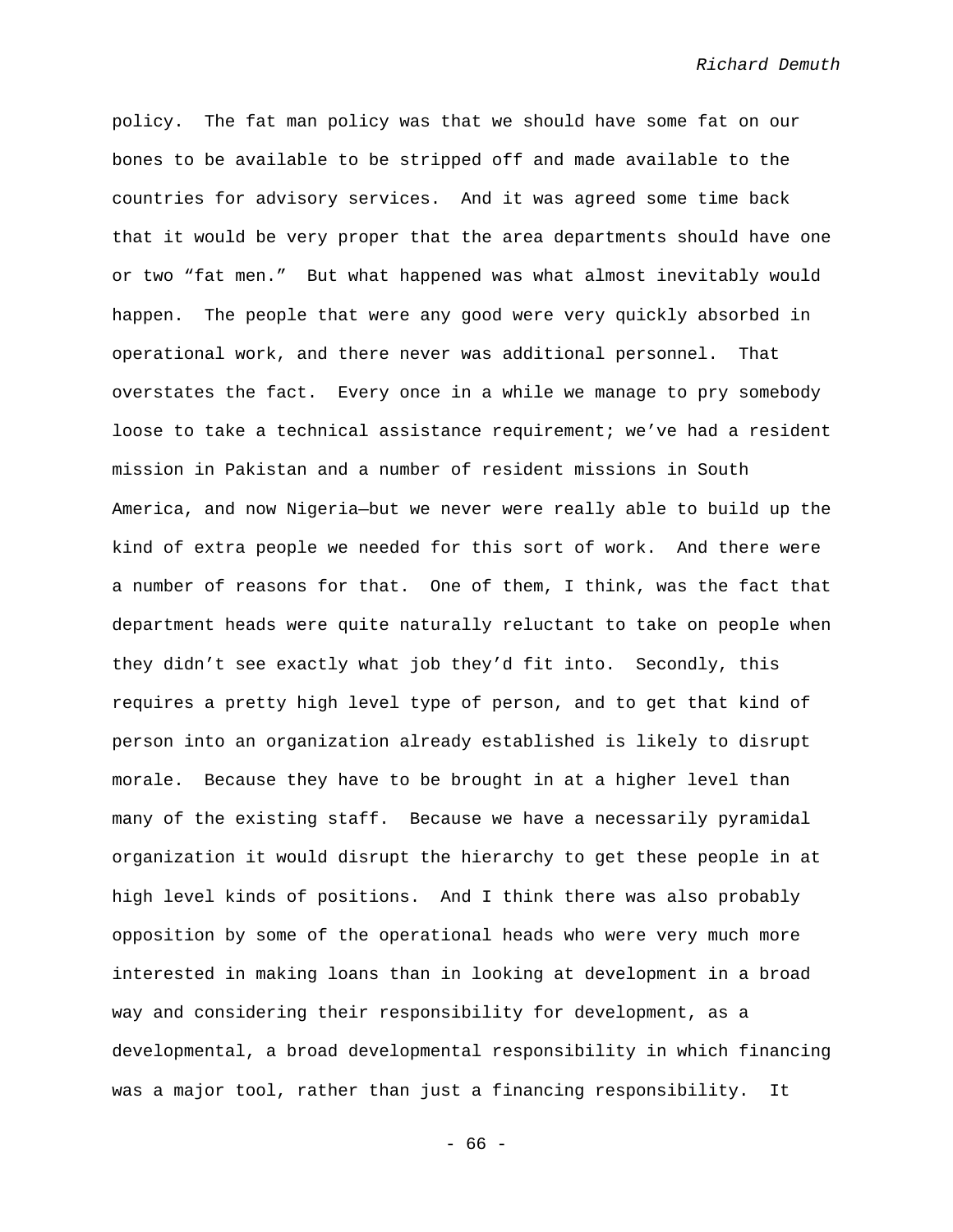policy. The fat man policy was that we should have some fat on our bones to be available to be stripped off and made available to the countries for advisory services. And it was agreed some time back that it would be very proper that the area departments should have one or two "fat men." But what happened was what almost inevitably would happen. The people that were any good were very quickly absorbed in operational work, and there never was additional personnel. That overstates the fact. Every once in a while we manage to pry somebody loose to take a technical assistance requirement; we've had a resident mission in Pakistan and a number of resident missions in South America, and now Nigeria—but we never were really able to build up the kind of extra people we needed for this sort of work. And there were a number of reasons for that. One of them, I think, was the fact that department heads were quite naturally reluctant to take on people when they didn't see exactly what job they'd fit into. Secondly, this requires a pretty high level type of person, and to get that kind of person into an organization already established is likely to disrupt morale. Because they have to be brought in at a higher level than many of the existing staff. Because we have a necessarily pyramidal organization it would disrupt the hierarchy to get these people in at high level kinds of positions. And I think there was also probably opposition by some of the operational heads who were very much more interested in making loans than in looking at development in a broad way and considering their responsibility for development, as a developmental, a broad developmental responsibility in which financing was a major tool, rather than just a financing responsibility. It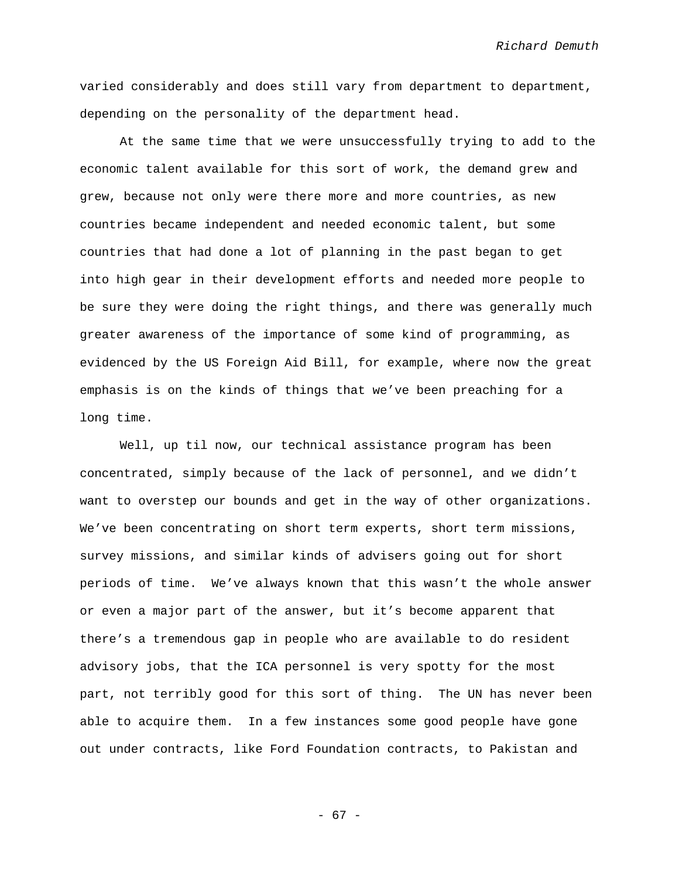varied considerably and does still vary from department to department, depending on the personality of the department head.

At the same time that we were unsuccessfully trying to add to the economic talent available for this sort of work, the demand grew and grew, because not only were there more and more countries, as new countries became independent and needed economic talent, but some countries that had done a lot of planning in the past began to get into high gear in their development efforts and needed more people to be sure they were doing the right things, and there was generally much greater awareness of the importance of some kind of programming, as evidenced by the US Foreign Aid Bill, for example, where now the great emphasis is on the kinds of things that we've been preaching for a long time.

Well, up til now, our technical assistance program has been concentrated, simply because of the lack of personnel, and we didn't want to overstep our bounds and get in the way of other organizations. We've been concentrating on short term experts, short term missions, survey missions, and similar kinds of advisers going out for short periods of time. We've always known that this wasn't the whole answer or even a major part of the answer, but it's become apparent that there's a tremendous gap in people who are available to do resident advisory jobs, that the ICA personnel is very spotty for the most part, not terribly good for this sort of thing. The UN has never been able to acquire them. In a few instances some good people have gone out under contracts, like Ford Foundation contracts, to Pakistan and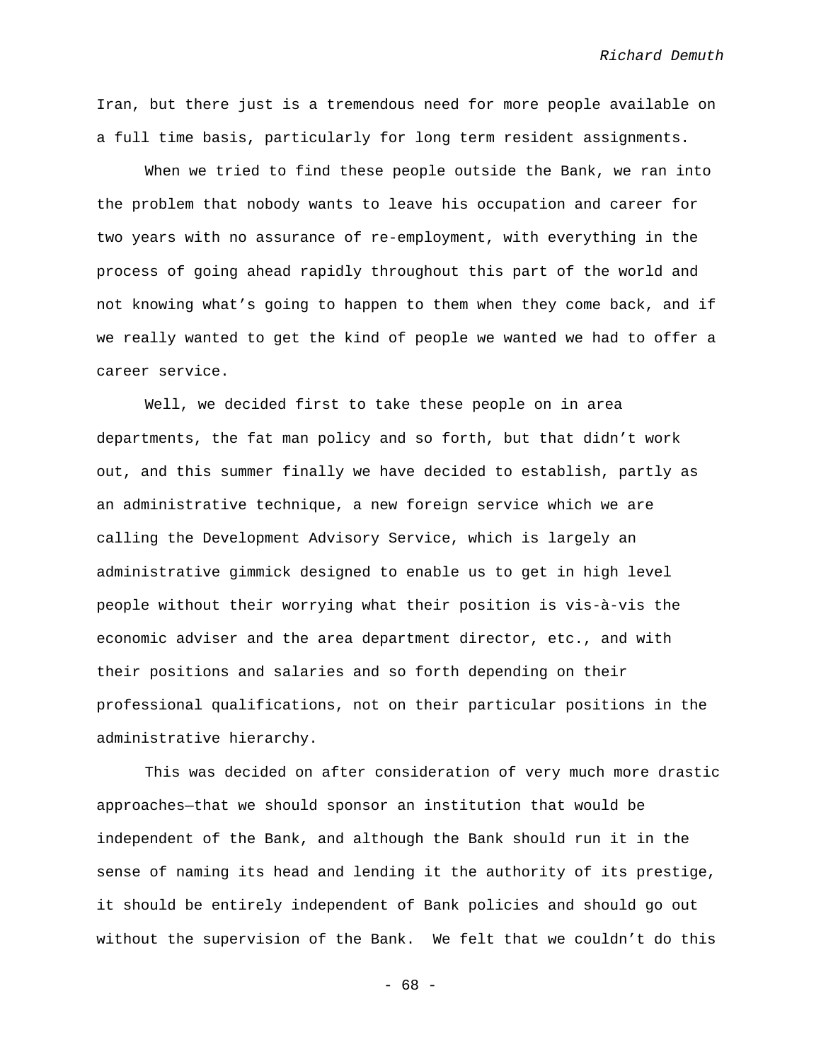Iran, but there just is a tremendous need for more people available on a full time basis, particularly for long term resident assignments.

When we tried to find these people outside the Bank, we ran into the problem that nobody wants to leave his occupation and career for two years with no assurance of re-employment, with everything in the process of going ahead rapidly throughout this part of the world and not knowing what's going to happen to them when they come back, and if we really wanted to get the kind of people we wanted we had to offer a career service.

Well, we decided first to take these people on in area departments, the fat man policy and so forth, but that didn't work out, and this summer finally we have decided to establish, partly as an administrative technique, a new foreign service which we are calling the Development Advisory Service, which is largely an administrative gimmick designed to enable us to get in high level people without their worrying what their position is vis-à-vis the economic adviser and the area department director, etc., and with their positions and salaries and so forth depending on their professional qualifications, not on their particular positions in the administrative hierarchy.

This was decided on after consideration of very much more drastic approaches—that we should sponsor an institution that would be independent of the Bank, and although the Bank should run it in the sense of naming its head and lending it the authority of its prestige, it should be entirely independent of Bank policies and should go out without the supervision of the Bank. We felt that we couldn't do this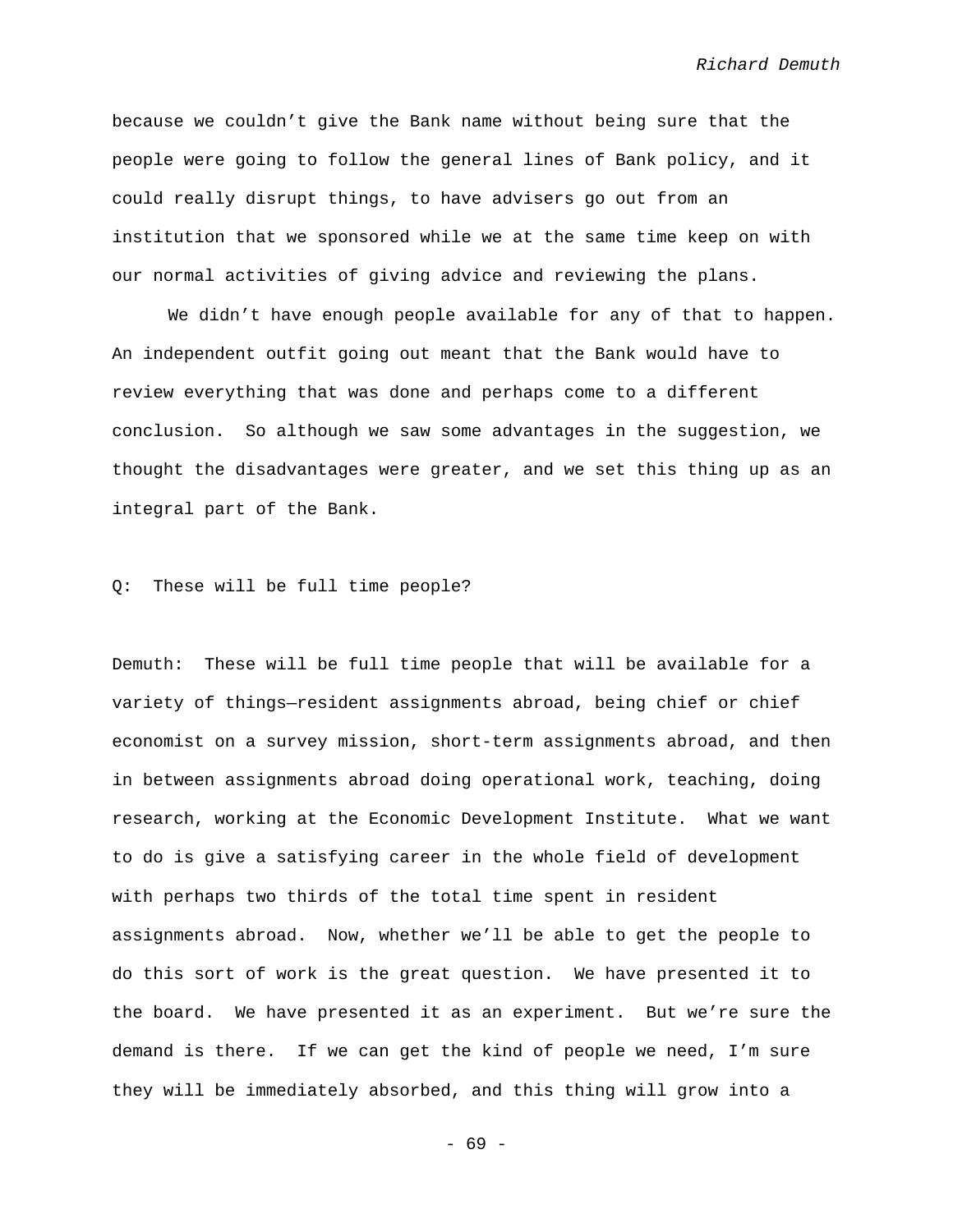because we couldn't give the Bank name without being sure that the people were going to follow the general lines of Bank policy, and it could really disrupt things, to have advisers go out from an institution that we sponsored while we at the same time keep on with our normal activities of giving advice and reviewing the plans.

We didn't have enough people available for any of that to happen. An independent outfit going out meant that the Bank would have to review everything that was done and perhaps come to a different conclusion. So although we saw some advantages in the suggestion, we thought the disadvantages were greater, and we set this thing up as an integral part of the Bank.

Q: These will be full time people?

Demuth: These will be full time people that will be available for a variety of things—resident assignments abroad, being chief or chief economist on a survey mission, short-term assignments abroad, and then in between assignments abroad doing operational work, teaching, doing research, working at the Economic Development Institute. What we want to do is give a satisfying career in the whole field of development with perhaps two thirds of the total time spent in resident assignments abroad. Now, whether we'll be able to get the people to do this sort of work is the great question. We have presented it to the board. We have presented it as an experiment. But we're sure the demand is there. If we can get the kind of people we need, I'm sure they will be immediately absorbed, and this thing will grow into a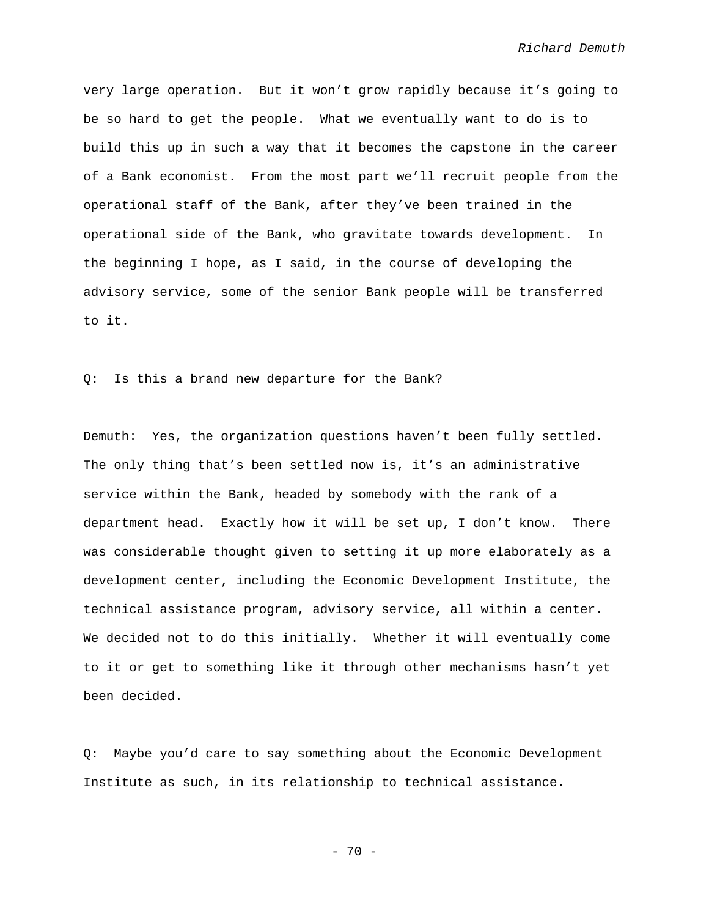very large operation. But it won't grow rapidly because it's going to be so hard to get the people. What we eventually want to do is to build this up in such a way that it becomes the capstone in the career of a Bank economist. From the most part we'll recruit people from the operational staff of the Bank, after they've been trained in the operational side of the Bank, who gravitate towards development. In the beginning I hope, as I said, in the course of developing the advisory service, some of the senior Bank people will be transferred to it.

Q: Is this a brand new departure for the Bank?

Demuth: Yes, the organization questions haven't been fully settled. The only thing that's been settled now is, it's an administrative service within the Bank, headed by somebody with the rank of a department head. Exactly how it will be set up, I don't know. There was considerable thought given to setting it up more elaborately as a development center, including the Economic Development Institute, the technical assistance program, advisory service, all within a center. We decided not to do this initially. Whether it will eventually come to it or get to something like it through other mechanisms hasn't yet been decided.

Q: Maybe you'd care to say something about the Economic Development Institute as such, in its relationship to technical assistance.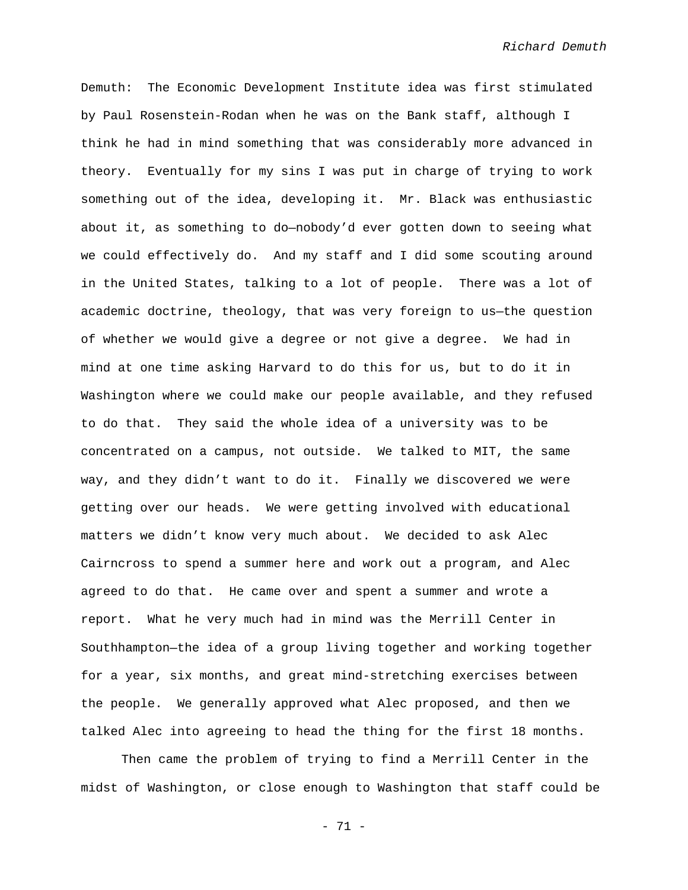Demuth: The Economic Development Institute idea was first stimulated by Paul Rosenstein-Rodan when he was on the Bank staff, although I think he had in mind something that was considerably more advanced in theory. Eventually for my sins I was put in charge of trying to work something out of the idea, developing it. Mr. Black was enthusiastic about it, as something to do—nobody'd ever gotten down to seeing what we could effectively do. And my staff and I did some scouting around in the United States, talking to a lot of people. There was a lot of academic doctrine, theology, that was very foreign to us—the question of whether we would give a degree or not give a degree. We had in mind at one time asking Harvard to do this for us, but to do it in Washington where we could make our people available, and they refused to do that. They said the whole idea of a university was to be concentrated on a campus, not outside. We talked to MIT, the same way, and they didn't want to do it. Finally we discovered we were getting over our heads. We were getting involved with educational matters we didn't know very much about. We decided to ask Alec Cairncross to spend a summer here and work out a program, and Alec agreed to do that. He came over and spent a summer and wrote a report. What he very much had in mind was the Merrill Center in Southhampton—the idea of a group living together and working together for a year, six months, and great mind-stretching exercises between the people. We generally approved what Alec proposed, and then we talked Alec into agreeing to head the thing for the first 18 months.

Then came the problem of trying to find a Merrill Center in the midst of Washington, or close enough to Washington that staff could be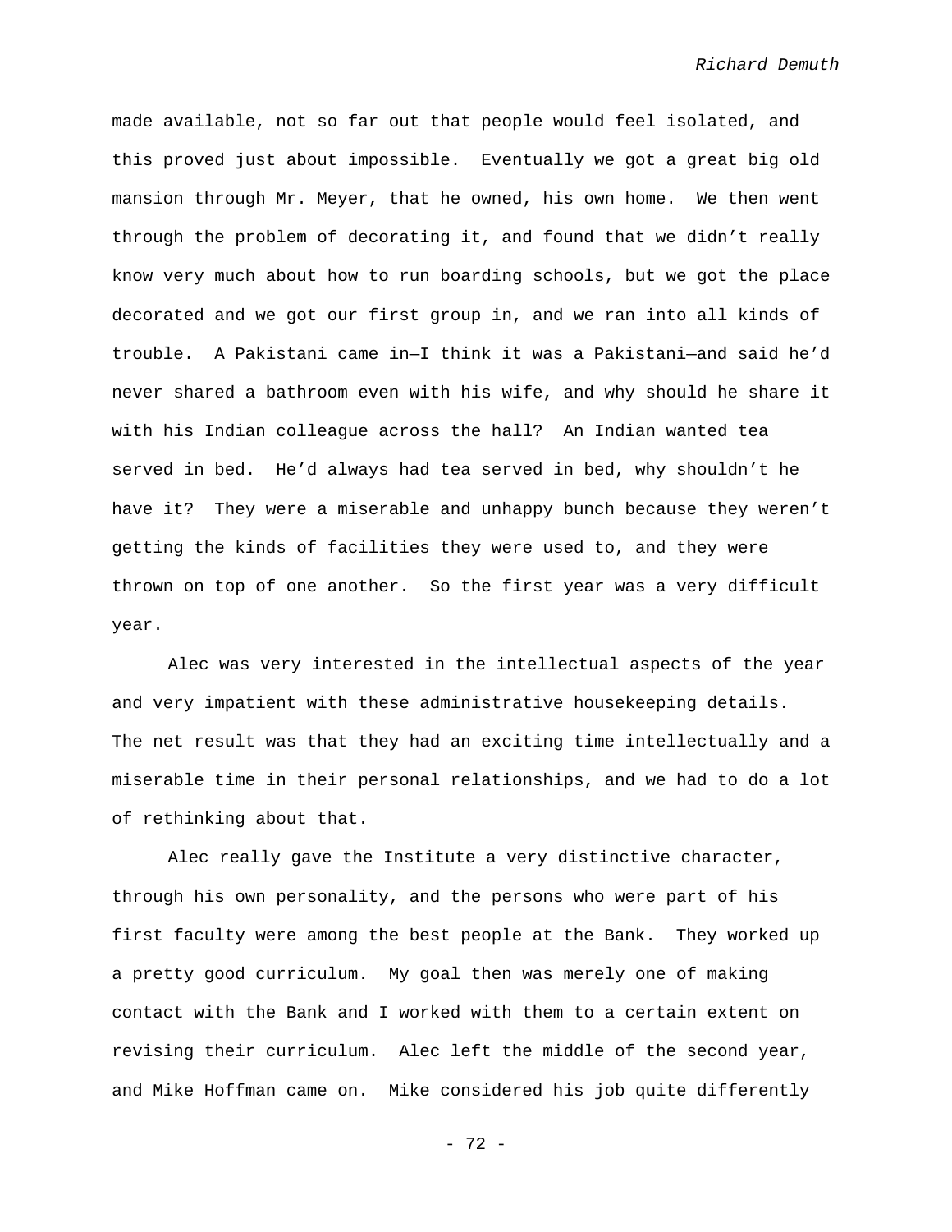made available, not so far out that people would feel isolated, and this proved just about impossible. Eventually we got a great big old mansion through Mr. Meyer, that he owned, his own home. We then went through the problem of decorating it, and found that we didn't really know very much about how to run boarding schools, but we got the place decorated and we got our first group in, and we ran into all kinds of trouble. A Pakistani came in—I think it was a Pakistani—and said he'd never shared a bathroom even with his wife, and why should he share it with his Indian colleague across the hall? An Indian wanted tea served in bed. He'd always had tea served in bed, why shouldn't he have it? They were a miserable and unhappy bunch because they weren't getting the kinds of facilities they were used to, and they were thrown on top of one another. So the first year was a very difficult year.

Alec was very interested in the intellectual aspects of the year and very impatient with these administrative housekeeping details. The net result was that they had an exciting time intellectually and a miserable time in their personal relationships, and we had to do a lot of rethinking about that.

Alec really gave the Institute a very distinctive character, through his own personality, and the persons who were part of his first faculty were among the best people at the Bank. They worked up a pretty good curriculum. My goal then was merely one of making contact with the Bank and I worked with them to a certain extent on revising their curriculum. Alec left the middle of the second year, and Mike Hoffman came on. Mike considered his job quite differently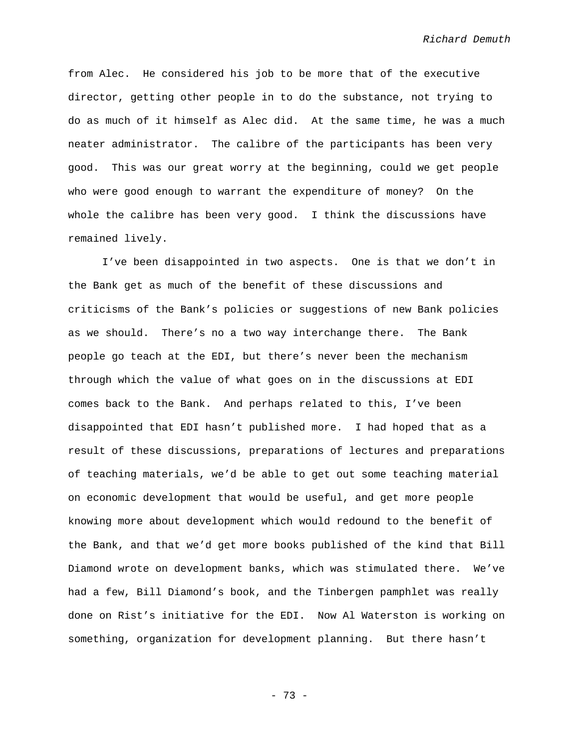from Alec. He considered his job to be more that of the executive director, getting other people in to do the substance, not trying to do as much of it himself as Alec did. At the same time, he was a much neater administrator. The calibre of the participants has been very good. This was our great worry at the beginning, could we get people who were good enough to warrant the expenditure of money? On the whole the calibre has been very good. I think the discussions have remained lively.

I've been disappointed in two aspects. One is that we don't in the Bank get as much of the benefit of these discussions and criticisms of the Bank's policies or suggestions of new Bank policies as we should. There's no a two way interchange there. The Bank people go teach at the EDI, but there's never been the mechanism through which the value of what goes on in the discussions at EDI comes back to the Bank. And perhaps related to this, I've been disappointed that EDI hasn't published more. I had hoped that as a result of these discussions, preparations of lectures and preparations of teaching materials, we'd be able to get out some teaching material on economic development that would be useful, and get more people knowing more about development which would redound to the benefit of the Bank, and that we'd get more books published of the kind that Bill Diamond wrote on development banks, which was stimulated there. We've had a few, Bill Diamond's book, and the Tinbergen pamphlet was really done on Rist's initiative for the EDI. Now Al Waterston is working on something, organization for development planning. But there hasn't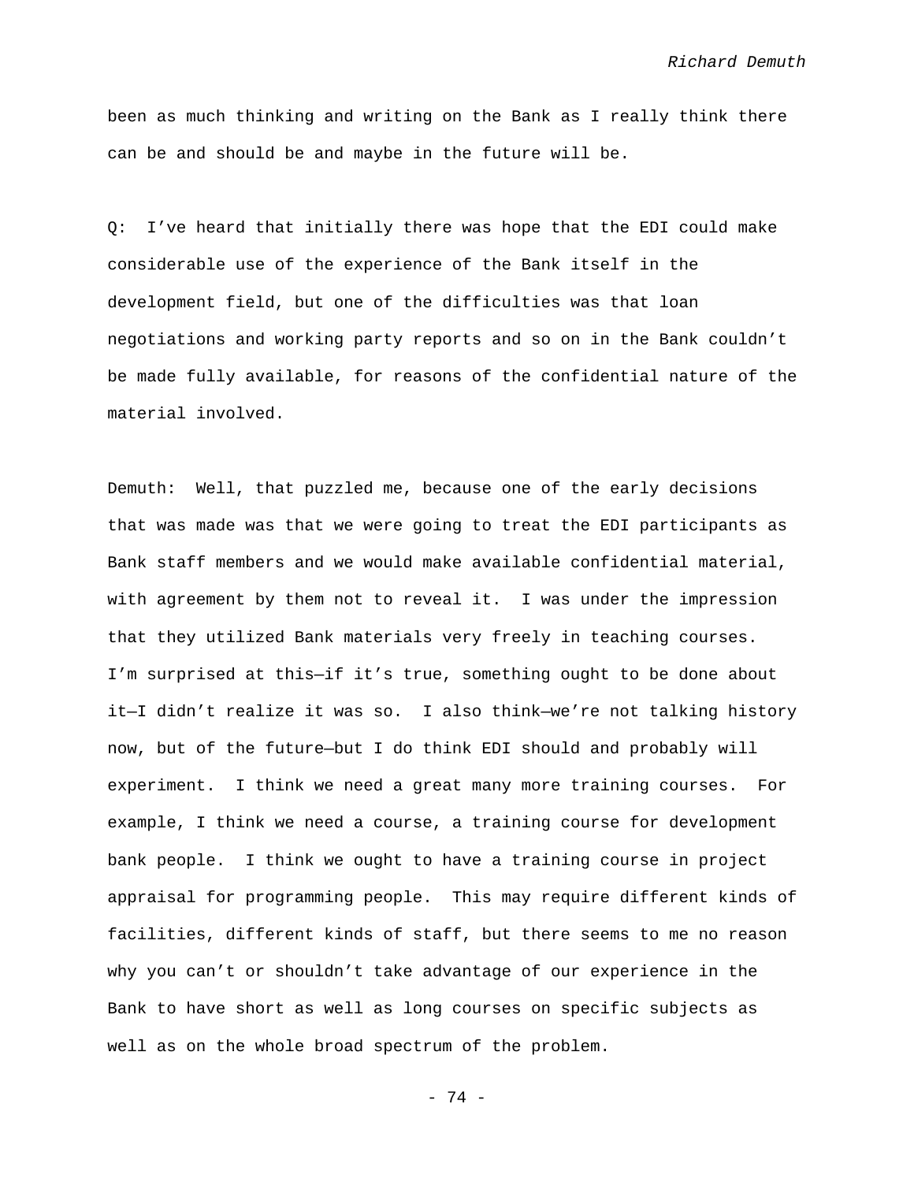been as much thinking and writing on the Bank as I really think there can be and should be and maybe in the future will be.

Q: I've heard that initially there was hope that the EDI could make considerable use of the experience of the Bank itself in the development field, but one of the difficulties was that loan negotiations and working party reports and so on in the Bank couldn't be made fully available, for reasons of the confidential nature of the material involved.

Demuth: Well, that puzzled me, because one of the early decisions that was made was that we were going to treat the EDI participants as Bank staff members and we would make available confidential material, with agreement by them not to reveal it. I was under the impression that they utilized Bank materials very freely in teaching courses. I'm surprised at this—if it's true, something ought to be done about it—I didn't realize it was so. I also think—we're not talking history now, but of the future—but I do think EDI should and probably will experiment. I think we need a great many more training courses. For example, I think we need a course, a training course for development bank people. I think we ought to have a training course in project appraisal for programming people. This may require different kinds of facilities, different kinds of staff, but there seems to me no reason why you can't or shouldn't take advantage of our experience in the Bank to have short as well as long courses on specific subjects as well as on the whole broad spectrum of the problem.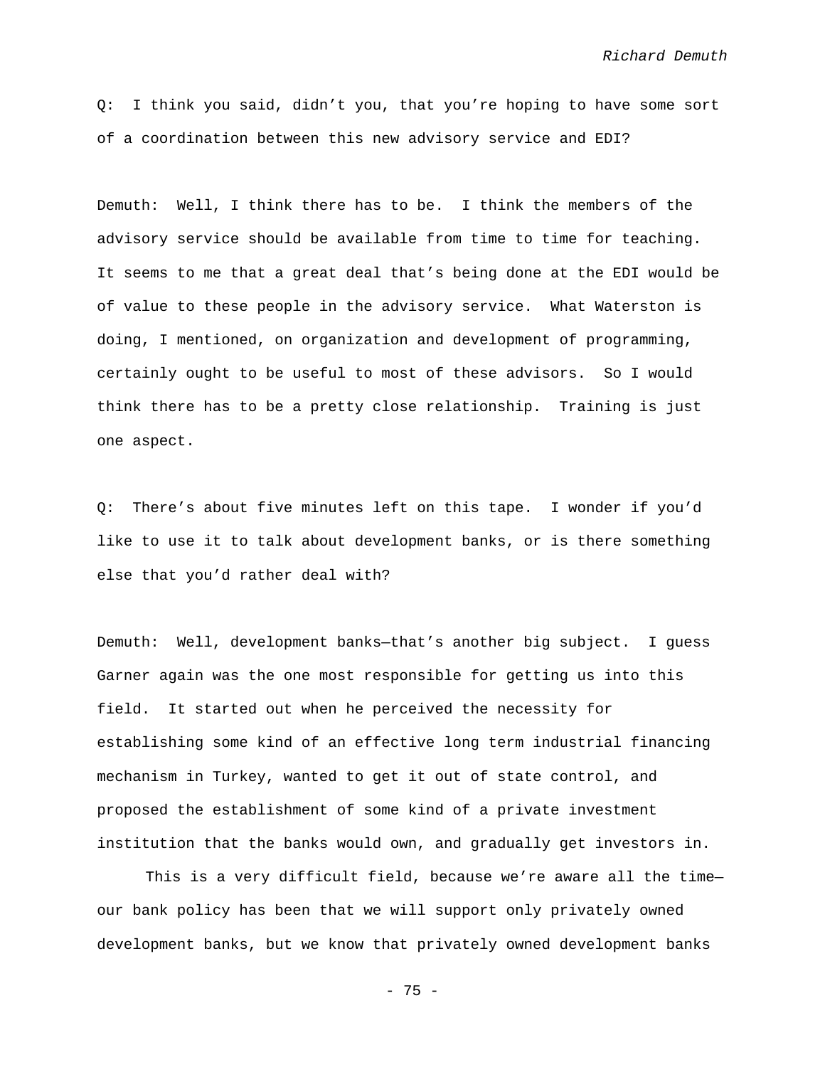Q: I think you said, didn't you, that you're hoping to have some sort of a coordination between this new advisory service and EDI?

Demuth: Well, I think there has to be. I think the members of the advisory service should be available from time to time for teaching. It seems to me that a great deal that's being done at the EDI would be of value to these people in the advisory service. What Waterston is doing, I mentioned, on organization and development of programming, certainly ought to be useful to most of these advisors. So I would think there has to be a pretty close relationship. Training is just one aspect.

Q: There's about five minutes left on this tape. I wonder if you'd like to use it to talk about development banks, or is there something else that you'd rather deal with?

Demuth: Well, development banks—that's another big subject. I guess Garner again was the one most responsible for getting us into this field. It started out when he perceived the necessity for establishing some kind of an effective long term industrial financing mechanism in Turkey, wanted to get it out of state control, and proposed the establishment of some kind of a private investment institution that the banks would own, and gradually get investors in.

This is a very difficult field, because we're aware all the time—our bank policy has been that we will support only privately owned development banks, but we know that privately owned development banks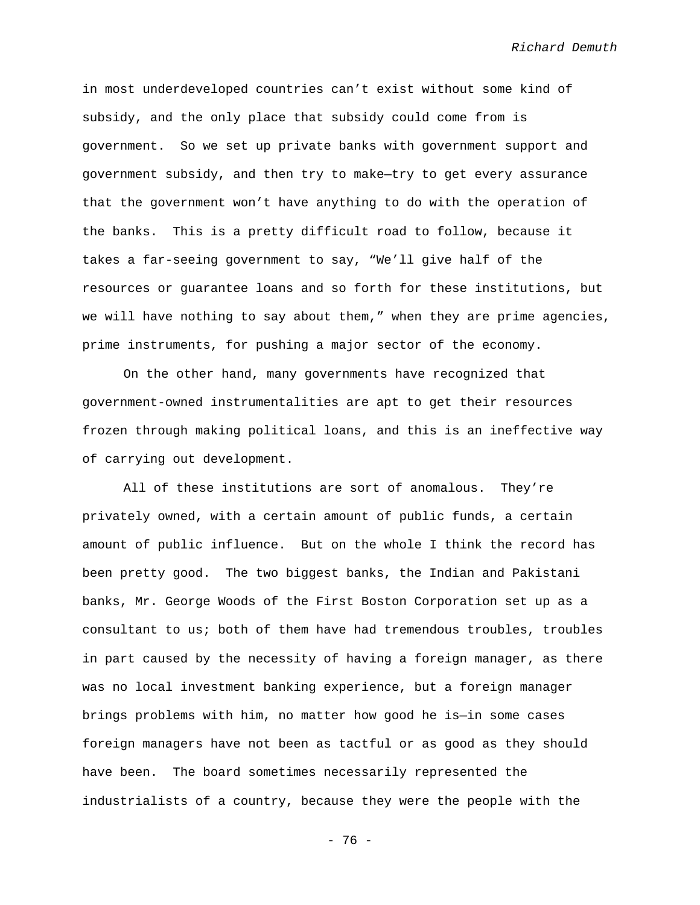in most underdeveloped countries can't exist without some kind of subsidy, and the only place that subsidy could come from is government. So we set up private banks with government support and government subsidy, and then try to make—try to get every assurance that the government won't have anything to do with the operation of the banks. This is a pretty difficult road to follow, because it takes a far-seeing government to say, "We'll give half of the resources or guarantee loans and so forth for these institutions, but we will have nothing to say about them," when they are prime agencies, prime instruments, for pushing a major sector of the economy.

On the other hand, many governments have recognized that government-owned instrumentalities are apt to get their resources frozen through making political loans, and this is an ineffective way of carrying out development.

All of these institutions are sort of anomalous. They're privately owned, with a certain amount of public funds, a certain amount of public influence. But on the whole I think the record has been pretty good. The two biggest banks, the Indian and Pakistani banks, Mr. George Woods of the First Boston Corporation set up as a consultant to us; both of them have had tremendous troubles, troubles in part caused by the necessity of having a foreign manager, as there was no local investment banking experience, but a foreign manager brings problems with him, no matter how good he is—in some cases foreign managers have not been as tactful or as good as they should have been. The board sometimes necessarily represented the industrialists of a country, because they were the people with the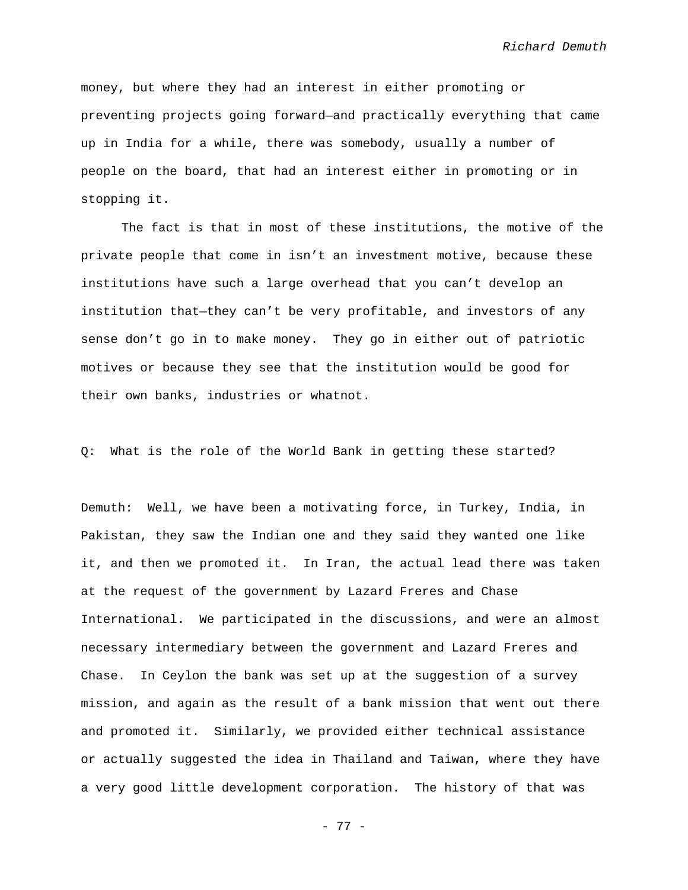money, but where they had an interest in either promoting or preventing projects going forward—and practically everything that came up in India for a while, there was somebody, usually a number of people on the board, that had an interest either in promoting or in stopping it.

The fact is that in most of these institutions, the motive of the private people that come in isn't an investment motive, because these institutions have such a large overhead that you can't develop an institution that—they can't be very profitable, and investors of any sense don't go in to make money. They go in either out of patriotic motives or because they see that the institution would be good for their own banks, industries or whatnot.

Q: What is the role of the World Bank in getting these started?

Demuth: Well, we have been a motivating force, in Turkey, India, in Pakistan, they saw the Indian one and they said they wanted one like it, and then we promoted it. In Iran, the actual lead there was taken at the request of the government by Lazard Freres and Chase International. We participated in the discussions, and were an almost necessary intermediary between the government and Lazard Freres and Chase. In Ceylon the bank was set up at the suggestion of a survey mission, and again as the result of a bank mission that went out there and promoted it. Similarly, we provided either technical assistance or actually suggested the idea in Thailand and Taiwan, where they have a very good little development corporation. The history of that was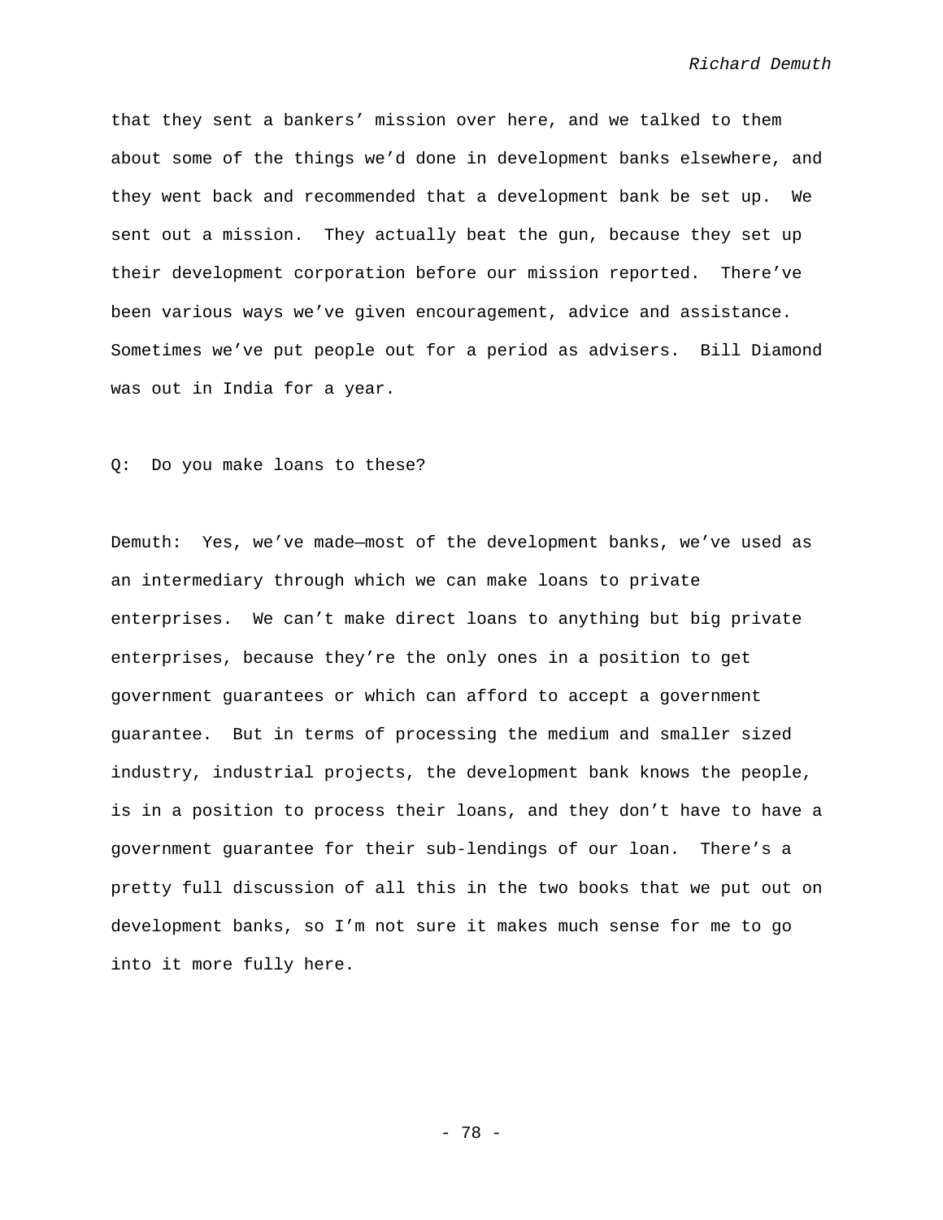that they sent a bankers' mission over here, and we talked to them about some of the things we'd done in development banks elsewhere, and they went back and recommended that a development bank be set up. We sent out a mission. They actually beat the gun, because they set up their development corporation before our mission reported. There've been various ways we've given encouragement, advice and assistance. Sometimes we've put people out for a period as advisers. Bill Diamond was out in India for a year.

Q: Do you make loans to these?

Demuth: Yes, we've made—most of the development banks, we've used as an intermediary through which we can make loans to private enterprises. We can't make direct loans to anything but big private enterprises, because they're the only ones in a position to get government guarantees or which can afford to accept a government guarantee. But in terms of processing the medium and smaller sized industry, industrial projects, the development bank knows the people, is in a position to process their loans, and they don't have to have a government guarantee for their sub-lendings of our loan. There's a pretty full discussion of all this in the two books that we put out on development banks, so I'm not sure it makes much sense for me to go into it more fully here.